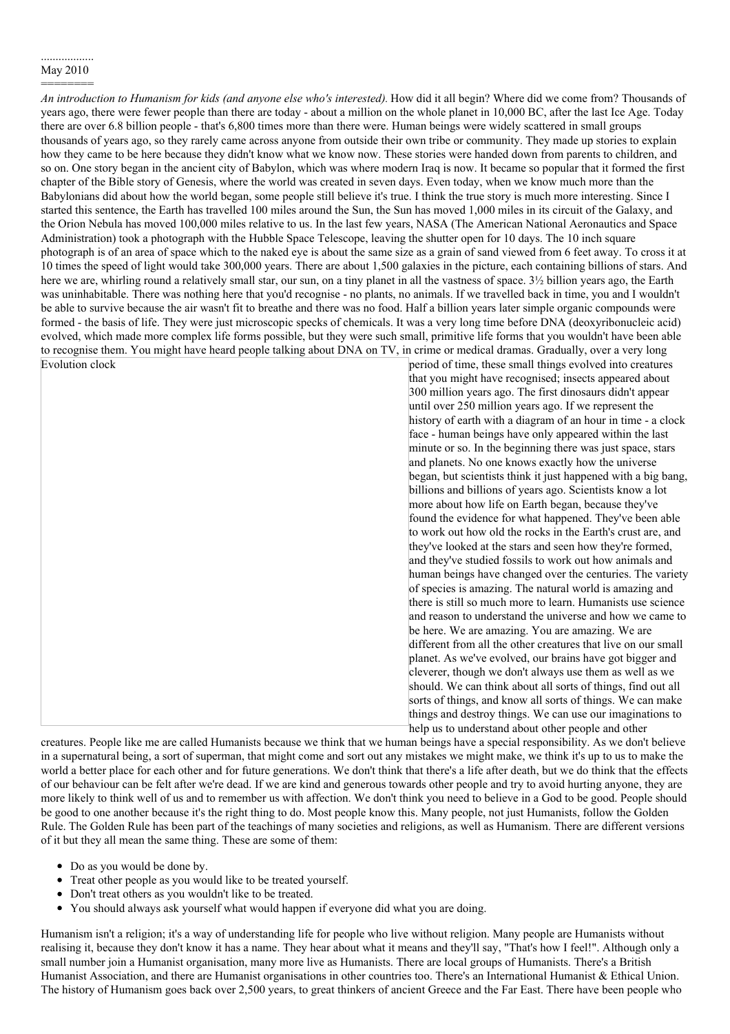..................
May 2010
========

*An introduction to Humanism for kids (and anyone else who's interested).* How did it all begin? Where did we come from? Thousands of years ago, there were fewer people than there are today - about a million on the whole planet in 10,000 BC, after the last Ice Age. Today there are over 6.8 billion people - that's 6,800 times more than there were. Human beings were widely scattered in small groups thousands of years ago, so they rarely came across anyone from outside their own tribe or community. They made up stories to explain how they came to be here because they didn't know what we know now. These stories were handed down from parents to children, and so on. One story began in the ancient city of Babylon, which was where modern Iraq is now. It became so popular that it formed the first chapter of the Bible story of Genesis, where the world was created in seven days. Even today, when we know much more than the Babylonians did about how the world began, some people still believe it's true. I think the true story is much more interesting. Since I started this sentence, the Earth has travelled 100 miles around the Sun, the Sun has moved 1,000 miles in its circuit of the Galaxy, and the Orion Nebula has moved 100,000 miles relative to us. In the last few years, NASA (The American National Aeronautics and Space Administration) took a photograph with the Hubble Space Telescope, leaving the shutter open for 10 days. The 10 inch square photograph is of an area of space which to the naked eye is about the same size as a grain of sand viewed from 6 feet away. To cross it at 10 times the speed of light would take 300,000 years. There are about 1,500 galaxies in the picture, each containing billions of stars. And here we are, whirling round a relatively small star, our sun, on a tiny planet in all the vastness of space. 3½ billion years ago, the Earth was uninhabitable. There was nothing here that you'd recognise - no plants, no animals. If we travelled back in time, you and I wouldn't be able to survive because the air wasn't fit to breathe and there was no food. Half a billion years later simple organic compounds were formed - the basis of life. They were just microscopic specks of chemicals. It was a very long time before DNA (deoxyribonucleic acid) evolved, which made more complex life forms possible, but they were such small, primitive life forms that you wouldn't have been able to recognise them. You might have heard people talking about DNA on TV, in crime or medical dramas. Gradually, over a very long period of time, these small things evolved into creatures that you might have recognised; insects appeared about 300 million years ago. The first dinosaurs didn't appear until over 250 million years ago. If we represent the history of earth with a diagram of an hour in time - a clock face - human beings have only appeared within the last minute or so. In the beginning there was just space, stars and planets. No one knows exactly how the universe began, but scientists think it just happened with a big bang, billions and billions of years ago. Scientists know a lot more about how life on Earth began, because they've found the evidence for what happened. They've been able to work out how old the rocks in the Earth's crust are, and they've looked at the stars and seen how they're formed, and they've studied fossils to work out how animals and human beings have changed over the centuries. The variety of species is amazing. The natural world is amazing and there is still so much more to learn. Humanists use science and reason to understand the universe and how we came to be here. We are amazing. You are amazing. We are different from all the other creatures that live on our small planet. As we've evolved, our brains have got bigger and cleverer, though we don't always use them as well as we should. We can think about all sorts of things, find out all sorts of things, and know all sorts of things. We can make things and destroy things. We can use our imaginations to help us to understand about other people and other creatures. People like me are called Humanists because we think that we human beings have a special responsibility. As we don't believe in a supernatural being, a sort of superman, that might come and sort out any mistakes we might make, we think it's up to us to make the world a better place for each other and for future generations. We don't think that there's a life after death, but we do think that the effects of our behaviour can be felt after we're dead. If we are kind and generous towards other people and try to avoid hurting anyone, they are more likely to think well of us and to remember us with affection. We don't think you need to believe in a God to be good. People should be good to one another because it's the right thing to do. Most people know this. Many people, not just Humanists, follow the Golden Rule. The Golden Rule has been part of the teachings of many societies and religions, as well as Humanism. There are different versions of it but they all mean the same thing. These are some of them:

Evolution clock

- Do as you would be done by.
- Treat other people as you would like to be treated yourself.
- Don't treat others as you wouldn't like to be treated.
- You should always ask yourself what would happen if everyone did what you are doing.

Humanism isn't a religion; it's a way of understanding life for people who live without religion. Many people are Humanists without realising it, because they don't know it has a name. They hear about what it means and they'll say, "That's how I feel!". Although only a small number join a Humanist organisation, many more live as Humanists. There are local groups of Humanists. There's a British Humanist Association, and there are Humanist organisations in other countries too. There's an International Humanist & Ethical Union. The history of Humanism goes back over 2,500 years, to great thinkers of ancient Greece and the Far East. There have been people who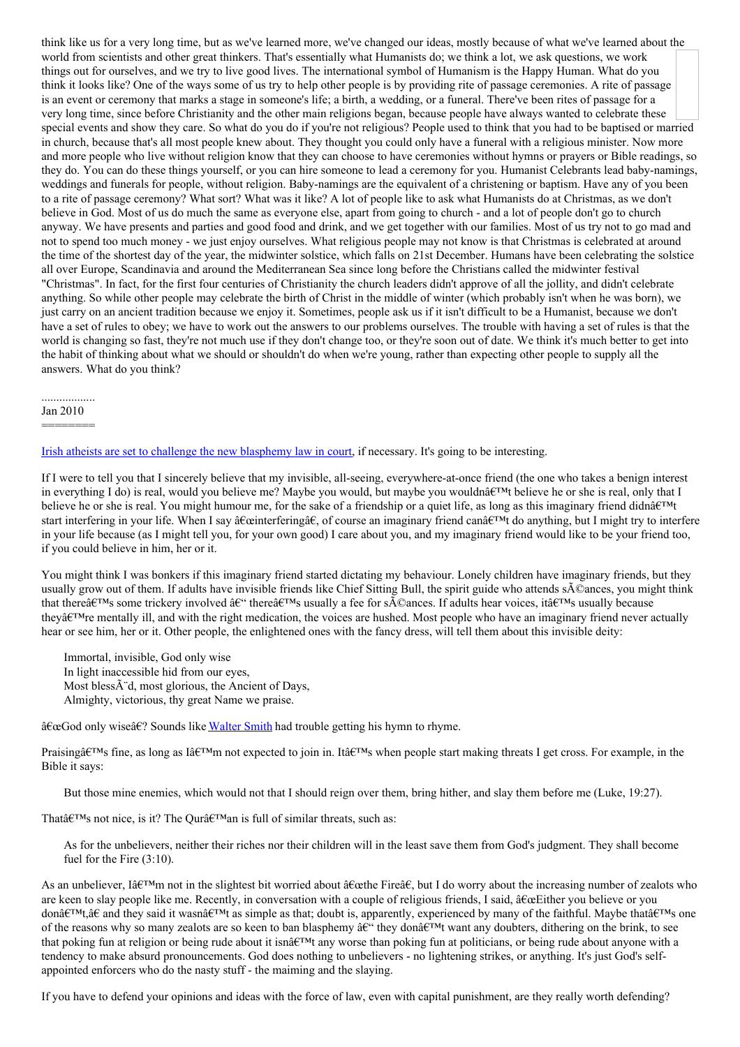think like us for a very long time, but as we've learned more, we've changed our ideas, mostly because of what we've learned about the world from scientists and other great thinkers. That's essentially what Humanists do; we think a lot, we ask questions, we work things out for ourselves, and we try to live good lives. The international symbol of Humanism is the Happy Human. What do you think it looks like? One of the ways some of us try to help other people is by providing rite of passage ceremonies. A rite of passage is an event or ceremony that marks a stage in someone's life; a birth, a wedding, or a funeral. There've been rites of passage for a very long time, since before Christianity and the other main religions began, because people have always wanted to celebrate these special events and show they care. So what do you do if you're not religious? People used to think that you had to be baptised or married in church, because that's all most people knew about. They thought you could only have a funeral with a religious minister. Now more and more people who live without religion know that they can choose to have ceremonies without hymns or prayers or Bible readings, so they do. You can do these things yourself, or you can hire someone to lead a ceremony for you. Humanist Celebrants lead baby-namings, weddings and funerals for people, without religion. Baby-namings are the equivalent of a christening or baptism. Have any of you been to a rite of passage ceremony? What sort? What was it like? A lot of people like to ask what Humanists do at Christmas, as we don't believe in God. Most of us do much the same as everyone else, apart from going to church - and a lot of people don't go to church anyway. We have presents and parties and good food and drink, and we get together with our families. Most of us try not to go mad and not to spend too much money - we just enjoy ourselves. What religious people may not know is that Christmas is celebrated at around the time of the shortest day of the year, the midwinter solstice, which falls on 21st December. Humans have been celebrating the solstice all over Europe, Scandinavia and around the Mediterranean Sea since long before the Christians called the midwinter festival "Christmas". In fact, for the first four centuries of Christianity the church leaders didn't approve of all the jollity, and didn't celebrate anything. So while other people may celebrate the birth of Christ in the middle of winter (which probably isn't when he was born), we just carry on an ancient tradition because we enjoy it. Sometimes, people ask us if it isn't difficult to be a Humanist, because we don't have a set of rules to obey; we have to work out the answers to our problems ourselves. The trouble with having a set of rules is that the world is changing so fast, they're not much use if they don't change too, or they're soon out of date. We think it's much better to get into the habit of thinking about what we should or shouldn't do when we're young, rather than expecting other people to supply all the answers. What do you think?

..................
Jan 2010
========

Irish atheists are set to challenge the new blasphemy law in court, if necessary. It's going to be interesting.

If I were to tell you that I sincerely believe that my invisible, all-seeing, everywhere-at-once friend (the one who takes a benign interest in everything I do) is real, would you believe me? Maybe you would, but maybe you wouldnâ€™t believe he or she is real, only that I believe he or she is real. You might humour me, for the sake of a friendship or a quiet life, as long as this imaginary friend didnâ€™t start interfering in your life. When I say â€œinterferingâ€, of course an imaginary friend canâ€™t do anything, but I might try to interfere in your life because (as I might tell you, for your own good) I care about you, and my imaginary friend would like to be your friend too, if you could believe in him, her or it.

You might think I was bonkers if this imaginary friend started dictating my behaviour. Lonely children have imaginary friends, but they usually grow out of them. If adults have invisible friends like Chief Sitting Bull, the spirit guide who attends sÃ©ances, you might think that thereâ€™s some trickery involved â€“ thereâ€™s usually a fee for sÃ©ances. If adults hear voices, itâ€™s usually because theyâ€™re mentally ill, and with the right medication, the voices are hushed. Most people who have an imaginary friend never actually hear or see him, her or it. Other people, the enlightened ones with the fancy dress, will tell them about this invisible deity:

> Immortal, invisible, God only wise
> In light inaccessible hid from our eyes,
> Most blessÃ¨d, most glorious, the Ancient of Days,
> Almighty, victorious, thy great Name we praise.

â€œGod only wiseâ€? Sounds like Walter Smith had trouble getting his hymn to rhyme.

Praisingâ€™s fine, as long as Iâ€™m not expected to join in. Itâ€™s when people start making threats I get cross. For example, in the Bible it says:

> But those mine enemies, which would not that I should reign over them, bring hither, and slay them before me (Luke, 19:27).

Thatâ€™s not nice, is it? The Qurâ€™an is full of similar threats, such as:

> As for the unbelievers, neither their riches nor their children will in the least save them from God's judgment. They shall become fuel for the Fire (3:10).

As an unbeliever, Iâ€™m not in the slightest bit worried about â€œthe Fireâ€, but I do worry about the increasing number of zealots who are keen to slay people like me. Recently, in conversation with a couple of religious friends, I said, â€œEither you believe or you donâ€™t,â€ and they said it wasnâ€™t as simple as that; doubt is, apparently, experienced by many of the faithful. Maybe thatâ€™s one of the reasons why so many zealots are so keen to ban blasphemy â€“ they donâ€™t want any doubters, dithering on the brink, to see that poking fun at religion or being rude about it isnâ€™t any worse than poking fun at politicians, or being rude about anyone with a tendency to make absurd pronouncements. God does nothing to unbelievers - no lightening strikes, or anything. It's just God's self-appointed enforcers who do the nasty stuff - the maiming and the slaying.

If you have to defend your opinions and ideas with the force of law, even with capital punishment, are they really worth defending?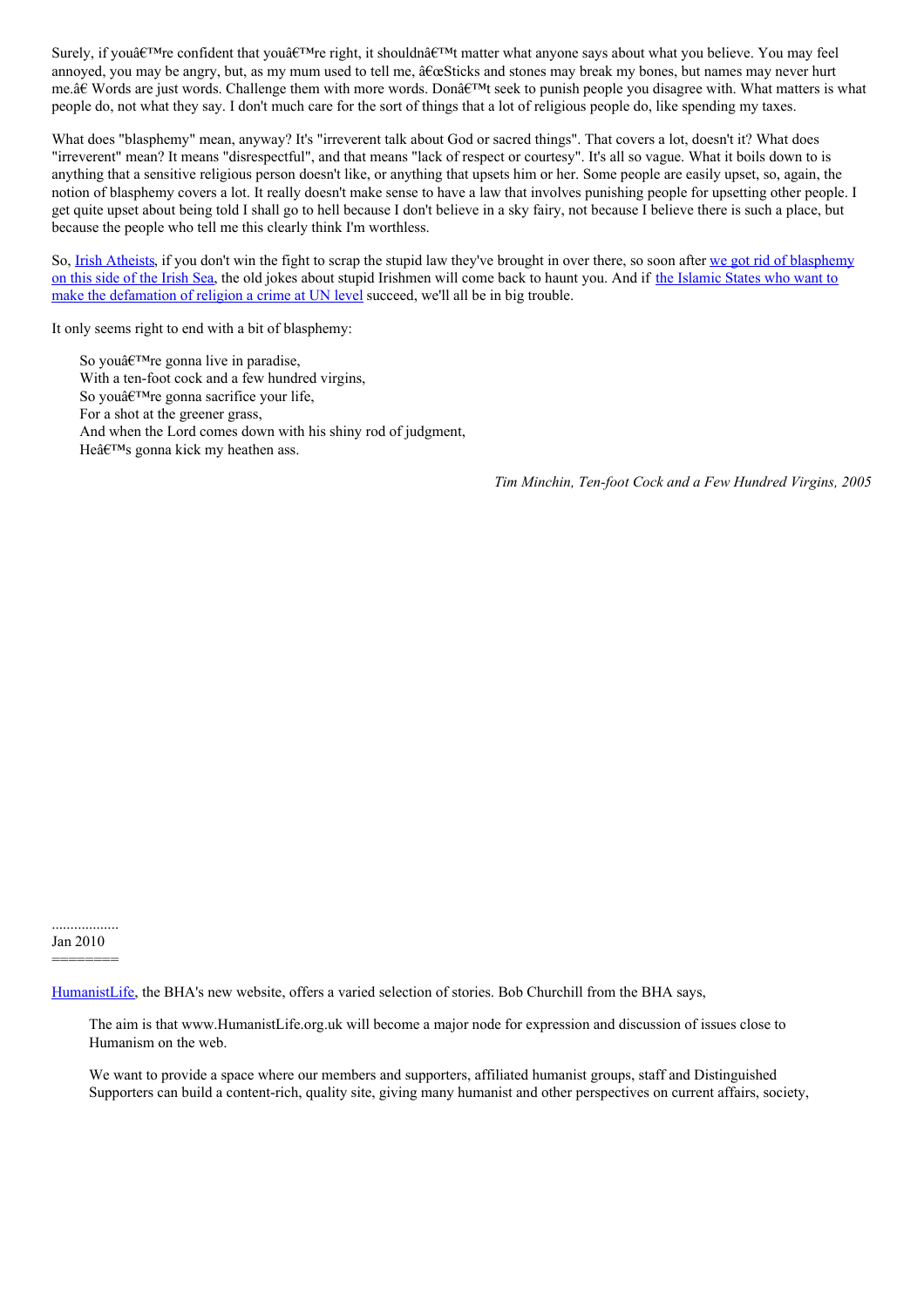Surely, if youâ€™re confident that youâ€™re right, it shouldnâ€™t matter what anyone says about what you believe. You may feel annoyed, you may be angry, but, as my mum used to tell me, â€œSticks and stones may break my bones, but names may never hurt me.â€ Words are just words. Challenge them with more words. Donâ€™t seek to punish people you disagree with. What matters is what people do, not what they say. I don't much care for the sort of things that a lot of religious people do, like spending my taxes.

What does "blasphemy" mean, anyway? It's "irreverent talk about God or sacred things". That covers a lot, doesn't it? What does "irreverent" mean? It means "disrespectful", and that means "lack of respect or courtesy". It's all so vague. What it boils down to is anything that a sensitive religious person doesn't like, or anything that upsets him or her. Some people are easily upset, so, again, the notion of blasphemy covers a lot. It really doesn't make sense to have a law that involves punishing people for upsetting other people. I get quite upset about being told I shall go to hell because I don't believe in a sky fairy, not because I believe there is such a place, but because the people who tell me this clearly think I'm worthless.

So, Irish Atheists, if you don't win the fight to scrap the stupid law they've brought in over there, so soon after we got rid of blasphemy on this side of the Irish Sea, the old jokes about stupid Irishmen will come back to haunt you. And if the Islamic States who want to make the defamation of religion a crime at UN level succeed, we'll all be in big trouble.

It only seems right to end with a bit of blasphemy:

> So youâ€™re gonna live in paradise,
> With a ten-foot cock and a few hundred virgins,
> So youâ€™re gonna sacrifice your life,
> For a shot at the greener grass,
> And when the Lord comes down with his shiny rod of judgment,
> Heâ€™s gonna kick my heathen ass.

*Tim Minchin, Ten-foot Cock and a Few Hundred Virgins, 2005*

..................
Jan 2010
========

HumanistLife, the BHA's new website, offers a varied selection of stories. Bob Churchill from the BHA says,

> The aim is that www.HumanistLife.org.uk will become a major node for expression and discussion of issues close to Humanism on the web.
>
> We want to provide a space where our members and supporters, affiliated humanist groups, staff and Distinguished Supporters can build a content-rich, quality site, giving many humanist and other perspectives on current affairs, society,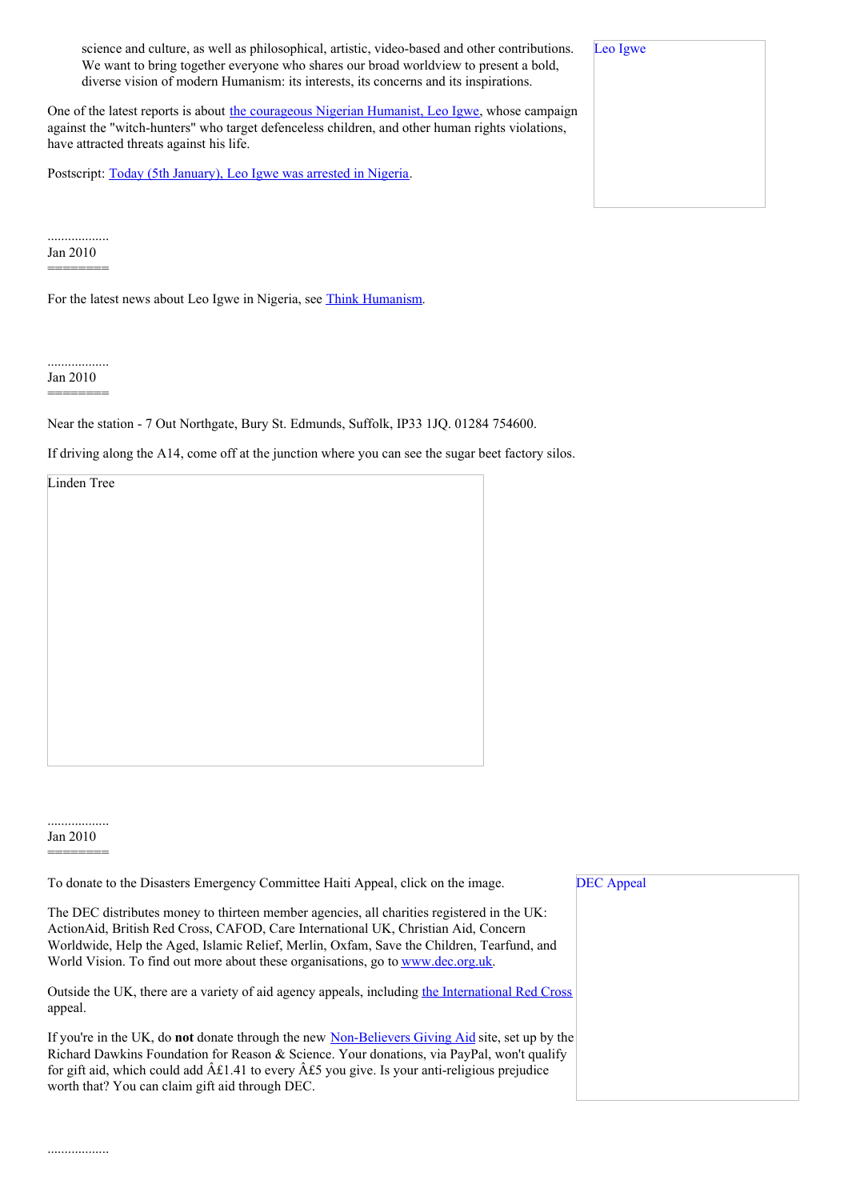science and culture, as well as philosophical, artistic, video-based and other contributions. We want to bring together everyone who shares our broad worldview to present a bold, diverse vision of modern Humanism: its interests, its concerns and its inspirations.

One of the latest reports is about the courageous Nigerian Humanist, Leo Igwe, whose campaign against the "witch-hunters" who target defenceless children, and other human rights violations, have attracted threats against his life.

Leo Igwe

Postscript: Today (5th January), Leo Igwe was arrested in Nigeria.

..................
Jan 2010
========

For the latest news about Leo Igwe in Nigeria, see Think Humanism.

..................
Jan 2010
========

Near the station - 7 Out Northgate, Bury St. Edmunds, Suffolk, IP33 1JQ. 01284 754600.

If driving along the A14, come off at the junction where you can see the sugar beet factory silos.

Linden Tree

..................
Jan 2010
========

To donate to the Disasters Emergency Committee Haiti Appeal, click on the image.

DEC Appeal

The DEC distributes money to thirteen member agencies, all charities registered in the UK: ActionAid, British Red Cross, CAFOD, Care International UK, Christian Aid, Concern Worldwide, Help the Aged, Islamic Relief, Merlin, Oxfam, Save the Children, Tearfund, and World Vision. To find out more about these organisations, go to www.dec.org.uk.

Outside the UK, there are a variety of aid agency appeals, including the International Red Cross appeal.

If you're in the UK, do **not** donate through the new Non-Believers Giving Aid site, set up by the Richard Dawkins Foundation for Reason & Science. Your donations, via PayPal, won't qualify for gift aid, which could add Â£1.41 to every Â£5 you give. Is your anti-religious prejudice worth that? You can claim gift aid through DEC.

..................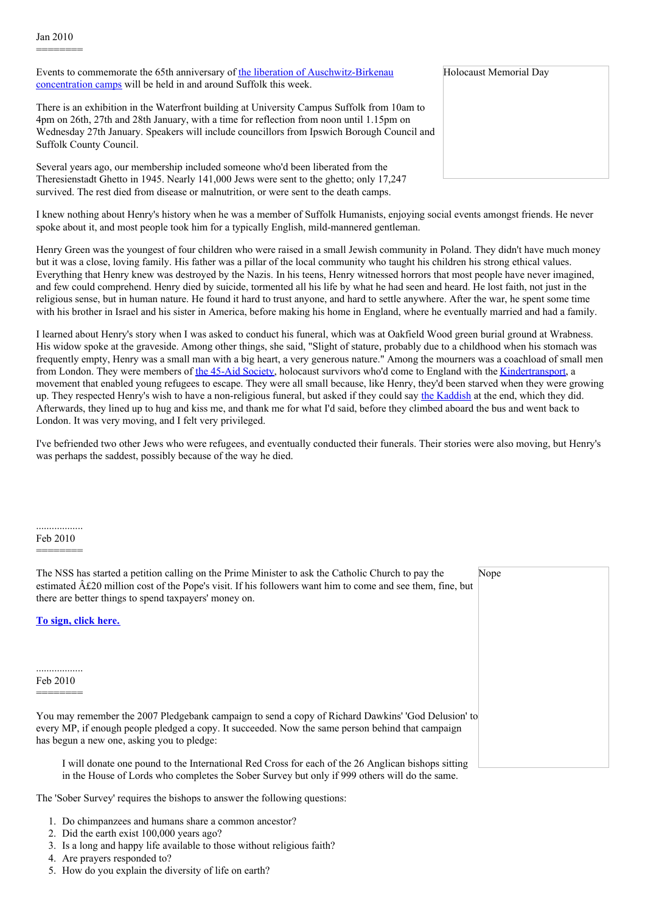Jan 2010
========

Events to commemorate the 65th anniversary of the liberation of Auschwitz-Birkenau concentration camps will be held in and around Suffolk this week.

Holocaust Memorial Day

There is an exhibition in the Waterfront building at University Campus Suffolk from 10am to 4pm on 26th, 27th and 28th January, with a time for reflection from noon until 1.15pm on Wednesday 27th January. Speakers will include councillors from Ipswich Borough Council and Suffolk County Council.

Several years ago, our membership included someone who'd been liberated from the Theresienstadt Ghetto in 1945. Nearly 141,000 Jews were sent to the ghetto; only 17,247 survived. The rest died from disease or malnutrition, or were sent to the death camps.

I knew nothing about Henry's history when he was a member of Suffolk Humanists, enjoying social events amongst friends. He never spoke about it, and most people took him for a typically English, mild-mannered gentleman.

Henry Green was the youngest of four children who were raised in a small Jewish community in Poland. They didn't have much money but it was a close, loving family. His father was a pillar of the local community who taught his children his strong ethical values. Everything that Henry knew was destroyed by the Nazis. In his teens, Henry witnessed horrors that most people have never imagined, and few could comprehend. Henry died by suicide, tormented all his life by what he had seen and heard. He lost faith, not just in the religious sense, but in human nature. He found it hard to trust anyone, and hard to settle anywhere. After the war, he spent some time with his brother in Israel and his sister in America, before making his home in England, where he eventually married and had a family.

I learned about Henry's story when I was asked to conduct his funeral, which was at Oakfield Wood green burial ground at Wrabness. His widow spoke at the graveside. Among other things, she said, "Slight of stature, probably due to a childhood when his stomach was frequently empty, Henry was a small man with a big heart, a very generous nature." Among the mourners was a coachload of small men from London. They were members of the 45-Aid Society, holocaust survivors who'd come to England with the Kindertransport, a movement that enabled young refugees to escape. They were all small because, like Henry, they'd been starved when they were growing up. They respected Henry's wish to have a non-religious funeral, but asked if they could say the Kaddish at the end, which they did. Afterwards, they lined up to hug and kiss me, and thank me for what I'd said, before they climbed aboard the bus and went back to London. It was very moving, and I felt very privileged.

I've befriended two other Jews who were refugees, and eventually conducted their funerals. Their stories were also moving, but Henry's was perhaps the saddest, possibly because of the way he died.

..................
Feb 2010
========

The NSS has started a petition calling on the Prime Minister to ask the Catholic Church to pay the estimated Â£20 million cost of the Pope's visit. If his followers want him to come and see them, fine, but there are better things to spend taxpayers' money on.

Nope

**To sign, click here.**

..................
Feb 2010
========

You may remember the 2007 Pledgebank campaign to send a copy of Richard Dawkins' 'God Delusion' to every MP, if enough people pledged a copy. It succeeded. Now the same person behind that campaign has begun a new one, asking you to pledge:

> I will donate one pound to the International Red Cross for each of the 26 Anglican bishops sitting in the House of Lords who completes the Sober Survey but only if 999 others will do the same.

The 'Sober Survey' requires the bishops to answer the following questions:

1. Do chimpanzees and humans share a common ancestor?
2. Did the earth exist 100,000 years ago?
3. Is a long and happy life available to those without religious faith?
4. Are prayers responded to?
5. How do you explain the diversity of life on earth?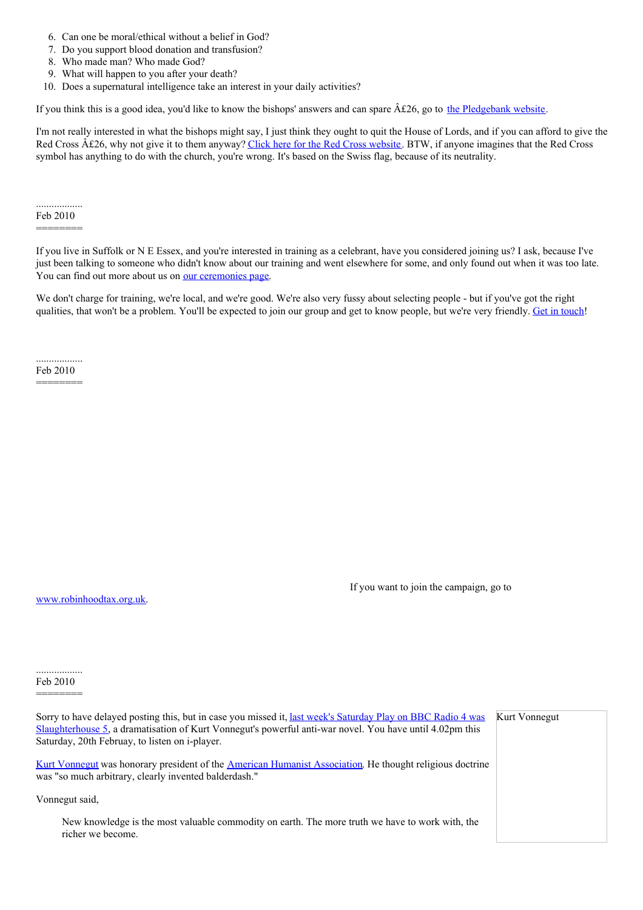6. Can one be moral/ethical without a belief in God?
7. Do you support blood donation and transfusion?
8. Who made man? Who made God?
9. What will happen to you after your death?
10. Does a supernatural intelligence take an interest in your daily activities?

If you think this is a good idea, you'd like to know the bishops' answers and can spare Â£26, go to [the Pledgebank website](#).

I'm not really interested in what the bishops might say, I just think they ought to quit the House of Lords, and if you can afford to give the Red Cross Â£26, why not give it to them anyway? [Click here for the Red Cross website](#). BTW, if anyone imagines that the Red Cross symbol has anything to do with the church, you're wrong. It's based on the Swiss flag, because of its neutrality.

..................
Feb 2010
========

If you live in Suffolk or N E Essex, and you're interested in training as a celebrant, have you considered joining us? I ask, because I've just been talking to someone who didn't know about our training and went elsewhere for some, and only found out when it was too late. You can find out more about us on [our ceremonies page](#).

We don't charge for training, we're local, and we're good. We're also very fussy about selecting people - but if you've got the right qualities, that won't be a problem. You'll be expected to join our group and get to know people, but we're very friendly. [Get in touch](#)!

..................
Feb 2010
========

If you want to join the campaign, go to [www.robinhoodtax.org.uk](#).

..................
Feb 2010
========

Sorry to have delayed posting this, but in case you missed it, [last week's Saturday Play on BBC Radio 4 was Slaughterhouse 5](#), a dramatisation of Kurt Vonnegut's powerful anti-war novel. You have until 4.02pm this Saturday, 20th Februay, to listen on i-player.

Kurt Vonnegut

[Kurt Vonnegut](#) was honorary president of the [American Humanist Association](#). He thought religious doctrine was "so much arbitrary, clearly invented balderdash."

Vonnegut said,

> New knowledge is the most valuable commodity on earth. The more truth we have to work with, the richer we become.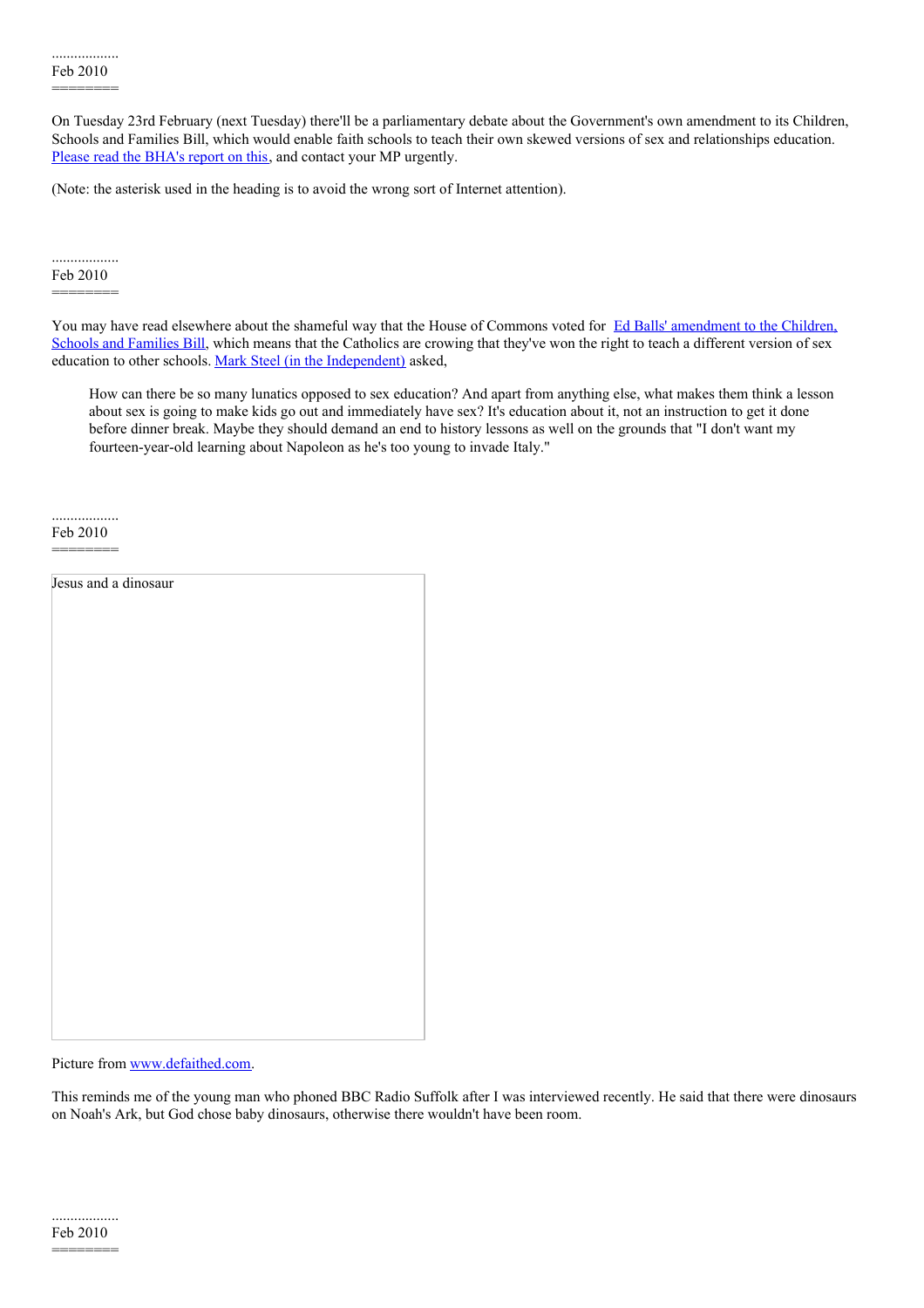..................
Feb 2010
========

On Tuesday 23rd February (next Tuesday) there'll be a parliamentary debate about the Government's own amendment to its Children, Schools and Families Bill, which would enable faith schools to teach their own skewed versions of sex and relationships education. Please read the BHA's report on this, and contact your MP urgently.

(Note: the asterisk used in the heading is to avoid the wrong sort of Internet attention).

..................
Feb 2010
========

You may have read elsewhere about the shameful way that the House of Commons voted for Ed Balls' amendment to the Children, Schools and Families Bill, which means that the Catholics are crowing that they've won the right to teach a different version of sex education to other schools. Mark Steel (in the Independent) asked,

> How can there be so many lunatics opposed to sex education? And apart from anything else, what makes them think a lesson about sex is going to make kids go out and immediately have sex? It's education about it, not an instruction to get it done before dinner break. Maybe they should demand an end to history lessons as well on the grounds that "I don't want my fourteen-year-old learning about Napoleon as he's too young to invade Italy."

..................
Feb 2010
========

Jesus and a dinosaur

Picture from www.defaithed.com.

This reminds me of the young man who phoned BBC Radio Suffolk after I was interviewed recently. He said that there were dinosaurs on Noah's Ark, but God chose baby dinosaurs, otherwise there wouldn't have been room.

..................
Feb 2010
========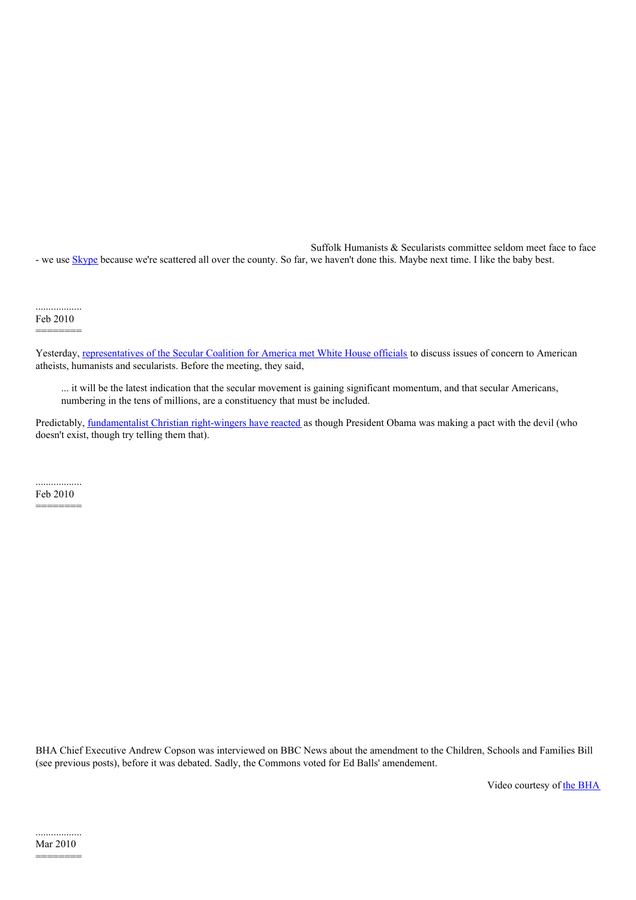Suffolk Humanists & Secularists committee seldom meet face to face - we use Skype because we're scattered all over the county. So far, we haven't done this. Maybe next time. I like the baby best.

..................
Feb 2010
========

Yesterday, representatives of the Secular Coalition for America met White House officials to discuss issues of concern to American atheists, humanists and secularists. Before the meeting, they said,

> ... it will be the latest indication that the secular movement is gaining significant momentum, and that secular Americans, numbering in the tens of millions, are a constituency that must be included.

Predictably, fundamentalist Christian right-wingers have reacted as though President Obama was making a pact with the devil (who doesn't exist, though try telling them that).

..................
Feb 2010
========

BHA Chief Executive Andrew Copson was interviewed on BBC News about the amendment to the Children, Schools and Families Bill (see previous posts), before it was debated. Sadly, the Commons voted for Ed Balls' amendement.

Video courtesy of the BHA

..................
Mar 2010
========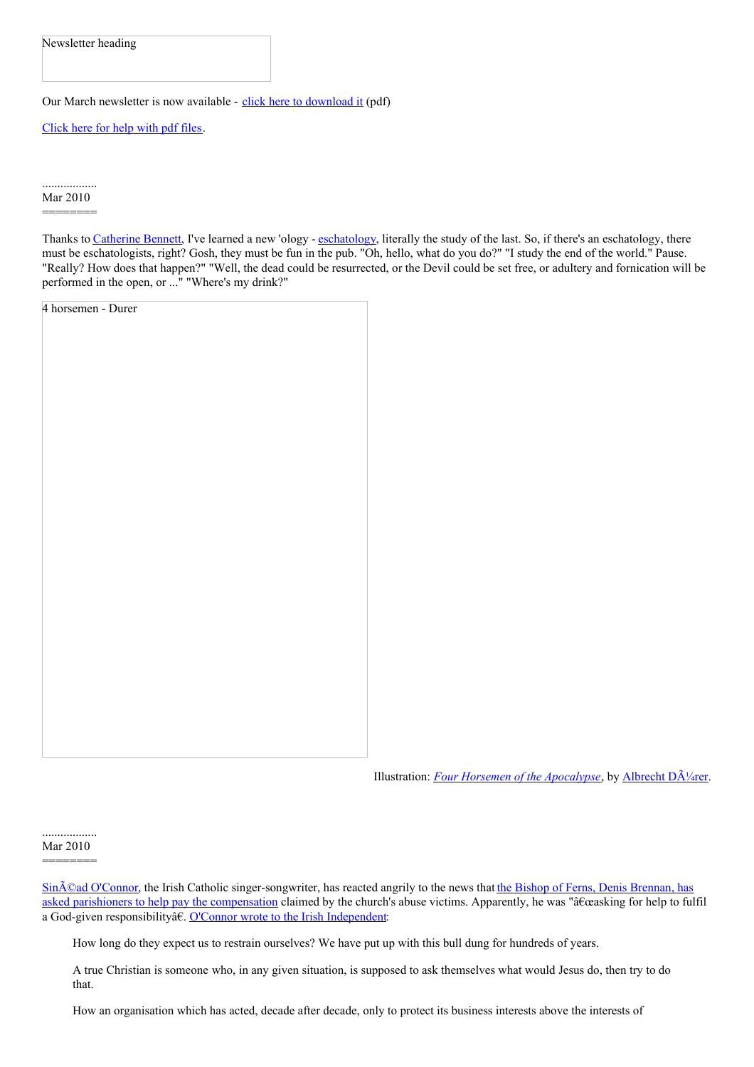Newsletter heading

Our March newsletter is now available - click here to download it (pdf)

Click here for help with pdf files.

..................
Mar 2010
========

Thanks to Catherine Bennett, I've learned a new 'ology - eschatology, literally the study of the last. So, if there's an eschatology, there must be eschatologists, right? Gosh, they must be fun in the pub. "Oh, hello, what do you do?" "I study the end of the world." Pause. "Really? How does that happen?" "Well, the dead could be resurrected, or the Devil could be set free, or adultery and fornication will be performed in the open, or ..." "Where's my drink?"

4 horsemen - Durer

Illustration: *Four Horsemen of the Apocalypse*, by Albrecht DÃ¼rer.

..................
Mar 2010
========

SinÃ©ad O'Connor, the Irish Catholic singer-songwriter, has reacted angrily to the news that the Bishop of Ferns, Denis Brennan, has asked parishioners to help pay the compensation claimed by the church's abuse victims. Apparently, he was "â€œasking for help to fulfil a God-given responsibilityâ€. O'Connor wrote to the Irish Independent:

> How long do they expect us to restrain ourselves? We have put up with this bull dung for hundreds of years.
>
> A true Christian is someone who, in any given situation, is supposed to ask themselves what would Jesus do, then try to do that.
>
> How an organisation which has acted, decade after decade, only to protect its business interests above the interests of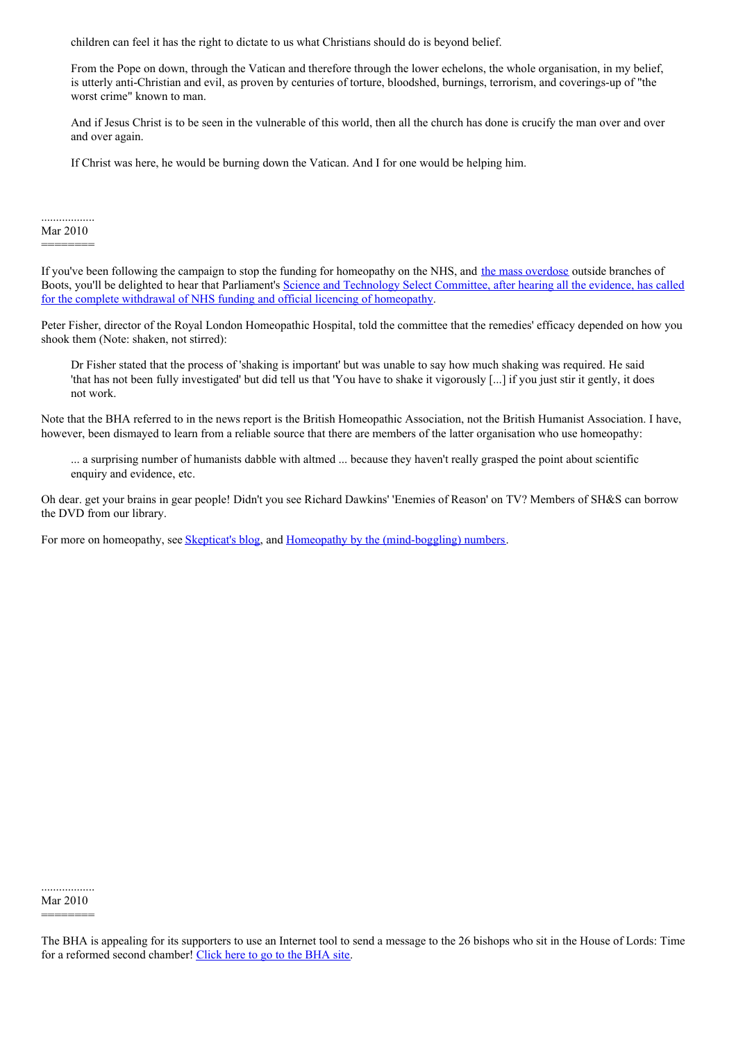> children can feel it has the right to dictate to us what Christians should do is beyond belief.
>
> From the Pope on down, through the Vatican and therefore through the lower echelons, the whole organisation, in my belief, is utterly anti-Christian and evil, as proven by centuries of torture, bloodshed, burnings, terrorism, and coverings-up of "the worst crime" known to man.
>
> And if Jesus Christ is to be seen in the vulnerable of this world, then all the church has done is crucify the man over and over and over again.
>
> If Christ was here, he would be burning down the Vatican. And I for one would be helping him.

..................
Mar 2010
========

If you've been following the campaign to stop the funding for homeopathy on the NHS, and the mass overdose outside branches of Boots, you'll be delighted to hear that Parliament's Science and Technology Select Committee, after hearing all the evidence, has called for the complete withdrawal of NHS funding and official licencing of homeopathy.

Peter Fisher, director of the Royal London Homeopathic Hospital, told the committee that the remedies' efficacy depended on how you shook them (Note: shaken, not stirred):

> Dr Fisher stated that the process of 'shaking is important' but was unable to say how much shaking was required. He said 'that has not been fully investigated' but did tell us that 'You have to shake it vigorously [...] if you just stir it gently, it does not work.

Note that the BHA referred to in the news report is the British Homeopathic Association, not the British Humanist Association. I have, however, been dismayed to learn from a reliable source that there are members of the latter organisation who use homeopathy:

> ... a surprising number of humanists dabble with altmed ... because they haven't really grasped the point about scientific enquiry and evidence, etc.

Oh dear. get your brains in gear people! Didn't you see Richard Dawkins' 'Enemies of Reason' on TV? Members of SH&S can borrow the DVD from our library.

For more on homeopathy, see Skepticat's blog, and Homeopathy by the (mind-boggling) numbers.

..................
Mar 2010
========

The BHA is appealing for its supporters to use an Internet tool to send a message to the 26 bishops who sit in the House of Lords: Time for a reformed second chamber! Click here to go to the BHA site.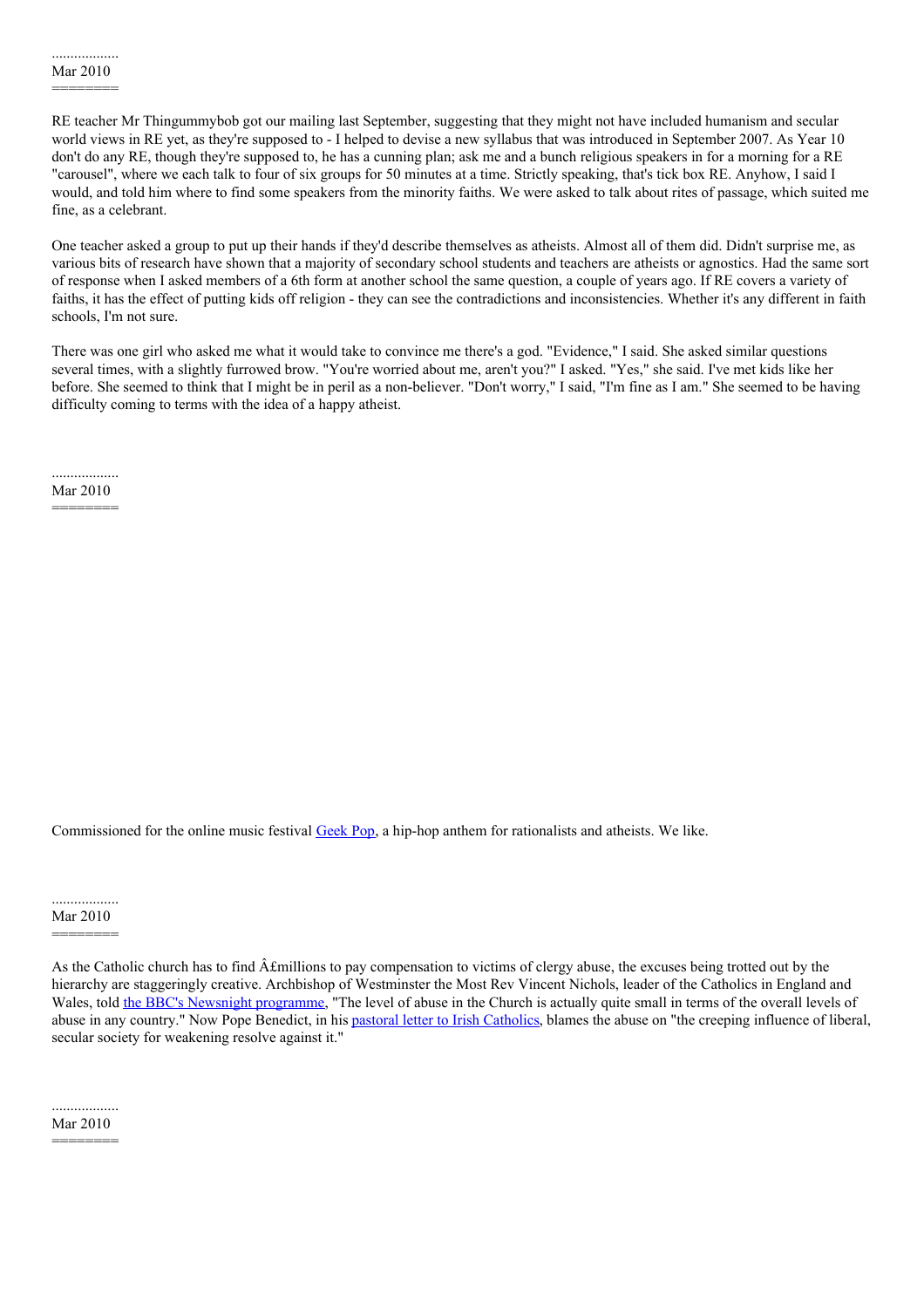..................
Mar 2010
========

RE teacher Mr Thingummybob got our mailing last September, suggesting that they might not have included humanism and secular world views in RE yet, as they're supposed to - I helped to devise a new syllabus that was introduced in September 2007. As Year 10 don't do any RE, though they're supposed to, he has a cunning plan; ask me and a bunch religious speakers in for a morning for a RE "carousel", where we each talk to four of six groups for 50 minutes at a time. Strictly speaking, that's tick box RE. Anyhow, I said I would, and told him where to find some speakers from the minority faiths. We were asked to talk about rites of passage, which suited me fine, as a celebrant.

One teacher asked a group to put up their hands if they'd describe themselves as atheists. Almost all of them did. Didn't surprise me, as various bits of research have shown that a majority of secondary school students and teachers are atheists or agnostics. Had the same sort of response when I asked members of a 6th form at another school the same question, a couple of years ago. If RE covers a variety of faiths, it has the effect of putting kids off religion - they can see the contradictions and inconsistencies. Whether it's any different in faith schools, I'm not sure.

There was one girl who asked me what it would take to convince me there's a god. "Evidence," I said. She asked similar questions several times, with a slightly furrowed brow. "You're worried about me, aren't you?" I asked. "Yes," she said. I've met kids like her before. She seemed to think that I might be in peril as a non-believer. "Don't worry," I said, "I'm fine as I am." She seemed to be having difficulty coming to terms with the idea of a happy atheist.

..................
Mar 2010
========

Commissioned for the online music festival [Geek Pop](), a hip-hop anthem for rationalists and atheists. We like.

..................
Mar 2010
========

As the Catholic church has to find Â£millions to pay compensation to victims of clergy abuse, the excuses being trotted out by the hierarchy are staggeringly creative. Archbishop of Westminster the Most Rev Vincent Nichols, leader of the Catholics in England and Wales, told [the BBC's Newsnight programme](), "The level of abuse in the Church is actually quite small in terms of the overall levels of abuse in any country." Now Pope Benedict, in his [pastoral letter to Irish Catholics](), blames the abuse on "the creeping influence of liberal, secular society for weakening resolve against it."

..................
Mar 2010
========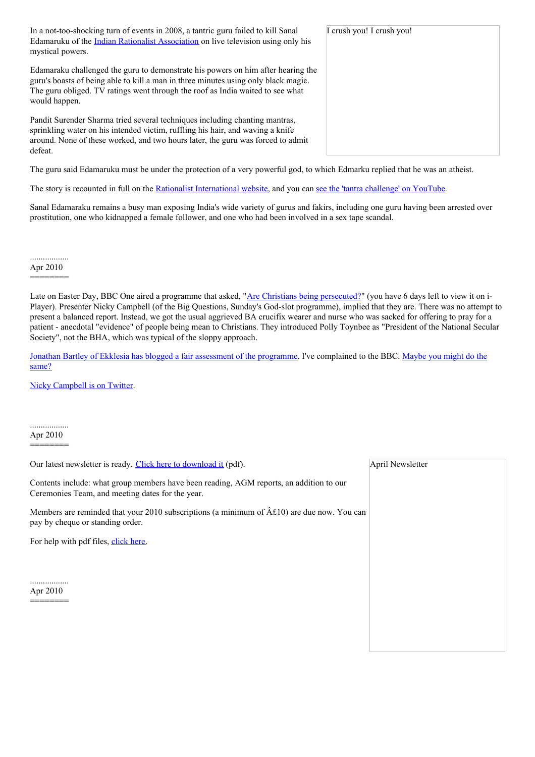In a not-too-shocking turn of events in 2008, a tantric guru failed to kill Sanal Edamaruku of the Indian Rationalist Association on live television using only his mystical powers.

I crush you! I crush you!

Edamaraku challenged the guru to demonstrate his powers on him after hearing the guru's boasts of being able to kill a man in three minutes using only black magic. The guru obliged. TV ratings went through the roof as India waited to see what would happen.

Pandit Surender Sharma tried several techniques including chanting mantras, sprinkling water on his intended victim, ruffling his hair, and waving a knife around. None of these worked, and two hours later, the guru was forced to admit defeat.

The guru said Edamaruku must be under the protection of a very powerful god, to which Edmarku replied that he was an atheist.

The story is recounted in full on the Rationalist International website, and you can see the 'tantra challenge' on YouTube.

Sanal Edamaraku remains a busy man exposing India's wide variety of gurus and fakirs, including one guru having been arrested over prostitution, one who kidnapped a female follower, and one who had been involved in a sex tape scandal.

..................
Apr 2010
========

Late on Easter Day, BBC One aired a programme that asked, "Are Christians being persecuted?" (you have 6 days left to view it on i-Player). Presenter Nicky Campbell (of the Big Questions, Sunday's God-slot programme), implied that they are. There was no attempt to present a balanced report. Instead, we got the usual aggrieved BA crucifix wearer and nurse who was sacked for offering to pray for a patient - anecdotal "evidence" of people being mean to Christians. They introduced Polly Toynbee as "President of the National Secular Society", not the BHA, which was typical of the sloppy approach.

Jonathan Bartley of Ekklesia has blogged a fair assessment of the programme. I've complained to the BBC. Maybe you might do the same?

Nicky Campbell is on Twitter.

..................
Apr 2010
========

Our latest newsletter is ready. Click here to download it (pdf).

April Newsletter

Contents include: what group members have been reading, AGM reports, an addition to our Ceremonies Team, and meeting dates for the year.

Members are reminded that your 2010 subscriptions (a minimum of Â£10) are due now. You can pay by cheque or standing order.

For help with pdf files, click here.

..................
Apr 2010
========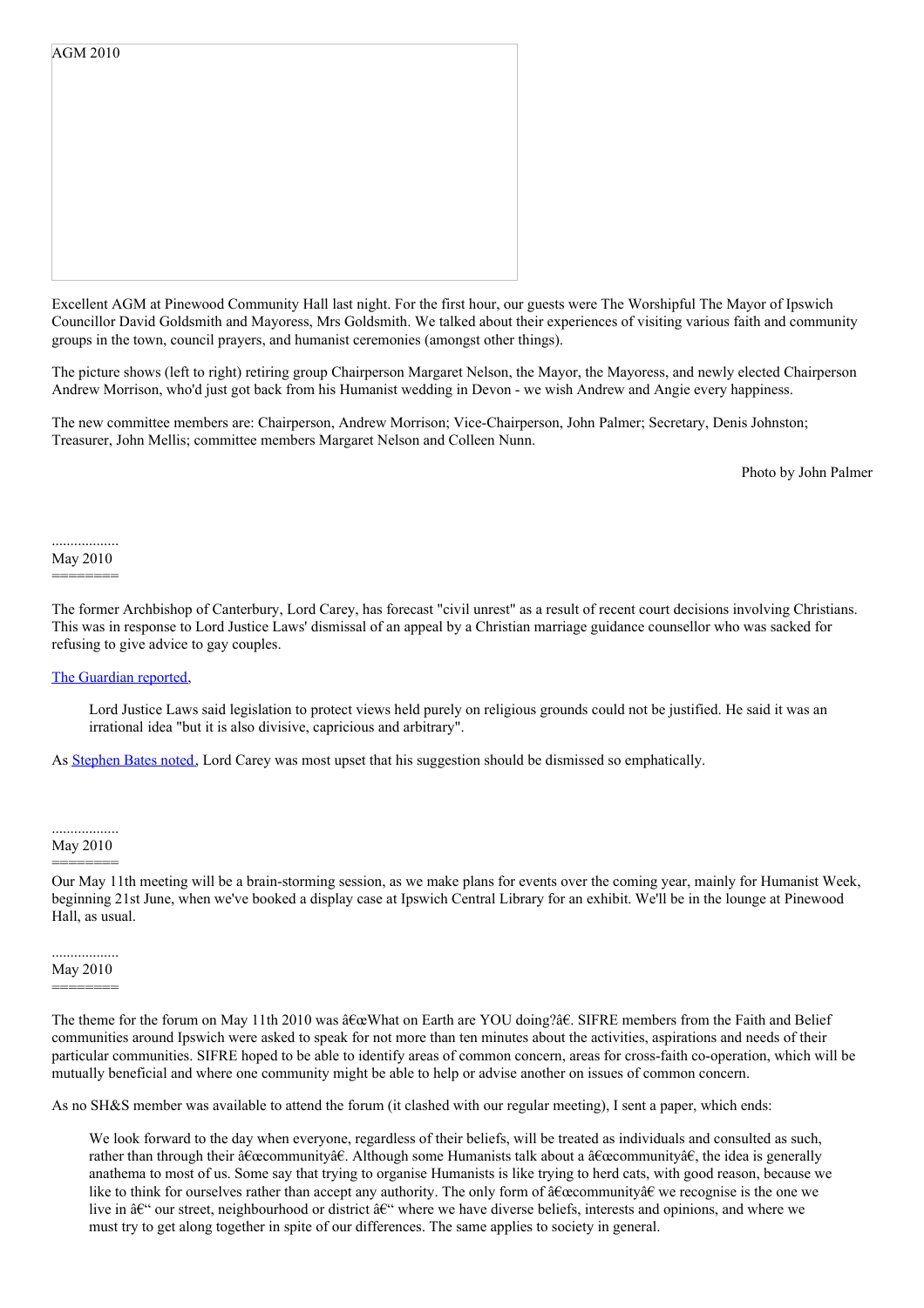AGM 2010

Excellent AGM at Pinewood Community Hall last night. For the first hour, our guests were The Worshipful The Mayor of Ipswich Councillor David Goldsmith and Mayoress, Mrs Goldsmith. We talked about their experiences of visiting various faith and community groups in the town, council prayers, and humanist ceremonies (amongst other things).

The picture shows (left to right) retiring group Chairperson Margaret Nelson, the Mayor, the Mayoress, and newly elected Chairperson Andrew Morrison, who'd just got back from his Humanist wedding in Devon - we wish Andrew and Angie every happiness.

The new committee members are: Chairperson, Andrew Morrison; Vice-Chairperson, John Palmer; Secretary, Denis Johnston; Treasurer, John Mellis; committee members Margaret Nelson and Colleen Nunn.

Photo by John Palmer

..................
May 2010
========

The former Archbishop of Canterbury, Lord Carey, has forecast "civil unrest" as a result of recent court decisions involving Christians. This was in response to Lord Justice Laws' dismissal of an appeal by a Christian marriage guidance counsellor who was sacked for refusing to give advice to gay couples.

The Guardian reported,

> Lord Justice Laws said legislation to protect views held purely on religious grounds could not be justified. He said it was an irrational idea "but it is also divisive, capricious and arbitrary".

As Stephen Bates noted, Lord Carey was most upset that his suggestion should be dismissed so emphatically.

..................
May 2010
========

Our May 11th meeting will be a brain-storming session, as we make plans for events over the coming year, mainly for Humanist Week, beginning 21st June, when we've booked a display case at Ipswich Central Library for an exhibit. We'll be in the lounge at Pinewood Hall, as usual.

..................
May 2010
========

The theme for the forum on May 11th 2010 was â€œWhat on Earth are YOU doing?â€. SIFRE members from the Faith and Belief communities around Ipswich were asked to speak for not more than ten minutes about the activities, aspirations and needs of their particular communities. SIFRE hoped to be able to identify areas of common concern, areas for cross-faith co-operation, which will be mutually beneficial and where one community might be able to help or advise another on issues of common concern.

As no SH&S member was available to attend the forum (it clashed with our regular meeting), I sent a paper, which ends:

> We look forward to the day when everyone, regardless of their beliefs, will be treated as individuals and consulted as such, rather than through their â€œcommunityâ€. Although some Humanists talk about a â€œcommunityâ€, the idea is generally anathema to most of us. Some say that trying to organise Humanists is like trying to herd cats, with good reason, because we like to think for ourselves rather than accept any authority. The only form of â€œcommunityâ€ we recognise is the one we live in â€“ our street, neighbourhood or district â€“ where we have diverse beliefs, interests and opinions, and where we must try to get along together in spite of our differences. The same applies to society in general.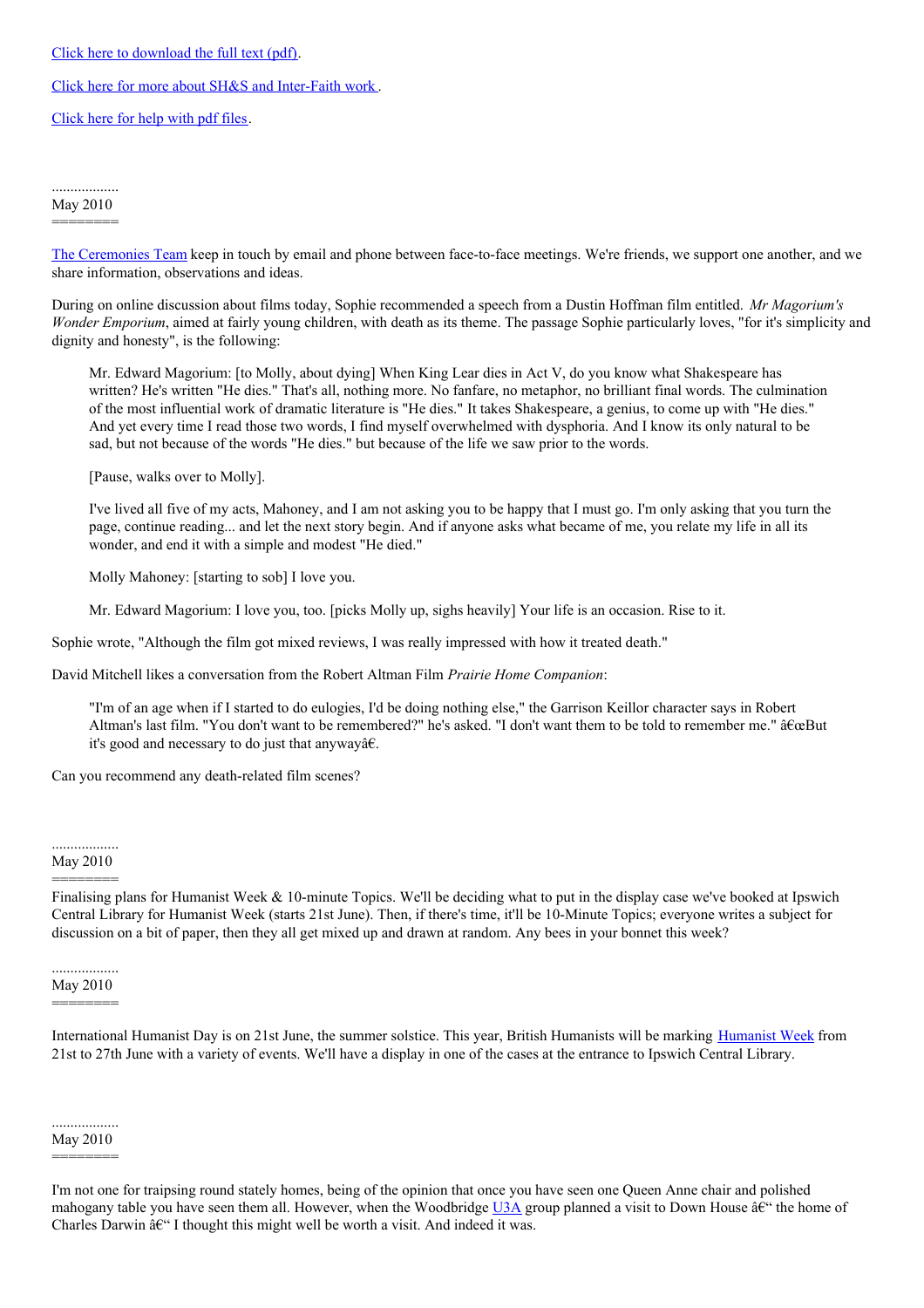[Click here to download the full text (pdf).](#)

[Click here for more about SH&S and Inter-Faith work .](#)

[Click here for help with pdf files.](#)

..................
May 2010
========

[The Ceremonies Team](#) keep in touch by email and phone between face-to-face meetings. We're friends, we support one another, and we share information, observations and ideas.

During on online discussion about films today, Sophie recommended a speech from a Dustin Hoffman film entitled. *Mr Magorium's Wonder Emporium*, aimed at fairly young children, with death as its theme. The passage Sophie particularly loves, "for it's simplicity and dignity and honesty", is the following:

> Mr. Edward Magorium: [to Molly, about dying] When King Lear dies in Act V, do you know what Shakespeare has written? He's written "He dies." That's all, nothing more. No fanfare, no metaphor, no brilliant final words. The culmination of the most influential work of dramatic literature is "He dies." It takes Shakespeare, a genius, to come up with "He dies." And yet every time I read those two words, I find myself overwhelmed with dysphoria. And I know its only natural to be sad, but not because of the words "He dies." but because of the life we saw prior to the words.
>
> [Pause, walks over to Molly].
>
> I've lived all five of my acts, Mahoney, and I am not asking you to be happy that I must go. I'm only asking that you turn the page, continue reading... and let the next story begin. And if anyone asks what became of me, you relate my life in all its wonder, and end it with a simple and modest "He died."
>
> Molly Mahoney: [starting to sob] I love you.
>
> Mr. Edward Magorium: I love you, too. [picks Molly up, sighs heavily] Your life is an occasion. Rise to it.

Sophie wrote, "Although the film got mixed reviews, I was really impressed with how it treated death."

David Mitchell likes a conversation from the Robert Altman Film *Prairie Home Companion*:

> "I'm of an age when if I started to do eulogies, I'd be doing nothing else," the Garrison Keillor character says in Robert Altman's last film. "You don't want to be remembered?" he's asked. "I don't want them to be told to remember me." â€œBut it's good and necessary to do just that anywayâ€.

Can you recommend any death-related film scenes?

..................
May 2010
========

Finalising plans for Humanist Week & 10-minute Topics. We'll be deciding what to put in the display case we've booked at Ipswich Central Library for Humanist Week (starts 21st June). Then, if there's time, it'll be 10-Minute Topics; everyone writes a subject for discussion on a bit of paper, then they all get mixed up and drawn at random. Any bees in your bonnet this week?

..................
May 2010
========

International Humanist Day is on 21st June, the summer solstice. This year, British Humanists will be marking [Humanist Week](#) from 21st to 27th June with a variety of events. We'll have a display in one of the cases at the entrance to Ipswich Central Library.

..................
May 2010
========

I'm not one for traipsing round stately homes, being of the opinion that once you have seen one Queen Anne chair and polished mahogany table you have seen them all. However, when the Woodbridge [U3A](#) group planned a visit to Down House â€“ the home of Charles Darwin â€“ I thought this might well be worth a visit. And indeed it was.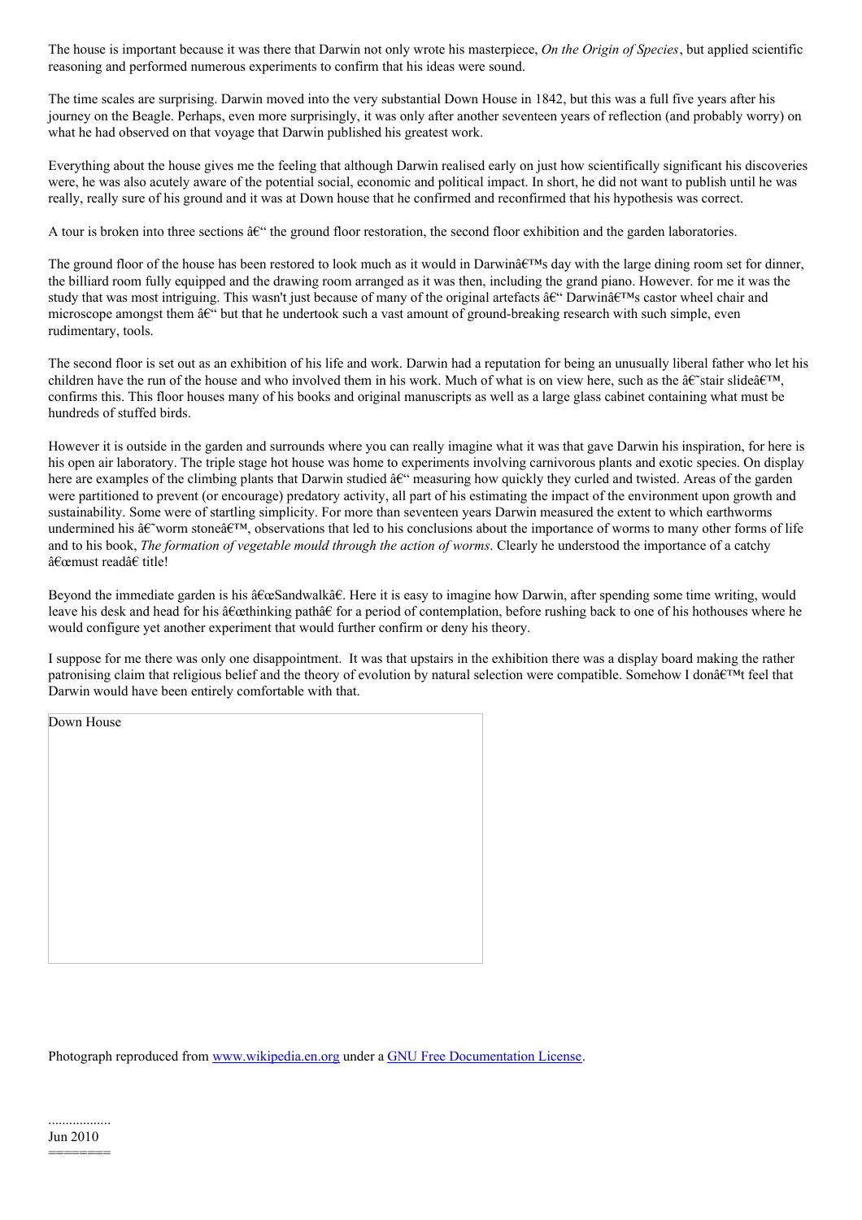The house is important because it was there that Darwin not only wrote his masterpiece, *On the Origin of Species*, but applied scientific reasoning and performed numerous experiments to confirm that his ideas were sound.

The time scales are surprising. Darwin moved into the very substantial Down House in 1842, but this was a full five years after his journey on the Beagle. Perhaps, even more surprisingly, it was only after another seventeen years of reflection (and probably worry) on what he had observed on that voyage that Darwin published his greatest work.

Everything about the house gives me the feeling that although Darwin realised early on just how scientifically significant his discoveries were, he was also acutely aware of the potential social, economic and political impact. In short, he did not want to publish until he was really, really sure of his ground and it was at Down house that he confirmed and reconfirmed that his hypothesis was correct.

A tour is broken into three sections â€" the ground floor restoration, the second floor exhibition and the garden laboratories.

The ground floor of the house has been restored to look much as it would in Darwinâ€™s day with the large dining room set for dinner, the billiard room fully equipped and the drawing room arranged as it was then, including the grand piano. However. for me it was the study that was most intriguing. This wasn't just because of many of the original artefacts â€" Darwinâ€™s castor wheel chair and microscope amongst them â€" but that he undertook such a vast amount of ground-breaking research with such simple, even rudimentary, tools.

The second floor is set out as an exhibition of his life and work. Darwin had a reputation for being an unusually liberal father who let his children have the run of the house and who involved them in his work. Much of what is on view here, such as the â€˜stair slideâ€™, confirms this. This floor houses many of his books and original manuscripts as well as a large glass cabinet containing what must be hundreds of stuffed birds.

However it is outside in the garden and surrounds where you can really imagine what it was that gave Darwin his inspiration, for here is his open air laboratory. The triple stage hot house was home to experiments involving carnivorous plants and exotic species. On display here are examples of the climbing plants that Darwin studied â€" measuring how quickly they curled and twisted. Areas of the garden were partitioned to prevent (or encourage) predatory activity, all part of his estimating the impact of the environment upon growth and sustainability. Some were of startling simplicity. For more than seventeen years Darwin measured the extent to which earthworms undermined his â€˜worm stoneâ€™, observations that led to his conclusions about the importance of worms to many other forms of life and to his book, *The formation of vegetable mould through the action of worms*. Clearly he understood the importance of a catchy â€œmust readâ€ title!

Beyond the immediate garden is his â€œSandwalkâ€. Here it is easy to imagine how Darwin, after spending some time writing, would leave his desk and head for his â€œthinking pathâ€ for a period of contemplation, before rushing back to one of his hothouses where he would configure yet another experiment that would further confirm or deny his theory.

I suppose for me there was only one disappointment. It was that upstairs in the exhibition there was a display board making the rather patronising claim that religious belief and the theory of evolution by natural selection were compatible. Somehow I donâ€™t feel that Darwin would have been entirely comfortable with that.

Down House

Photograph reproduced from www.wikipedia.en.org under a GNU Free Documentation License.

..................
Jun 2010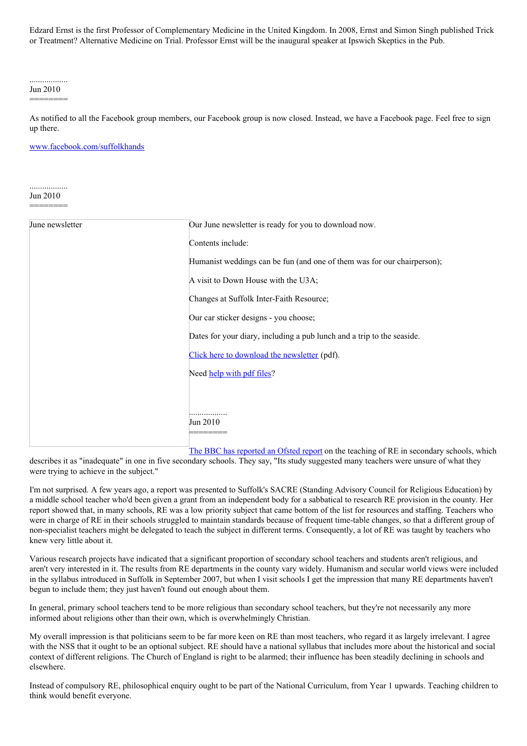Edzard Ernst is the first Professor of Complementary Medicine in the United Kingdom. In 2008, Ernst and Simon Singh published Trick or Treatment? Alternative Medicine on Trial. Professor Ernst will be the inaugural speaker at Ipswich Skeptics in the Pub.

..................
Jun 2010
========

As notified to all the Facebook group members, our Facebook group is now closed. Instead, we have a Facebook page. Feel free to sign up there.

www.facebook.com/suffolkhands

..................
Jun 2010
========

June newsletter

Our June newsletter is ready for you to download now.

Contents include:

Humanist weddings can be fun (and one of them was for our chairperson);

A visit to Down House with the U3A;

Changes at Suffolk Inter-Faith Resource;

Our car sticker designs - you choose;

Dates for your diary, including a pub lunch and a trip to the seaside.

Click here to download the newsletter (pdf).

Need help with pdf files?

..................
Jun 2010
========

The BBC has reported an Ofsted report on the teaching of RE in secondary schools, which describes it as "inadequate" in one in five secondary schools. They say, "Its study suggested many teachers were unsure of what they were trying to achieve in the subject."

I'm not surprised. A few years ago, a report was presented to Suffolk's SACRE (Standing Advisory Council for Religious Education) by a middle school teacher who'd been given a grant from an independent body for a sabbatical to research RE provision in the county. Her report showed that, in many schools, RE was a low priority subject that came bottom of the list for resources and staffing. Teachers who were in charge of RE in their schools struggled to maintain standards because of frequent time-table changes, so that a different group of non-specialist teachers might be delegated to teach the subject in different terms. Consequently, a lot of RE was taught by teachers who knew very little about it.

Various research projects have indicated that a significant proportion of secondary school teachers and students aren't religious, and aren't very interested in it. The results from RE departments in the county vary widely. Humanism and secular world views were included in the syllabus introduced in Suffolk in September 2007, but when I visit schools I get the impression that many RE departments haven't begun to include them; they just haven't found out enough about them.

In general, primary school teachers tend to be more religious than secondary school teachers, but they're not necessarily any more informed about religions other than their own, which is overwhelmingly Christian.

My overall impression is that politicians seem to be far more keen on RE than most teachers, who regard it as largely irrelevant. I agree with the NSS that it ought to be an optional subject. RE should have a national syllabus that includes more about the historical and social context of different religions. The Church of England is right to be alarmed; their influence has been steadily declining in schools and elsewhere.

Instead of compulsory RE, philosophical enquiry ought to be part of the National Curriculum, from Year 1 upwards. Teaching children to think would benefit everyone.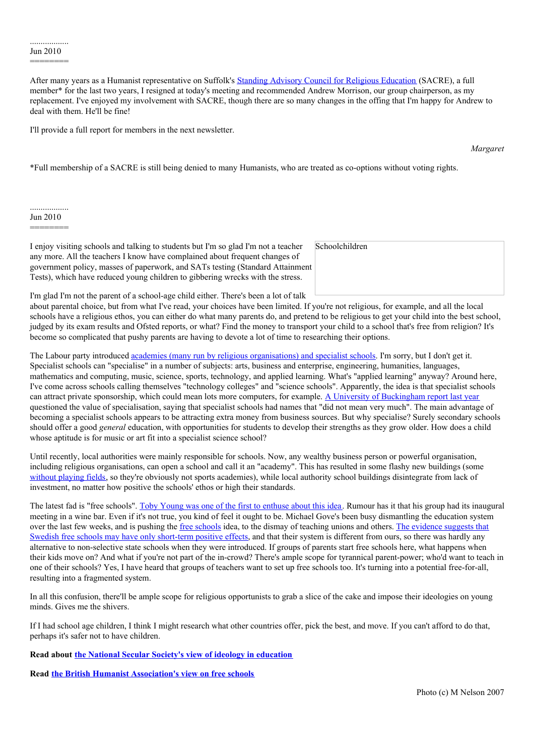..................
Jun 2010
========

After many years as a Humanist representative on Suffolk's Standing Advisory Council for Religious Education (SACRE), a full member* for the last two years, I resigned at today's meeting and recommended Andrew Morrison, our group chairperson, as my replacement. I've enjoyed my involvement with SACRE, though there are so many changes in the offing that I'm happy for Andrew to deal with them. He'll be fine!

I'll provide a full report for members in the next newsletter.

*Margaret*

*Full membership of a SACRE is still being denied to many Humanists, who are treated as co-options without voting rights.

..................
Jun 2010
========

I enjoy visiting schools and talking to students but I'm so glad I'm not a teacher any more. All the teachers I know have complained about frequent changes of government policy, masses of paperwork, and SATs testing (Standard Attainment Tests), which have reduced young children to gibbering wrecks with the stress.

Schoolchildren

I'm glad I'm not the parent of a school-age child either. There's been a lot of talk about parental choice, but from what I've read, your choices have been limited. If you're not religious, for example, and all the local schools have a religious ethos, you can either do what many parents do, and pretend to be religious to get your child into the best school, judged by its exam results and Ofsted reports, or what? Find the money to transport your child to a school that's free from religion? It's become so complicated that pushy parents are having to devote a lot of time to researching their options.

The Labour party introduced academies (many run by religious organisations) and specialist schools. I'm sorry, but I don't get it. Specialist schools can "specialise" in a number of subjects: arts, business and enterprise, engineering, humanities, languages, mathematics and computing, music, science, sports, technology, and applied learning. What's "applied learning" anyway? Around here, I've come across schools calling themselves "technology colleges" and "science schools". Apparently, the idea is that specialist schools can attract private sponsorship, which could mean lots more computers, for example. A University of Buckingham report last year questioned the value of specialisation, saying that specialist schools had names that "did not mean very much". The main advantage of becoming a specialist schools appears to be attracting extra money from business sources. But why specialise? Surely secondary schools should offer a good *general* education, with opportunities for students to develop their strengths as they grow older. How does a child whose aptitude is for music or art fit into a specialist science school?

Until recently, local authorities were mainly responsible for schools. Now, any wealthy business person or powerful organisation, including religious organisations, can open a school and call it an "academy". This has resulted in some flashy new buildings (some without playing fields, so they're obviously not sports academies), while local authority school buildings disintegrate from lack of investment, no matter how positive the schools' ethos or high their standards.

The latest fad is "free schools". Toby Young was one of the first to enthuse about this idea. Rumour has it that his group had its inaugural meeting in a wine bar. Even if it's not true, you kind of feel it ought to be. Michael Gove's been busy dismantling the education system over the last few weeks, and is pushing the free schools idea, to the dismay of teaching unions and others. The evidence suggests that Swedish free schools may have only short-term positive effects, and that their system is different from ours, so there was hardly any alternative to non-selective state schools when they were introduced. If groups of parents start free schools here, what happens when their kids move on? And what if you're not part of the in-crowd? There's ample scope for tyrannical parent-power; who'd want to teach in one of their schools? Yes, I have heard that groups of teachers want to set up free schools too. It's turning into a potential free-for-all, resulting into a fragmented system.

In all this confusion, there'll be ample scope for religious opportunists to grab a slice of the cake and impose their ideologies on young minds. Gives me the shivers.

If I had school age children, I think I might research what other countries offer, pick the best, and move. If you can't afford to do that, perhaps it's safer not to have children.

**Read about the National Secular Society's view of ideology in education**

**Read the British Humanist Association's view on free schools**

Photo (c) M Nelson 2007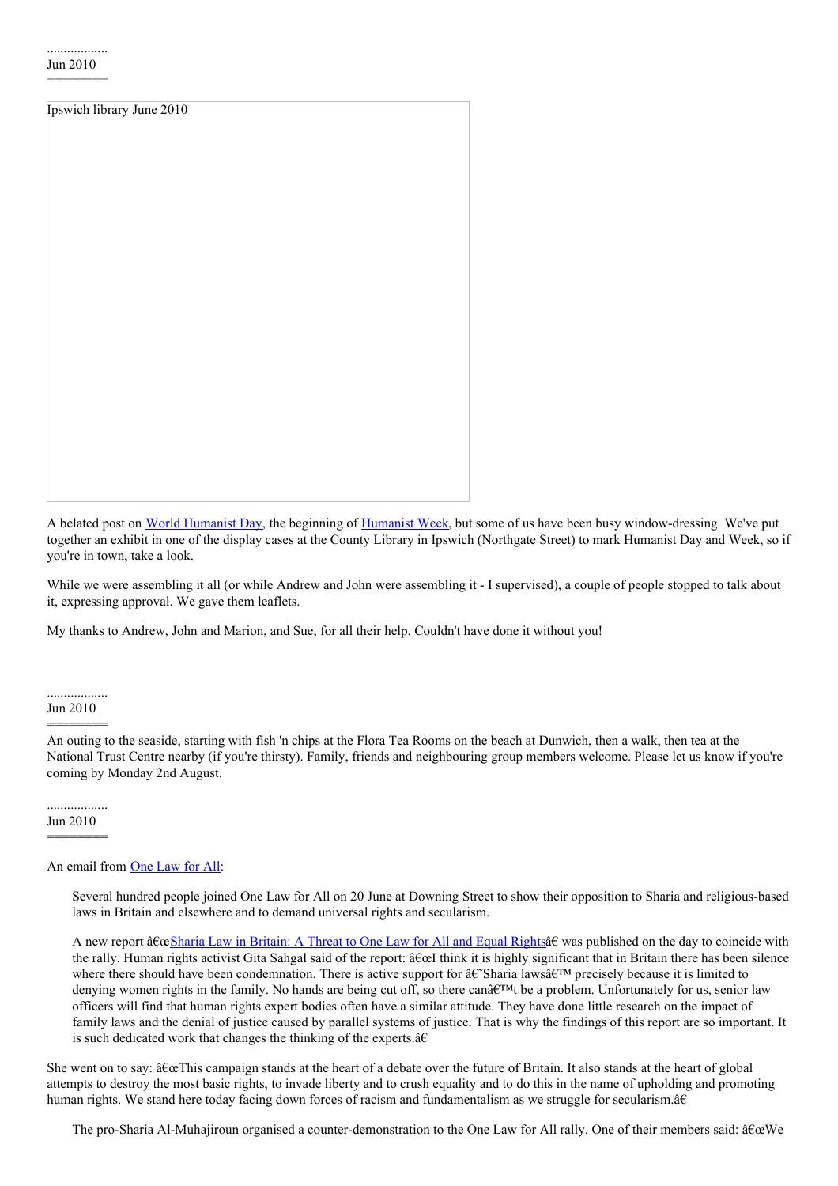..................
Jun 2010
========

Ipswich library June 2010

A belated post on World Humanist Day, the beginning of Humanist Week, but some of us have been busy window-dressing. We've put together an exhibit in one of the display cases at the County Library in Ipswich (Northgate Street) to mark Humanist Day and Week, so if you're in town, take a look.

While we were assembling it all (or while Andrew and John were assembling it - I supervised), a couple of people stopped to talk about it, expressing approval. We gave them leaflets.

My thanks to Andrew, John and Marion, and Sue, for all their help. Couldn't have done it without you!

..................
Jun 2010
========

An outing to the seaside, starting with fish 'n chips at the Flora Tea Rooms on the beach at Dunwich, then a walk, then tea at the National Trust Centre nearby (if you're thirsty). Family, friends and neighbouring group members welcome. Please let us know if you're coming by Monday 2nd August.

..................
Jun 2010
========

An email from One Law for All:

> Several hundred people joined One Law for All on 20 June at Downing Street to show their opposition to Sharia and religious-based laws in Britain and elsewhere and to demand universal rights and secularism.
>
> A new report â€œSharia Law in Britain: A Threat to One Law for All and Equal Rightsâ€ was published on the day to coincide with the rally. Human rights activist Gita Sahgal said of the report: â€œI think it is highly significant that in Britain there has been silence where there should have been condemnation. There is active support for â€˜Sharia lawsâ€™ precisely because it is limited to denying women rights in the family. No hands are being cut off, so there canâ€™t be a problem. Unfortunately for us, senior law officers will find that human rights expert bodies often have a similar attitude. They have done little research on the impact of family laws and the denial of justice caused by parallel systems of justice. That is why the findings of this report are so important. It is such dedicated work that changes the thinking of the experts.â€

She went on to say: â€œThis campaign stands at the heart of a debate over the future of Britain. It also stands at the heart of global attempts to destroy the most basic rights, to invade liberty and to crush equality and to do this in the name of upholding and promoting human rights. We stand here today facing down forces of racism and fundamentalism as we struggle for secularism.â€

> The pro-Sharia Al-Muhajiroun organised a counter-demonstration to the One Law for All rally. One of their members said: â€œWe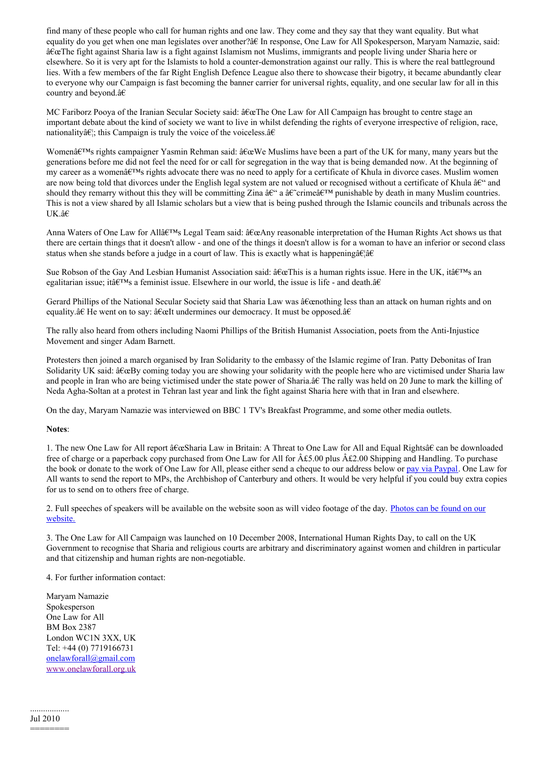find many of these people who call for human rights and one law. They come and they say that they want equality. But what equality do you get when one man legislates over another?â€ In response, One Law for All Spokesperson, Maryam Namazie, said: â€œThe fight against Sharia law is a fight against Islamism not Muslims, immigrants and people living under Sharia here or elsewhere. So it is very apt for the Islamists to hold a counter-demonstration against our rally. This is where the real battleground lies. With a few members of the far Right English Defence League also there to showcase their bigotry, it became abundantly clear to everyone why our Campaign is fast becoming the banner carrier for universal rights, equality, and one secular law for all in this country and beyond.â€

MC Fariborz Pooya of the Iranian Secular Society said: â€œThe One Law for All Campaign has brought to centre stage an important debate about the kind of society we want to live in whilst defending the rights of everyone irrespective of religion, race, nationalityâ€¦; this Campaign is truly the voice of the voiceless.â€

Womenâ€™s rights campaigner Yasmin Rehman said: â€œWe Muslims have been a part of the UK for many, many years but the generations before me did not feel the need for or call for segregation in the way that is being demanded now. At the beginning of my career as a womenâ€™s rights advocate there was no need to apply for a certificate of Khula in divorce cases. Muslim women are now being told that divorces under the English legal system are not valued or recognised without a certificate of Khula â€“ and should they remarry without this they will be committing Zina â€“ a â€˜crimeâ€™ punishable by death in many Muslim countries. This is not a view shared by all Islamic scholars but a view that is being pushed through the Islamic councils and tribunals across the UK.â€

Anna Waters of One Law for Allâ€™s Legal Team said: â€œAny reasonable interpretation of the Human Rights Act shows us that there are certain things that it doesn't allow - and one of the things it doesn't allow is for a woman to have an inferior or second class status when she stands before a judge in a court of law. This is exactly what is happeningâ€¦â€

Sue Robson of the Gay And Lesbian Humanist Association said: â€œThis is a human rights issue. Here in the UK, itâ€™s an egalitarian issue; itâ€™s a feminist issue. Elsewhere in our world, the issue is life - and death.â€

Gerard Phillips of the National Secular Society said that Sharia Law was â€œnothing less than an attack on human rights and on equality.â€ He went on to say: â€œIt undermines our democracy. It must be opposed.â€

The rally also heard from others including Naomi Phillips of the British Humanist Association, poets from the Anti-Injustice Movement and singer Adam Barnett.

Protesters then joined a march organised by Iran Solidarity to the embassy of the Islamic regime of Iran. Patty Debonitas of Iran Solidarity UK said: â€œBy coming today you are showing your solidarity with the people here who are victimised under Sharia law and people in Iran who are being victimised under the state power of Sharia.â€ The rally was held on 20 June to mark the killing of Neda Agha-Soltan at a protest in Tehran last year and link the fight against Sharia here with that in Iran and elsewhere.

On the day, Maryam Namazie was interviewed on BBC 1 TV's Breakfast Programme, and some other media outlets.

**Notes**:

1. The new One Law for All report â€œSharia Law in Britain: A Threat to One Law for All and Equal Rightsâ€ can be downloaded free of charge or a paperback copy purchased from One Law for All for Â£5.00 plus Â£2.00 Shipping and Handling. To purchase the book or donate to the work of One Law for All, please either send a cheque to our address below or pay via Paypal. One Law for All wants to send the report to MPs, the Archbishop of Canterbury and others. It would be very helpful if you could buy extra copies for us to send on to others free of charge.

2. Full speeches of speakers will be available on the website soon as will video footage of the day. Photos can be found on our website.

3. The One Law for All Campaign was launched on 10 December 2008, International Human Rights Day, to call on the UK Government to recognise that Sharia and religious courts are arbitrary and discriminatory against women and children in particular and that citizenship and human rights are non-negotiable.

4. For further information contact:

Maryam Namazie
Spokesperson
One Law for All
BM Box 2387
London WC1N 3XX, UK
Tel: +44 (0) 7719166731
onelawforall@gmail.com
www.onelawforall.org.uk

..................
Jul 2010
========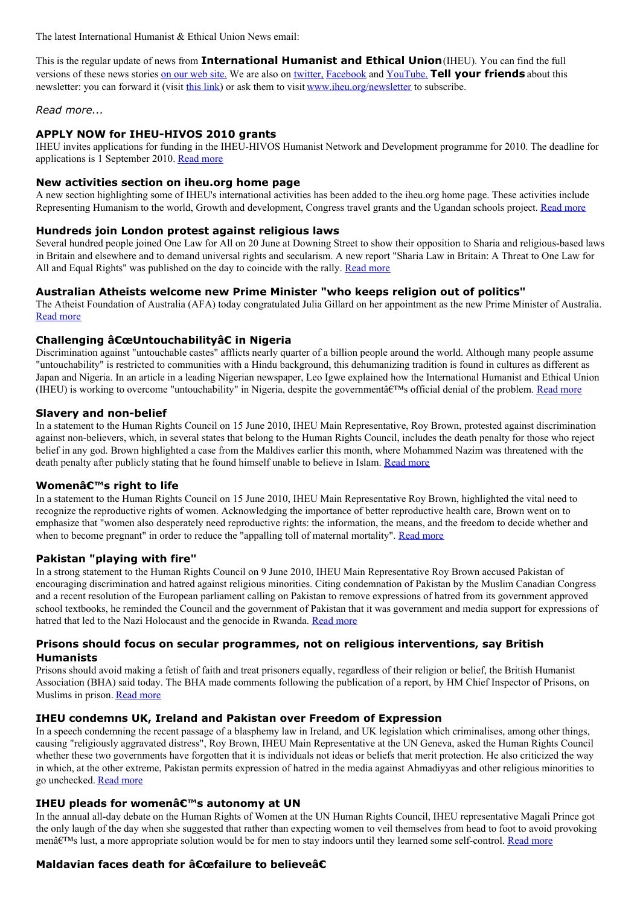The latest International Humanist & Ethical Union News email:

This is the regular update of news from **International Humanist and Ethical Union** (IHEU). You can find the full versions of these news stories on our web site. We are also on twitter, Facebook and YouTube. **Tell your friends** about this newsletter: you can forward it (visit this link) or ask them to visit www.iheu.org/newsletter to subscribe.

*Read more...*

### APPLY NOW for IHEU-HIVOS 2010 grants

IHEU invites applications for funding in the IHEU-HIVOS Humanist Network and Development programme for 2010. The deadline for applications is 1 September 2010. Read more

### New activities section on iheu.org home page

A new section highlighting some of IHEU's international activities has been added to the iheu.org home page. These activities include Representing Humanism to the world, Growth and development, Congress travel grants and the Ugandan schools project. Read more

### Hundreds join London protest against religious laws

Several hundred people joined One Law for All on 20 June at Downing Street to show their opposition to Sharia and religious-based laws in Britain and elsewhere and to demand universal rights and secularism. A new report "Sharia Law in Britain: A Threat to One Law for All and Equal Rights" was published on the day to coincide with the rally. Read more

### Australian Atheists welcome new Prime Minister "who keeps religion out of politics"

The Atheist Foundation of Australia (AFA) today congratulated Julia Gillard on her appointment as the new Prime Minister of Australia. Read more

### Challenging â€œUntouchabilityâ€ in Nigeria

Discrimination against "untouchable castes" afflicts nearly quarter of a billion people around the world. Although many people assume "untouchability" is restricted to communities with a Hindu background, this dehumanizing tradition is found in cultures as different as Japan and Nigeria. In an article in a leading Nigerian newspaper, Leo Igwe explained how the International Humanist and Ethical Union (IHEU) is working to overcome "untouchability" in Nigeria, despite the governmentâ€™s official denial of the problem. Read more

### Slavery and non-belief

In a statement to the Human Rights Council on 15 June 2010, IHEU Main Representative, Roy Brown, protested against discrimination against non-believers, which, in several states that belong to the Human Rights Council, includes the death penalty for those who reject belief in any god. Brown highlighted a case from the Maldives earlier this month, where Mohammed Nazim was threatened with the death penalty after publicly stating that he found himself unable to believe in Islam. Read more

### Womenâ€™s right to life

In a statement to the Human Rights Council on 15 June 2010, IHEU Main Representative Roy Brown, highlighted the vital need to recognize the reproductive rights of women. Acknowledging the importance of better reproductive health care, Brown went on to emphasize that "women also desperately need reproductive rights: the information, the means, and the freedom to decide whether and when to become pregnant" in order to reduce the "appalling toll of maternal mortality". Read more

### Pakistan "playing with fire"

In a strong statement to the Human Rights Council on 9 June 2010, IHEU Main Representative Roy Brown accused Pakistan of encouraging discrimination and hatred against religious minorities. Citing condemnation of Pakistan by the Muslim Canadian Congress and a recent resolution of the European parliament calling on Pakistan to remove expressions of hatred from its government approved school textbooks, he reminded the Council and the government of Pakistan that it was government and media support for expressions of hatred that led to the Nazi Holocaust and the genocide in Rwanda. Read more

### Prisons should focus on secular programmes, not on religious interventions, say British Humanists

Prisons should avoid making a fetish of faith and treat prisoners equally, regardless of their religion or belief, the British Humanist Association (BHA) said today. The BHA made comments following the publication of a report, by HM Chief Inspector of Prisons, on Muslims in prison. Read more

### IHEU condemns UK, Ireland and Pakistan over Freedom of Expression

In a speech condemning the recent passage of a blasphemy law in Ireland, and UK legislation which criminalises, among other things, causing "religiously aggravated distress", Roy Brown, IHEU Main Representative at the UN Geneva, asked the Human Rights Council whether these two governments have forgotten that it is individuals not ideas or beliefs that merit protection. He also criticized the way in which, at the other extreme, Pakistan permits expression of hatred in the media against Ahmadiyyas and other religious minorities to go unchecked. Read more

### IHEU pleads for womenâ€™s autonomy at UN

In the annual all-day debate on the Human Rights of Women at the UN Human Rights Council, IHEU representative Magali Prince got the only laugh of the day when she suggested that rather than expecting women to veil themselves from head to foot to avoid provoking menâ€™s lust, a more appropriate solution would be for men to stay indoors until they learned some self-control. Read more

### Maldavian faces death for â€œfailure to believeâ€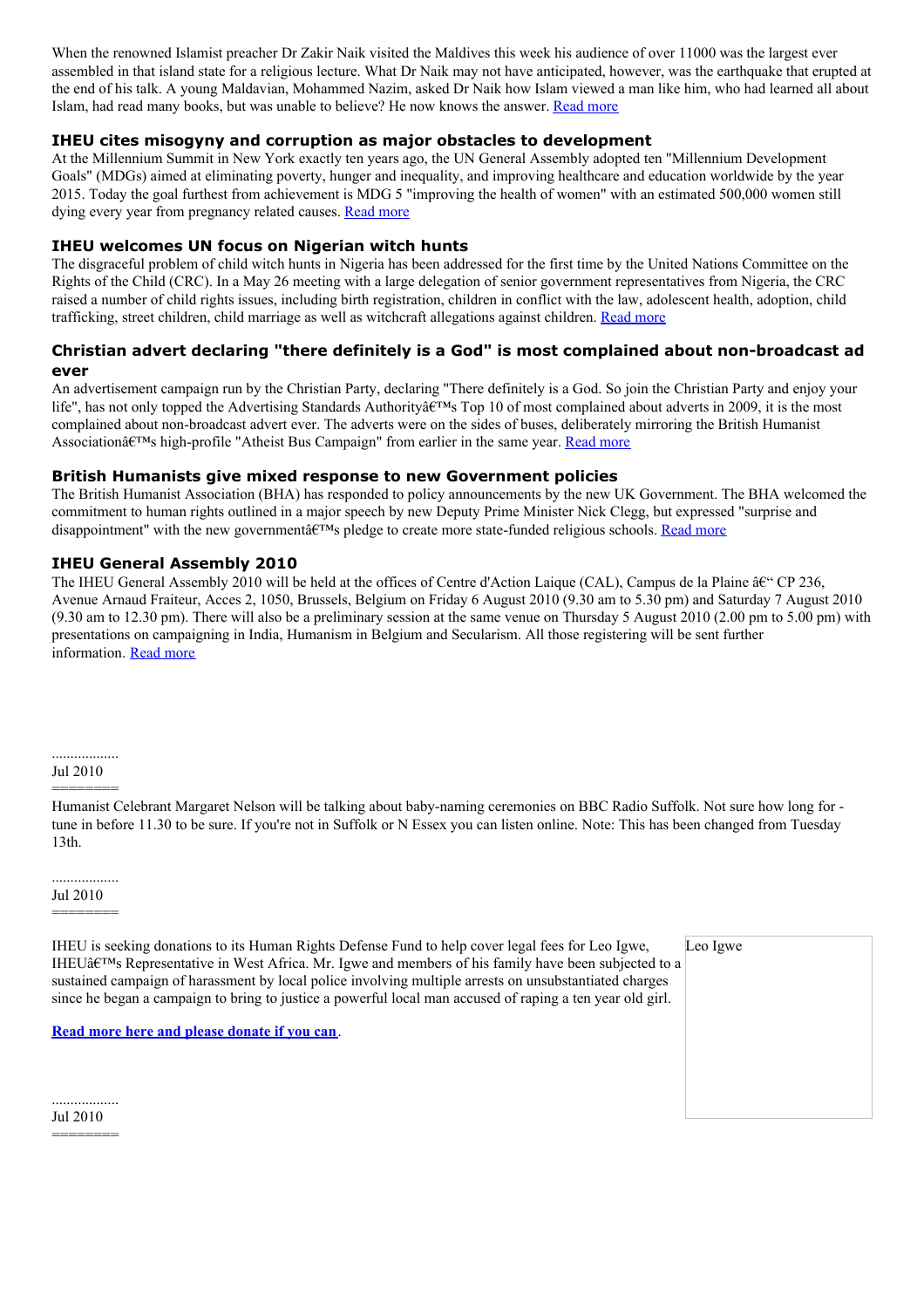When the renowned Islamist preacher Dr Zakir Naik visited the Maldives this week his audience of over 11000 was the largest ever assembled in that island state for a religious lecture. What Dr Naik may not have anticipated, however, was the earthquake that erupted at the end of his talk. A young Maldavian, Mohammed Nazim, asked Dr Naik how Islam viewed a man like him, who had learned all about Islam, had read many books, but was unable to believe? He now knows the answer. Read more

### IHEU cites misogyny and corruption as major obstacles to development

At the Millennium Summit in New York exactly ten years ago, the UN General Assembly adopted ten "Millennium Development Goals" (MDGs) aimed at eliminating poverty, hunger and inequality, and improving healthcare and education worldwide by the year 2015. Today the goal furthest from achievement is MDG 5 "improving the health of women" with an estimated 500,000 women still dying every year from pregnancy related causes. Read more

### IHEU welcomes UN focus on Nigerian witch hunts

The disgraceful problem of child witch hunts in Nigeria has been addressed for the first time by the United Nations Committee on the Rights of the Child (CRC). In a May 26 meeting with a large delegation of senior government representatives from Nigeria, the CRC raised a number of child rights issues, including birth registration, children in conflict with the law, adolescent health, adoption, child trafficking, street children, child marriage as well as witchcraft allegations against children. Read more

### Christian advert declaring "there definitely is a God" is most complained about non-broadcast ad ever

An advertisement campaign run by the Christian Party, declaring "There definitely is a God. So join the Christian Party and enjoy your life", has not only topped the Advertising Standards Authorityâ€™s Top 10 of most complained about adverts in 2009, it is the most complained about non-broadcast advert ever. The adverts were on the sides of buses, deliberately mirroring the British Humanist Associationâ€™s high-profile "Atheist Bus Campaign" from earlier in the same year. Read more

### British Humanists give mixed response to new Government policies

The British Humanist Association (BHA) has responded to policy announcements by the new UK Government. The BHA welcomed the commitment to human rights outlined in a major speech by new Deputy Prime Minister Nick Clegg, but expressed "surprise and disappointment" with the new governmentâ€™s pledge to create more state-funded religious schools. Read more

### IHEU General Assembly 2010

The IHEU General Assembly 2010 will be held at the offices of Centre d'Action Laique (CAL), Campus de la Plaine â€“ CP 236, Avenue Arnaud Fraiteur, Acces 2, 1050, Brussels, Belgium on Friday 6 August 2010 (9.30 am to 5.30 pm) and Saturday 7 August 2010 (9.30 am to 12.30 pm). There will also be a preliminary session at the same venue on Thursday 5 August 2010 (2.00 pm to 5.00 pm) with presentations on campaigning in India, Humanism in Belgium and Secularism. All those registering will be sent further information. Read more

..................
Jul 2010
========

Humanist Celebrant Margaret Nelson will be talking about baby-naming ceremonies on BBC Radio Suffolk. Not sure how long for - tune in before 11.30 to be sure. If you're not in Suffolk or N Essex you can listen online. Note: This has been changed from Tuesday 13th.

..................
Jul 2010
========

IHEU is seeking donations to its Human Rights Defense Fund to help cover legal fees for Leo Igwe, IHEUâ€™s Representative in West Africa. Mr. Igwe and members of his family have been subjected to a sustained campaign of harassment by local police involving multiple arrests on unsubstantiated charges since he began a campaign to bring to justice a powerful local man accused of raping a ten year old girl.

Leo Igwe

**Read more here and please donate if you can**.

..................
Jul 2010
========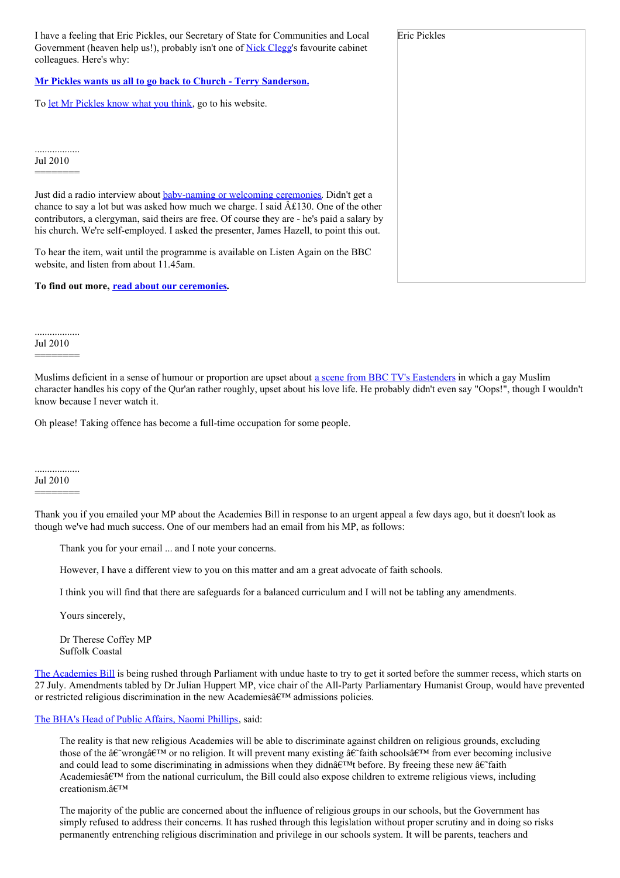I have a feeling that Eric Pickles, our Secretary of State for Communities and Local Government (heaven help us!), probably isn't one of Nick Clegg's favourite cabinet colleagues. Here's why:

**Mr Pickles wants us all to go back to Church - Terry Sanderson.**

To let Mr Pickles know what you think, go to his website.

Eric Pickles

..................
Jul 2010
========

Just did a radio interview about baby-naming or welcoming ceremonies. Didn't get a chance to say a lot but was asked how much we charge. I said Â£130. One of the other contributors, a clergyman, said theirs are free. Of course they are - he's paid a salary by his church. We're self-employed. I asked the presenter, James Hazell, to point this out.

To hear the item, wait until the programme is available on Listen Again on the BBC website, and listen from about 11.45am.

**To find out more, read about our ceremonies.**

..................
Jul 2010
========

Muslims deficient in a sense of humour or proportion are upset about a scene from BBC TV's Eastenders in which a gay Muslim character handles his copy of the Qur'an rather roughly, upset about his love life. He probably didn't even say "Oops!", though I wouldn't know because I never watch it.

Oh please! Taking offence has become a full-time occupation for some people.

..................
Jul 2010
========

Thank you if you emailed your MP about the Academies Bill in response to an urgent appeal a few days ago, but it doesn't look as though we've had much success. One of our members had an email from his MP, as follows:

> Thank you for your email ... and I note your concerns.
>
> However, I have a different view to you on this matter and am a great advocate of faith schools.
>
> I think you will find that there are safeguards for a balanced curriculum and I will not be tabling any amendments.
>
> Yours sincerely,
>
> Dr Therese Coffey MP
> Suffolk Coastal

The Academies Bill is being rushed through Parliament with undue haste to try to get it sorted before the summer recess, which starts on 27 July. Amendments tabled by Dr Julian Huppert MP, vice chair of the All-Party Parliamentary Humanist Group, would have prevented or restricted religious discrimination in the new Academiesâ€™ admissions policies.

The BHA's Head of Public Affairs, Naomi Phillips, said:

> The reality is that new religious Academies will be able to discriminate against children on religious grounds, excluding those of the â€˜wrongâ€™ or no religion. It will prevent many existing â€˜faith schoolsâ€™ from ever becoming inclusive and could lead to some discriminating in admissions when they didnâ€™t before. By freeing these new â€˜faith Academiesâ€™ from the national curriculum, the Bill could also expose children to extreme religious views, including creationism.â€™
>
> The majority of the public are concerned about the influence of religious groups in our schools, but the Government has simply refused to address their concerns. It has rushed through this legislation without proper scrutiny and in doing so risks permanently entrenching religious discrimination and privilege in our schools system. It will be parents, teachers and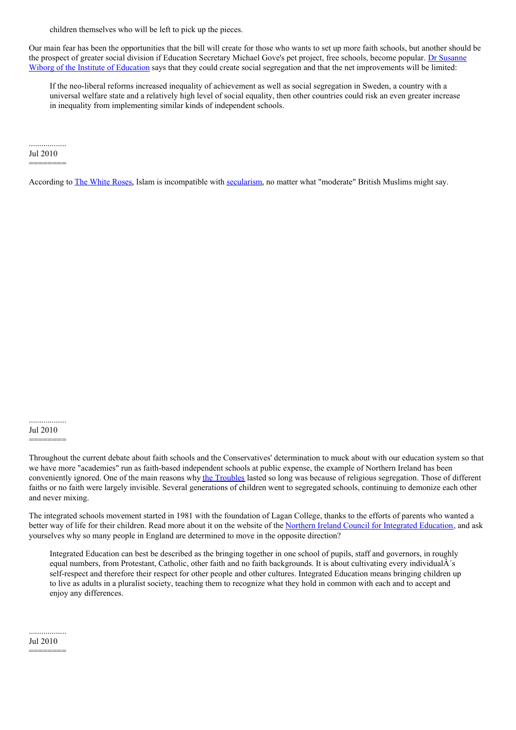children themselves who will be left to pick up the pieces.

Our main fear has been the opportunities that the bill will create for those who wants to set up more faith schools, but another should be the prospect of greater social division if Education Secretary Michael Gove's pet project, free schools, become popular. Dr Susanne Wiborg of the Institute of Education says that they could create social segregation and that the net improvements will be limited:

> If the neo-liberal reforms increased inequality of achievement as well as social segregation in Sweden, a country with a universal welfare state and a relatively high level of social equality, then other countries could risk an even greater increase in inequality from implementing similar kinds of independent schools.

..................
Jul 2010
========

According to The White Roses, Islam is incompatible with secularism, no matter what "moderate" British Muslims might say.

..................
Jul 2010
========

Throughout the current debate about faith schools and the Conservatives' determination to muck about with our education system so that we have more "academies" run as faith-based independent schools at public expense, the example of Northern Ireland has been conveniently ignored. One of the main reasons why the Troubles lasted so long was because of religious segregation. Those of different faiths or no faith were largely invisible. Several generations of children went to segregated schools, continuing to demonize each other and never mixing.

The integrated schools movement started in 1981 with the foundation of Lagan College, thanks to the efforts of parents who wanted a better way of life for their children. Read more about it on the website of the Northern Ireland Council for Integrated Education, and ask yourselves why so many people in England are determined to move in the opposite direction?

> Integrated Education can best be described as the bringing together in one school of pupils, staff and governors, in roughly equal numbers, from Protestant, Catholic, other faith and no faith backgrounds. It is about cultivating every individualÂ´s self-respect and therefore their respect for other people and other cultures. Integrated Education means bringing children up to live as adults in a pluralist society, teaching them to recognize what they hold in common with each and to accept and enjoy any differences.

..................
Jul 2010
========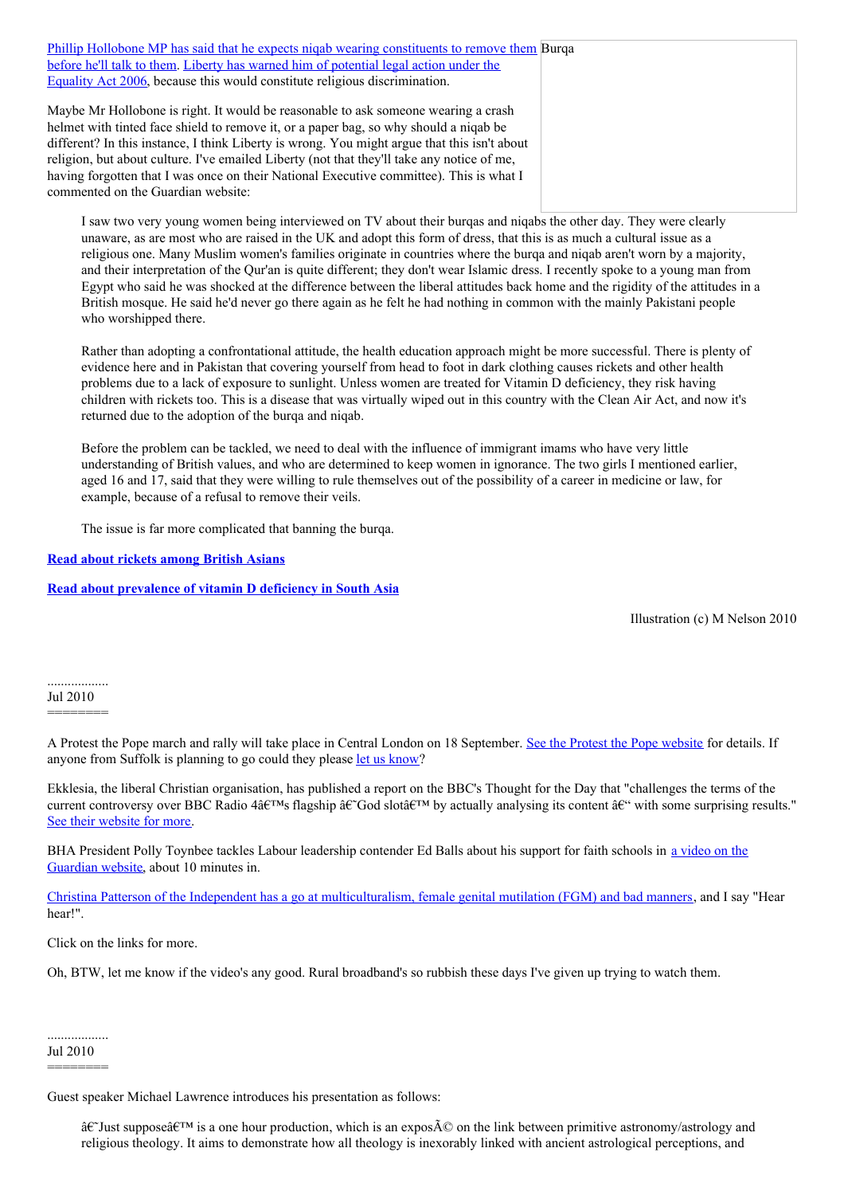Phillip Hollobone MP has said that he expects niqab wearing constituents to remove them before he'll talk to them. Liberty has warned him of potential legal action under the Equality Act 2006, because this would constitute religious discrimination.

Burqa

Maybe Mr Hollobone is right. It would be reasonable to ask someone wearing a crash helmet with tinted face shield to remove it, or a paper bag, so why should a niqab be different? In this instance, I think Liberty is wrong. You might argue that this isn't about religion, but about culture. I've emailed Liberty (not that they'll take any notice of me, having forgotten that I was once on their National Executive committee). This is what I commented on the Guardian website:

> I saw two very young women being interviewed on TV about their burqas and niqabs the other day. They were clearly unaware, as are most who are raised in the UK and adopt this form of dress, that this is as much a cultural issue as a religious one. Many Muslim women's families originate in countries where the burqa and niqab aren't worn by a majority, and their interpretation of the Qur'an is quite different; they don't wear Islamic dress. I recently spoke to a young man from Egypt who said he was shocked at the difference between the liberal attitudes back home and the rigidity of the attitudes in a British mosque. He said he'd never go there again as he felt he had nothing in common with the mainly Pakistani people who worshipped there.
>
> Rather than adopting a confrontational attitude, the health education approach might be more successful. There is plenty of evidence here and in Pakistan that covering yourself from head to foot in dark clothing causes rickets and other health problems due to a lack of exposure to sunlight. Unless women are treated for Vitamin D deficiency, they risk having children with rickets too. This is a disease that was virtually wiped out in this country with the Clean Air Act, and now it's returned due to the adoption of the burqa and niqab.
>
> Before the problem can be tackled, we need to deal with the influence of immigrant imams who have very little understanding of British values, and who are determined to keep women in ignorance. The two girls I mentioned earlier, aged 16 and 17, said that they were willing to rule themselves out of the possibility of a career in medicine or law, for example, because of a refusal to remove their veils.
>
> The issue is far more complicated that banning the burqa.

**Read about rickets among British Asians**

**Read about prevalence of vitamin D deficiency in South Asia**

Illustration (c) M Nelson 2010

..................
Jul 2010
========

A Protest the Pope march and rally will take place in Central London on 18 September. See the Protest the Pope website for details. If anyone from Suffolk is planning to go could they please let us know?

Ekklesia, the liberal Christian organisation, has published a report on the BBC's Thought for the Day that "challenges the terms of the current controversy over BBC Radio 4â€™s flagship â€˜God slotâ€™ by actually analysing its content â€" with some surprising results." See their website for more.

BHA President Polly Toynbee tackles Labour leadership contender Ed Balls about his support for faith schools in a video on the Guardian website, about 10 minutes in.

Christina Patterson of the Independent has a go at multiculturalism, female genital mutilation (FGM) and bad manners, and I say "Hear hear!".

Click on the links for more.

Oh, BTW, let me know if the video's any good. Rural broadband's so rubbish these days I've given up trying to watch them.

..................
Jul 2010
========

Guest speaker Michael Lawrence introduces his presentation as follows:

> â€˜Just supposeâ€™ is a one hour production, which is an exposÃ© on the link between primitive astronomy/astrology and religious theology. It aims to demonstrate how all theology is inexorably linked with ancient astrological perceptions, and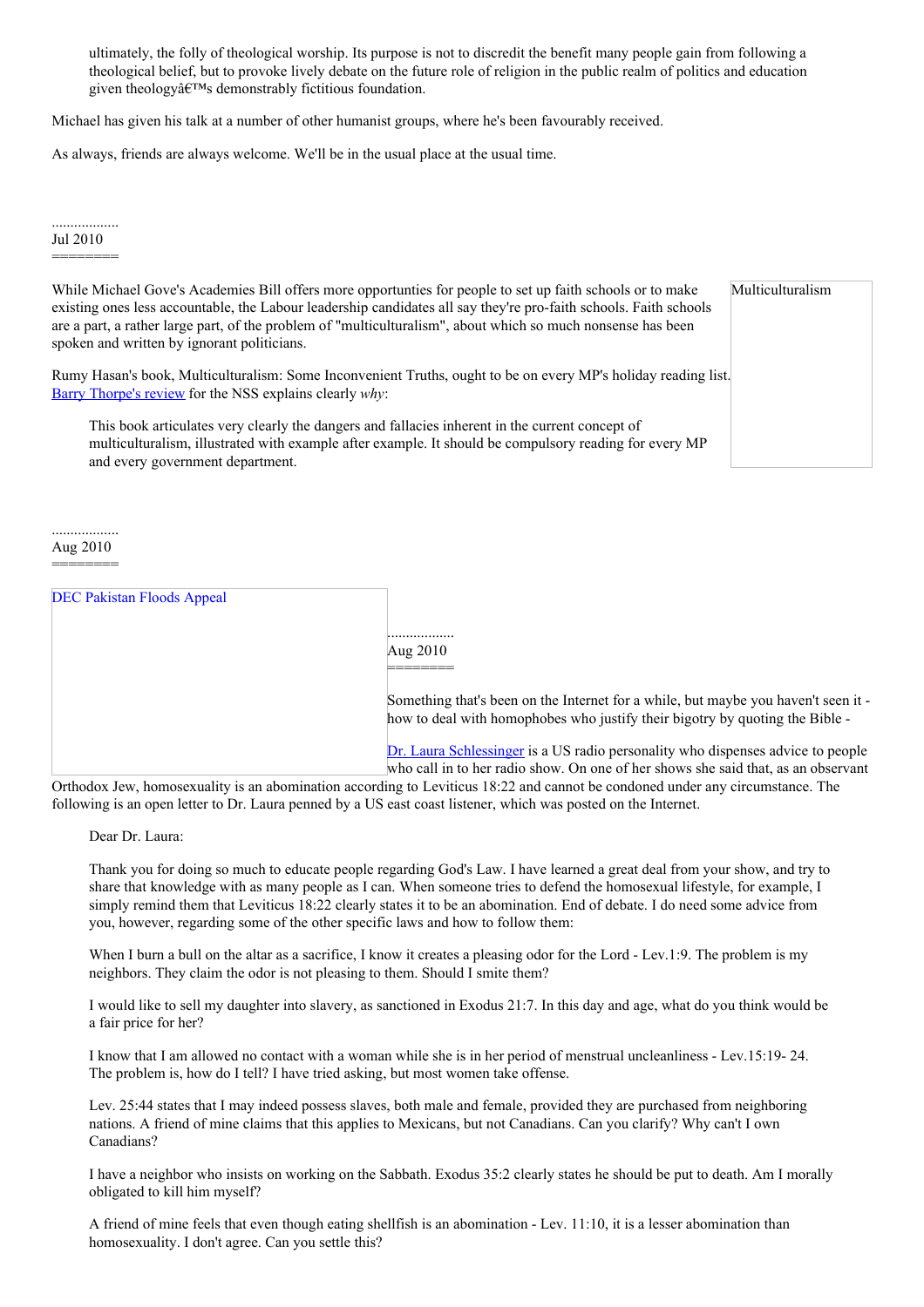> ultimately, the folly of theological worship. Its purpose is not to discredit the benefit many people gain from following a theological belief, but to provoke lively debate on the future role of religion in the public realm of politics and education given theologyâ€™s demonstrably fictitious foundation.

Michael has given his talk at a number of other humanist groups, where he's been favourably received.

As always, friends are always welcome. We'll be in the usual place at the usual time.

..................
Jul 2010
========

Multiculturalism

While Michael Gove's Academies Bill offers more opportunties for people to set up faith schools or to make existing ones less accountable, the Labour leadership candidates all say they're pro-faith schools. Faith schools are a part, a rather large part, of the problem of "multiculturalism", about which so much nonsense has been spoken and written by ignorant politicians.

Rumy Hasan's book, Multiculturalism: Some Inconvenient Truths, ought to be on every MP's holiday reading list. Barry Thorpe's review for the NSS explains clearly *why*:

> This book articulates very clearly the dangers and fallacies inherent in the current concept of multiculturalism, illustrated with example after example. It should be compulsory reading for every MP and every government department.

..................
Aug 2010
========

DEC Pakistan Floods Appeal

..................
Aug 2010
========

Something that's been on the Internet for a while, but maybe you haven't seen it - how to deal with homophobes who justify their bigotry by quoting the Bible -

Dr. Laura Schlessinger is a US radio personality who dispenses advice to people who call in to her radio show. On one of her shows she said that, as an observant Orthodox Jew, homosexuality is an abomination according to Leviticus 18:22 and cannot be condoned under any circumstance. The following is an open letter to Dr. Laura penned by a US east coast listener, which was posted on the Internet.

> Dear Dr. Laura:
>
> Thank you for doing so much to educate people regarding God's Law. I have learned a great deal from your show, and try to share that knowledge with as many people as I can. When someone tries to defend the homosexual lifestyle, for example, I simply remind them that Leviticus 18:22 clearly states it to be an abomination. End of debate. I do need some advice from you, however, regarding some of the other specific laws and how to follow them:
>
> When I burn a bull on the altar as a sacrifice, I know it creates a pleasing odor for the Lord - Lev.1:9. The problem is my neighbors. They claim the odor is not pleasing to them. Should I smite them?
>
> I would like to sell my daughter into slavery, as sanctioned in Exodus 21:7. In this day and age, what do you think would be a fair price for her?
>
> I know that I am allowed no contact with a woman while she is in her period of menstrual uncleanliness - Lev.15:19- 24. The problem is, how do I tell? I have tried asking, but most women take offense.
>
> Lev. 25:44 states that I may indeed possess slaves, both male and female, provided they are purchased from neighboring nations. A friend of mine claims that this applies to Mexicans, but not Canadians. Can you clarify? Why can't I own Canadians?
>
> I have a neighbor who insists on working on the Sabbath. Exodus 35:2 clearly states he should be put to death. Am I morally obligated to kill him myself?
>
> A friend of mine feels that even though eating shellfish is an abomination - Lev. 11:10, it is a lesser abomination than homosexuality. I don't agree. Can you settle this?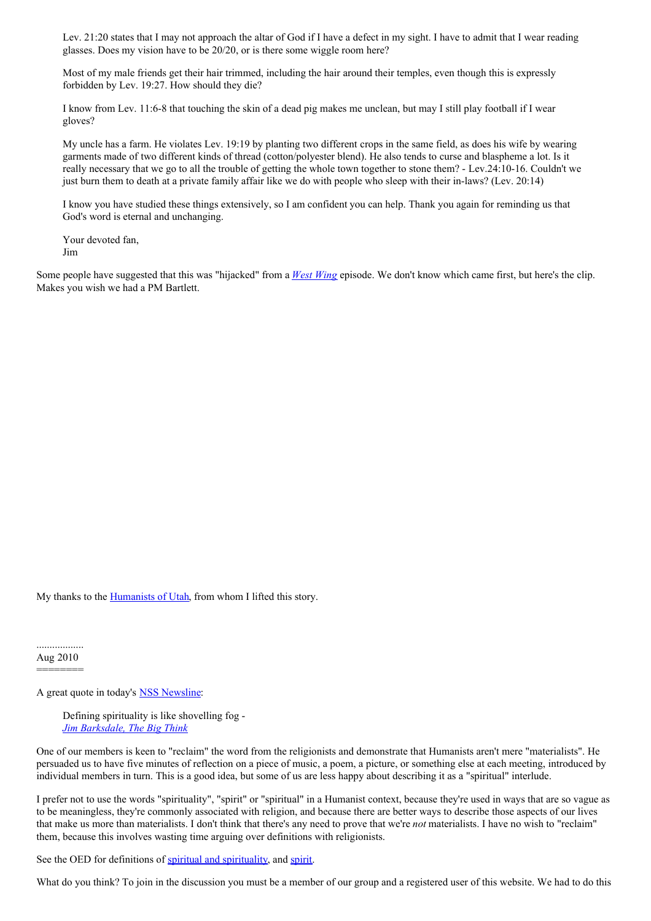> Lev. 21:20 states that I may not approach the altar of God if I have a defect in my sight. I have to admit that I wear reading glasses. Does my vision have to be 20/20, or is there some wiggle room here?
>
> Most of my male friends get their hair trimmed, including the hair around their temples, even though this is expressly forbidden by Lev. 19:27. How should they die?
>
> I know from Lev. 11:6-8 that touching the skin of a dead pig makes me unclean, but may I still play football if I wear gloves?
>
> My uncle has a farm. He violates Lev. 19:19 by planting two different crops in the same field, as does his wife by wearing garments made of two different kinds of thread (cotton/polyester blend). He also tends to curse and blaspheme a lot. Is it really necessary that we go to all the trouble of getting the whole town together to stone them? - Lev.24:10-16. Couldn't we just burn them to death at a private family affair like we do with people who sleep with their in-laws? (Lev. 20:14)
>
> I know you have studied these things extensively, so I am confident you can help. Thank you again for reminding us that God's word is eternal and unchanging.
>
> Your devoted fan,
> Jim

Some people have suggested that this was "hijacked" from a *West Wing* episode. We don't know which came first, but here's the clip. Makes you wish we had a PM Bartlett.

My thanks to the Humanists of Utah, from whom I lifted this story.

..................
Aug 2010
========

A great quote in today's NSS Newsline:

> Defining spirituality is like shovelling fog -
> *Jim Barksdale, The Big Think*

One of our members is keen to "reclaim" the word from the religionists and demonstrate that Humanists aren't mere "materialists". He persuaded us to have five minutes of reflection on a piece of music, a poem, a picture, or something else at each meeting, introduced by individual members in turn. This is a good idea, but some of us are less happy about describing it as a "spiritual" interlude.

I prefer not to use the words "spirituality", "spirit" or "spiritual" in a Humanist context, because they're used in ways that are so vague as to be meaningless, they're commonly associated with religion, and because there are better ways to describe those aspects of our lives that make us more than materialists. I don't think that there's any need to prove that we're *not* materialists. I have no wish to "reclaim" them, because this involves wasting time arguing over definitions with religionists.

See the OED for definitions of spiritual and spirituality, and spirit.

What do you think? To join in the discussion you must be a member of our group and a registered user of this website. We had to do this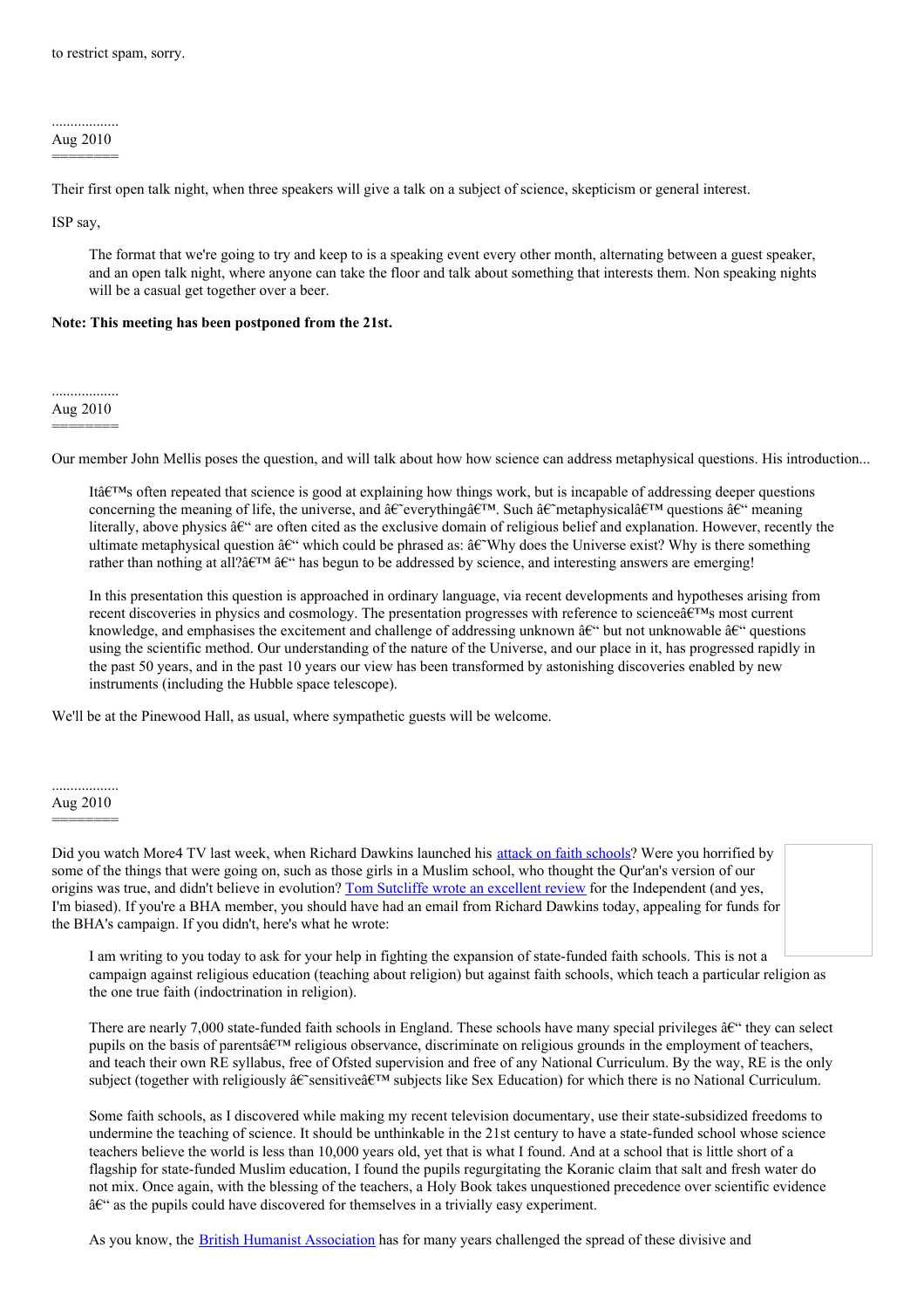to restrict spam, sorry.

..................
Aug 2010
========

Their first open talk night, when three speakers will give a talk on a subject of science, skepticism or general interest.

ISP say,

> The format that we're going to try and keep to is a speaking event every other month, alternating between a guest speaker, and an open talk night, where anyone can take the floor and talk about something that interests them. Non speaking nights will be a casual get together over a beer.

**Note: This meeting has been postponed from the 21st.**

..................
Aug 2010
========

Our member John Mellis poses the question, and will talk about how how science can address metaphysical questions. His introduction...

> Itâ€™s often repeated that science is good at explaining how things work, but is incapable of addressing deeper questions concerning the meaning of life, the universe, and â€˜everythingâ€™. Such â€˜metaphysicalâ€™ questions â€“ meaning literally, above physics â€“ are often cited as the exclusive domain of religious belief and explanation. However, recently the ultimate metaphysical question â€“ which could be phrased as: â€˜Why does the Universe exist? Why is there something rather than nothing at all?â€™ â€“ has begun to be addressed by science, and interesting answers are emerging!
>
> In this presentation this question is approached in ordinary language, via recent developments and hypotheses arising from recent discoveries in physics and cosmology. The presentation progresses with reference to scienceâ€™s most current knowledge, and emphasises the excitement and challenge of addressing unknown â€“ but not unknowable â€“ questions using the scientific method. Our understanding of the nature of the Universe, and our place in it, has progressed rapidly in the past 50 years, and in the past 10 years our view has been transformed by astonishing discoveries enabled by new instruments (including the Hubble space telescope).

We'll be at the Pinewood Hall, as usual, where sympathetic guests will be welcome.

..................
Aug 2010
========

Did you watch More4 TV last week, when Richard Dawkins launched his attack on faith schools? Were you horrified by some of the things that were going on, such as those girls in a Muslim school, who thought the Qur'an's version of our origins was true, and didn't believe in evolution? Tom Sutcliffe wrote an excellent review for the Independent (and yes, I'm biased). If you're a BHA member, you should have had an email from Richard Dawkins today, appealing for funds for the BHA's campaign. If you didn't, here's what he wrote:

> I am writing to you today to ask for your help in fighting the expansion of state-funded faith schools. This is not a campaign against religious education (teaching about religion) but against faith schools, which teach a particular religion as the one true faith (indoctrination in religion).
>
> There are nearly 7,000 state-funded faith schools in England. These schools have many special privileges â€“ they can select pupils on the basis of parentsâ€™ religious observance, discriminate on religious grounds in the employment of teachers, and teach their own RE syllabus, free of Ofsted supervision and free of any National Curriculum. By the way, RE is the only subject (together with religiously â€˜sensitiveâ€™ subjects like Sex Education) for which there is no National Curriculum.
>
> Some faith schools, as I discovered while making my recent television documentary, use their state-subsidized freedoms to undermine the teaching of science. It should be unthinkable in the 21st century to have a state-funded school whose science teachers believe the world is less than 10,000 years old, yet that is what I found. And at a school that is little short of a flagship for state-funded Muslim education, I found the pupils regurgitating the Koranic claim that salt and fresh water do not mix. Once again, with the blessing of the teachers, a Holy Book takes unquestioned precedence over scientific evidence â€“ as the pupils could have discovered for themselves in a trivially easy experiment.
>
> As you know, the British Humanist Association has for many years challenged the spread of these divisive and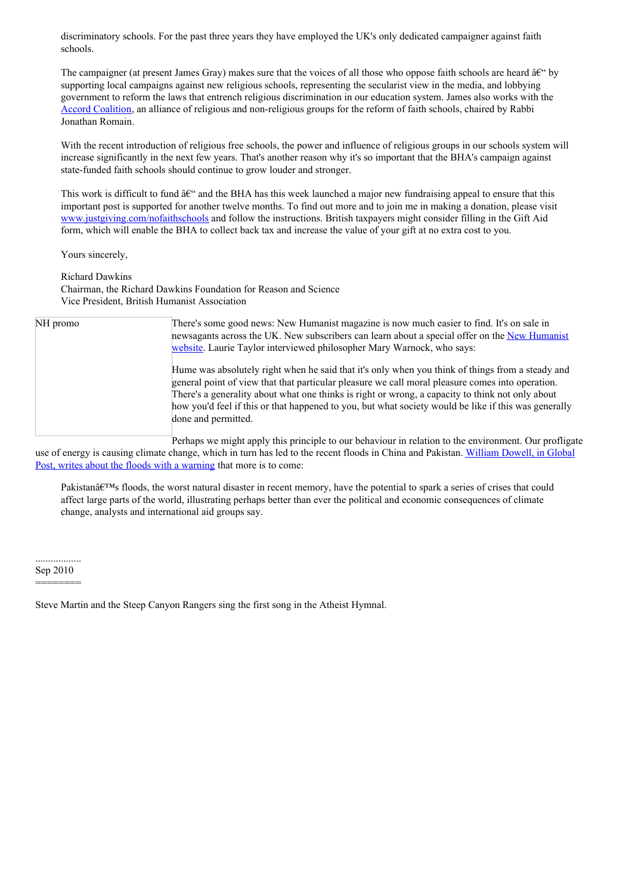discriminatory schools. For the past three years they have employed the UK's only dedicated campaigner against faith schools.

The campaigner (at present James Gray) makes sure that the voices of all those who oppose faith schools are heard â€“ by supporting local campaigns against new religious schools, representing the secularist view in the media, and lobbying government to reform the laws that entrench religious discrimination in our education system. James also works with the [Accord Coalition](), an alliance of religious and non-religious groups for the reform of faith schools, chaired by Rabbi Jonathan Romain.

With the recent introduction of religious free schools, the power and influence of religious groups in our schools system will increase significantly in the next few years. That's another reason why it's so important that the BHA's campaign against state-funded faith schools should continue to grow louder and stronger.

This work is difficult to fund â€“ and the BHA has this week launched a major new fundraising appeal to ensure that this important post is supported for another twelve months. To find out more and to join me in making a donation, please visit [www.justgiving.com/nofaithschools]() and follow the instructions. British taxpayers might consider filling in the Gift Aid form, which will enable the BHA to collect back tax and increase the value of your gift at no extra cost to you.

Yours sincerely,

Richard Dawkins
Chairman, the Richard Dawkins Foundation for Reason and Science
Vice President, British Humanist Association

NH promo

There's some good news: New Humanist magazine is now much easier to find. It's on sale in newsagants across the UK. New subscribers can learn about a special offer on the [New Humanist website](). Laurie Taylor interviewed philosopher Mary Warnock, who says:

> Hume was absolutely right when he said that it's only when you think of things from a steady and general point of view that that particular pleasure we call moral pleasure comes into operation. There's a generality about what one thinks is right or wrong, a capacity to think not only about how you'd feel if this or that happened to you, but what society would be like if this was generally done and permitted.

Perhaps we might apply this principle to our behaviour in relation to the environment. Our profligate use of energy is causing climate change, which in turn has led to the recent floods in China and Pakistan. [William Dowell, in Global Post, writes about the floods with a warning]() that more is to come:

> Pakistanâ€™s floods, the worst natural disaster in recent memory, have the potential to spark a series of crises that could affect large parts of the world, illustrating perhaps better than ever the political and economic consequences of climate change, analysts and international aid groups say.

..................
Sep 2010
========

Steve Martin and the Steep Canyon Rangers sing the first song in the Atheist Hymnal.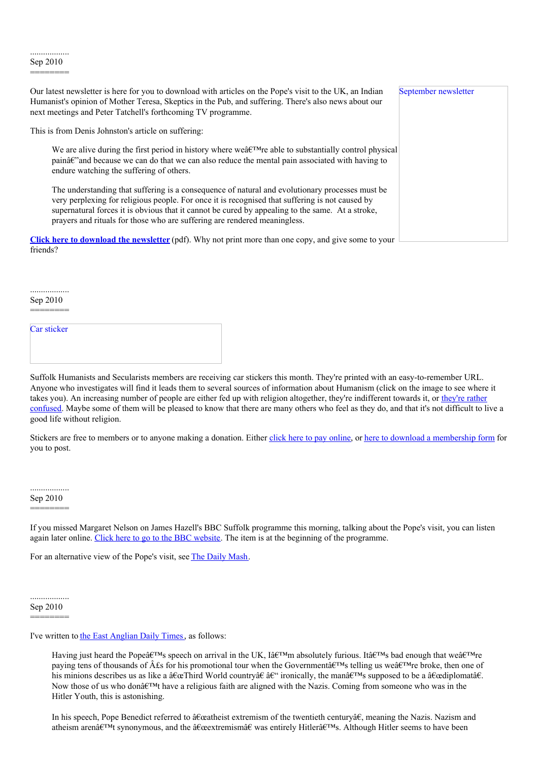..................
Sep 2010
========

Our latest newsletter is here for you to download with articles on the Pope's visit to the UK, an Indian Humanist's opinion of Mother Teresa, Skeptics in the Pub, and suffering. There's also news about our next meetings and Peter Tatchell's forthcoming TV programme.

September newsletter

This is from Denis Johnston's article on suffering:

> We are alive during the first period in history where weâ€™re able to substantially control physical painâ€"and because we can do that we can also reduce the mental pain associated with having to endure watching the suffering of others.
>
> The understanding that suffering is a consequence of natural and evolutionary processes must be very perplexing for religious people. For once it is recognised that suffering is not caused by supernatural forces it is obvious that it cannot be cured by appealing to the same. At a stroke, prayers and rituals for those who are suffering are rendered meaningless.

**Click here to download the newsletter** (pdf). Why not print more than one copy, and give some to your friends?

..................
Sep 2010
========

Car sticker

Suffolk Humanists and Secularists members are receiving car stickers this month. They're printed with an easy-to-remember URL. Anyone who investigates will find it leads them to several sources of information about Humanism (click on the image to see where it takes you). An increasing number of people are either fed up with religion altogether, they're indifferent towards it, or they're rather confused. Maybe some of them will be pleased to know that there are many others who feel as they do, and that it's not difficult to live a good life without religion.

Stickers are free to members or to anyone making a donation. Either click here to pay online, or here to download a membership form for you to post.

..................
Sep 2010
========

If you missed Margaret Nelson on James Hazell's BBC Suffolk programme this morning, talking about the Pope's visit, you can listen again later online. Click here to go to the BBC website. The item is at the beginning of the programme.

For an alternative view of the Pope's visit, see The Daily Mash.

..................
Sep 2010
========

I've written to the East Anglian Daily Times, as follows:

> Having just heard the Popeâ€™s speech on arrival in the UK, Iâ€™m absolutely furious. Itâ€™s bad enough that weâ€™re paying tens of thousands of Â£s for his promotional tour when the Governmentâ€™s telling us weâ€™re broke, then one of his minions describes us as like a â€œThird World countryâ€ â€" ironically, the manâ€™s supposed to be a â€œdiplomatâ€. Now those of us who donâ€™t have a religious faith are aligned with the Nazis. Coming from someone who was in the Hitler Youth, this is astonishing.
>
> In his speech, Pope Benedict referred to â€œatheist extremism of the twentieth centuryâ€, meaning the Nazis. Nazism and atheism arenâ€™t synonymous, and the â€œextremismâ€ was entirely Hitlerâ€™s. Although Hitler seems to have been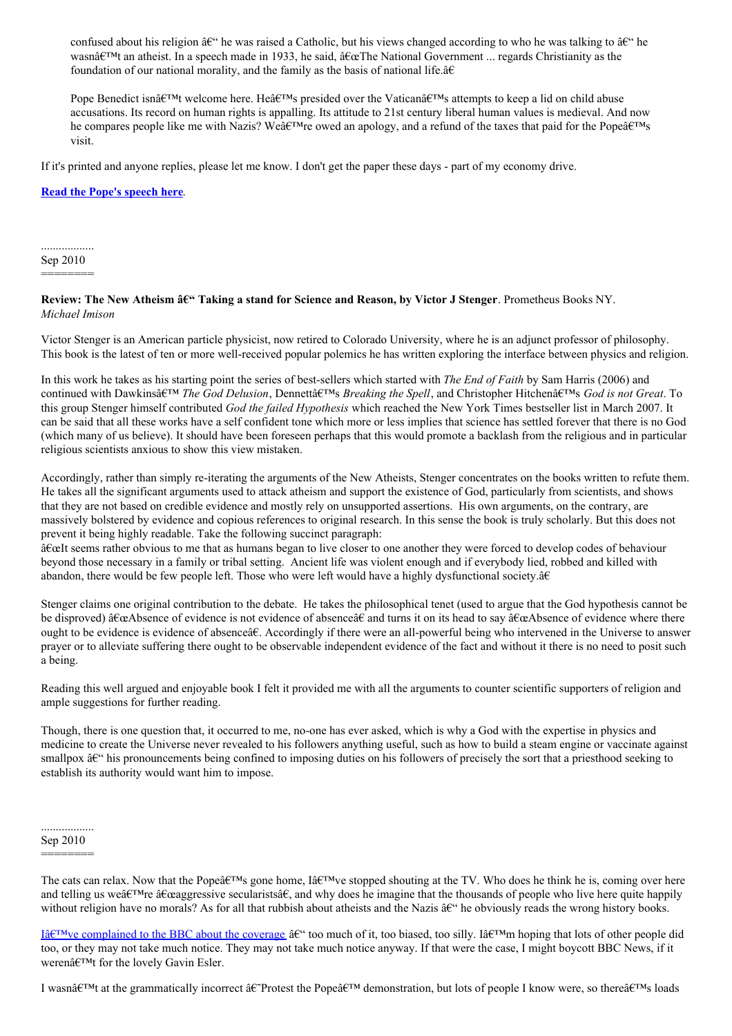confused about his religion â€" he was raised a Catholic, but his views changed according to who he was talking to â€" he wasnâ€™t an atheist. In a speech made in 1933, he said, â€œThe National Government ... regards Christianity as the foundation of our national morality, and the family as the basis of national life.â€

Pope Benedict isnâ€™t welcome here. Heâ€™s presided over the Vaticanâ€™s attempts to keep a lid on child abuse accusations. Its record on human rights is appalling. Its attitude to 21st century liberal human values is medieval. And now he compares people like me with Nazis? Weâ€™re owed an apology, and a refund of the taxes that paid for the Popeâ€™s visit.

If it's printed and anyone replies, please let me know. I don't get the paper these days - part of my economy drive.

**Read the Pope's speech here**.

..................
Sep 2010
========

**Review: The New Atheism â€" Taking a stand for Science and Reason, by Victor J Stenger**. Prometheus Books NY.
*Michael Imison*

Victor Stenger is an American particle physicist, now retired to Colorado University, where he is an adjunct professor of philosophy. This book is the latest of ten or more well-received popular polemics he has written exploring the interface between physics and religion.

In this work he takes as his starting point the series of best-sellers which started with *The End of Faith* by Sam Harris (2006) and continued with Dawkinsâ€™ *The God Delusion*, Dennettâ€™s *Breaking the Spell*, and Christopher Hitchenâ€™s *God is not Great*. To this group Stenger himself contributed *God the failed Hypothesis* which reached the New York Times bestseller list in March 2007. It can be said that all these works have a self confident tone which more or less implies that science has settled forever that there is no God (which many of us believe). It should have been foreseen perhaps that this would promote a backlash from the religious and in particular religious scientists anxious to show this view mistaken.

Accordingly, rather than simply re-iterating the arguments of the New Atheists, Stenger concentrates on the books written to refute them. He takes all the significant arguments used to attack atheism and support the existence of God, particularly from scientists, and shows that they are not based on credible evidence and mostly rely on unsupported assertions. His own arguments, on the contrary, are massively bolstered by evidence and copious references to original research. In this sense the book is truly scholarly. But this does not prevent it being highly readable. Take the following succinct paragraph:
â€œIt seems rather obvious to me that as humans began to live closer to one another they were forced to develop codes of behaviour beyond those necessary in a family or tribal setting. Ancient life was violent enough and if everybody lied, robbed and killed with abandon, there would be few people left. Those who were left would have a highly dysfunctional society.â€

Stenger claims one original contribution to the debate. He takes the philosophical tenet (used to argue that the God hypothesis cannot be be disproved) â€œAbsence of evidence is not evidence of absenceâ€ and turns it on its head to say â€œAbsence of evidence where there ought to be evidence is evidence of absenceâ€. Accordingly if there were an all-powerful being who intervened in the Universe to answer prayer or to alleviate suffering there ought to be observable independent evidence of the fact and without it there is no need to posit such a being.

Reading this well argued and enjoyable book I felt it provided me with all the arguments to counter scientific supporters of religion and ample suggestions for further reading.

Though, there is one question that, it occurred to me, no-one has ever asked, which is why a God with the expertise in physics and medicine to create the Universe never revealed to his followers anything useful, such as how to build a steam engine or vaccinate against smallpox â€" his pronouncements being confined to imposing duties on his followers of precisely the sort that a priesthood seeking to establish its authority would want him to impose.

..................
Sep 2010
========

The cats can relax. Now that the Popeâ€™s gone home, Iâ€™ve stopped shouting at the TV. Who does he think he is, coming over here and telling us weâ€™re â€œaggressive secularistsâ€, and why does he imagine that the thousands of people who live here quite happily without religion have no morals? As for all that rubbish about atheists and the Nazis â€" he obviously reads the wrong history books.

Iâ€™ve complained to the BBC about the coverage â€" too much of it, too biased, too silly. Iâ€™m hoping that lots of other people did too, or they may not take much notice. They may not take much notice anyway. If that were the case, I might boycott BBC News, if it werenâ€™t for the lovely Gavin Esler.

I wasnâ€™t at the grammatically incorrect â€˜Protest the Popeâ€™ demonstration, but lots of people I know were, so thereâ€™s loads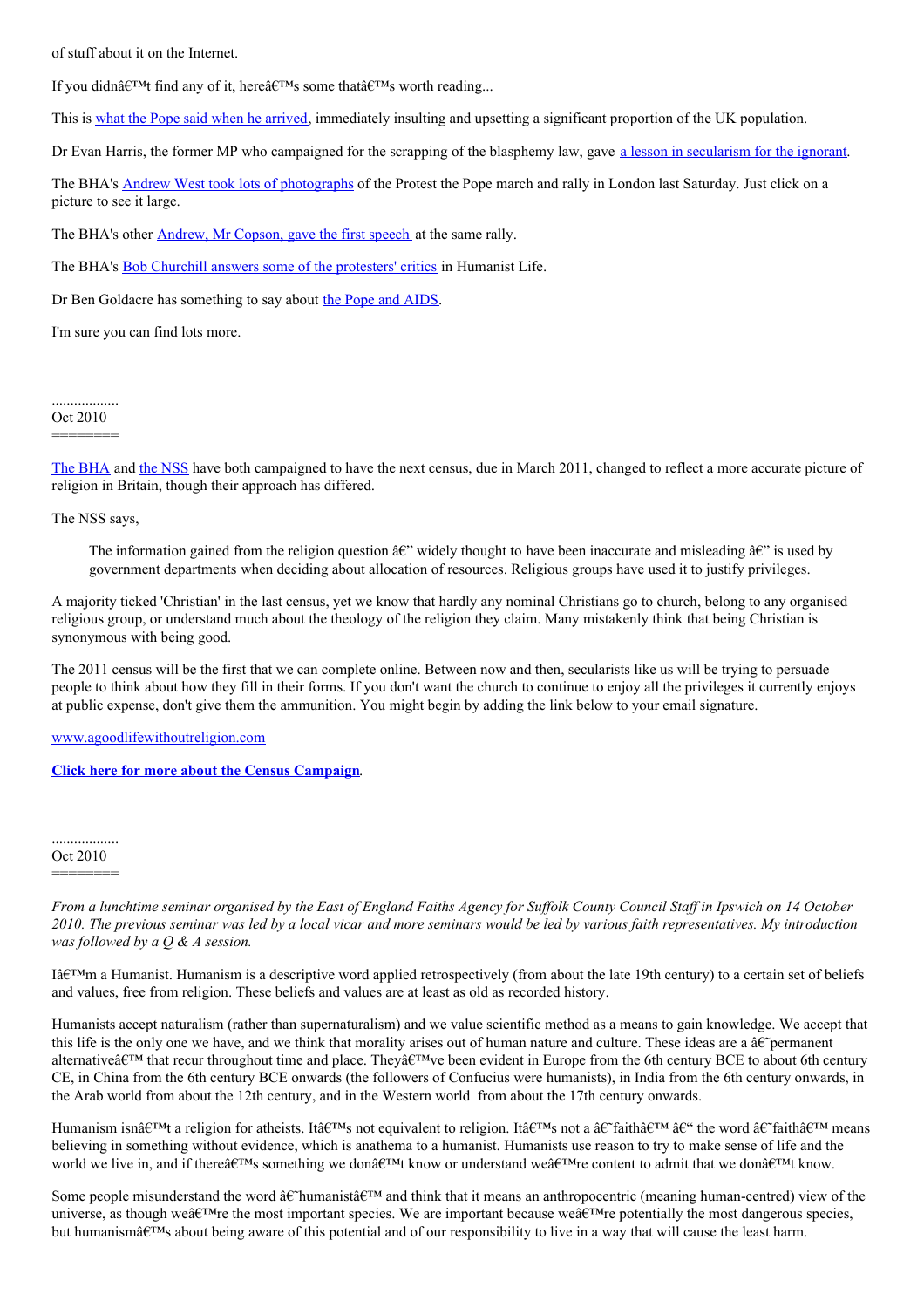of stuff about it on the Internet.

If you didnâ€™t find any of it, hereâ€™s some thatâ€™s worth reading...

This is what the Pope said when he arrived, immediately insulting and upsetting a significant proportion of the UK population.

Dr Evan Harris, the former MP who campaigned for the scrapping of the blasphemy law, gave a lesson in secularism for the ignorant.

The BHA's Andrew West took lots of photographs of the Protest the Pope march and rally in London last Saturday. Just click on a picture to see it large.

The BHA's other Andrew, Mr Copson, gave the first speech at the same rally.

The BHA's Bob Churchill answers some of the protesters' critics in Humanist Life.

Dr Ben Goldacre has something to say about the Pope and AIDS.

I'm sure you can find lots more.

..................

Oct 2010

========

The BHA and the NSS have both campaigned to have the next census, due in March 2011, changed to reflect a more accurate picture of religion in Britain, though their approach has differed.

The NSS says,

> The information gained from the religion question â€" widely thought to have been inaccurate and misleading â€" is used by government departments when deciding about allocation of resources. Religious groups have used it to justify privileges.

A majority ticked 'Christian' in the last census, yet we know that hardly any nominal Christians go to church, belong to any organised religious group, or understand much about the theology of the religion they claim. Many mistakenly think that being Christian is synonymous with being good.

The 2011 census will be the first that we can complete online. Between now and then, secularists like us will be trying to persuade people to think about how they fill in their forms. If you don't want the church to continue to enjoy all the privileges it currently enjoys at public expense, don't give them the ammunition. You might begin by adding the link below to your email signature.

www.agoodlifewithoutreligion.com

**Click here for more about the Census Campaign**.

..................

Oct 2010

========

*From a lunchtime seminar organised by the East of England Faiths Agency for Suffolk County Council Staff in Ipswich on 14 October 2010. The previous seminar was led by a local vicar and more seminars would be led by various faith representatives. My introduction was followed by a Q & A session.*

Iâ€™m a Humanist. Humanism is a descriptive word applied retrospectively (from about the late 19th century) to a certain set of beliefs and values, free from religion. These beliefs and values are at least as old as recorded history.

Humanists accept naturalism (rather than supernaturalism) and we value scientific method as a means to gain knowledge. We accept that this life is the only one we have, and we think that morality arises out of human nature and culture. These ideas are a â€˜permanent alternativeâ€™ that recur throughout time and place. Theyâ€™ve been evident in Europe from the 6th century BCE to about 6th century CE, in China from the 6th century BCE onwards (the followers of Confucius were humanists), in India from the 6th century onwards, in the Arab world from about the 12th century, and in the Western world from about the 17th century onwards.

Humanism isnâ€™t a religion for atheists. Itâ€™s not equivalent to religion. Itâ€™s not a â€˜faithâ€™ â€" the word â€˜faithâ€™ means believing in something without evidence, which is anathema to a humanist. Humanists use reason to try to make sense of life and the world we live in, and if thereâ€™s something we donâ€™t know or understand weâ€™re content to admit that we donâ€™t know.

Some people misunderstand the word â€˜humanistâ€™ and think that it means an anthropocentric (meaning human-centred) view of the universe, as though weâ€™re the most important species. We are important because weâ€™re potentially the most dangerous species, but humanismâ€™s about being aware of this potential and of our responsibility to live in a way that will cause the least harm.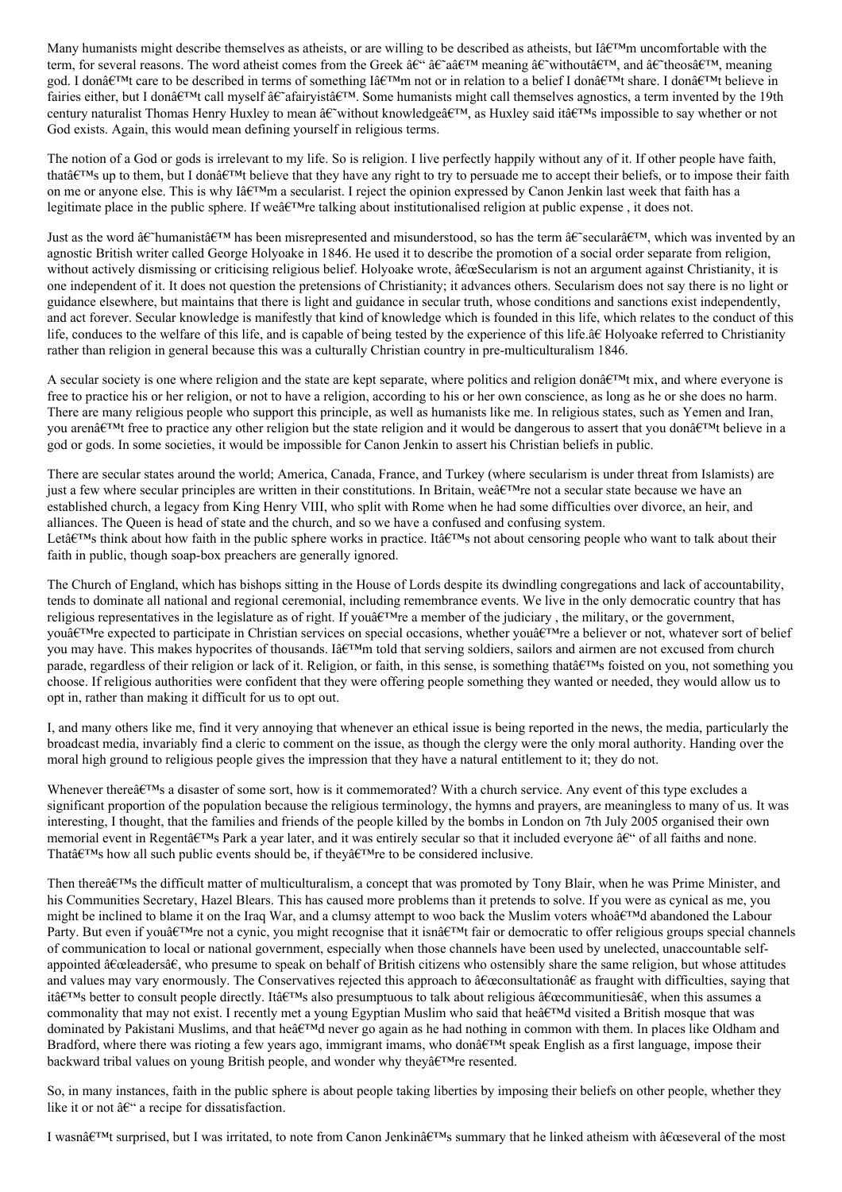Many humanists might describe themselves as atheists, or are willing to be described as atheists, but I'm uncomfortable with the term, for several reasons. The word atheist comes from the Greek – 'a' meaning 'without', and 'theos', meaning god. I don't care to be described in terms of something I'm not or in relation to a belief I don't share. I don't believe in fairies either, but I don't call myself 'afairyist'. Some humanists might call themselves agnostics, a term invented by the 19th century naturalist Thomas Henry Huxley to mean 'without knowledge', as Huxley said it's impossible to say whether or not God exists. Again, this would mean defining yourself in religious terms.

The notion of a God or gods is irrelevant to my life. So is religion. I live perfectly happily without any of it. If other people have faith, that's up to them, but I don't believe that they have any right to try to persuade me to accept their beliefs, or to impose their faith on me or anyone else. This is why I'm a secularist. I reject the opinion expressed by Canon Jenkin last week that faith has a legitimate place in the public sphere. If we're talking about institutionalised religion at public expense , it does not.

Just as the word 'humanist' has been misrepresented and misunderstood, so has the term 'secular', which was invented by an agnostic British writer called George Holyoake in 1846. He used it to describe the promotion of a social order separate from religion, without actively dismissing or criticising religious belief. Holyoake wrote, “Secularism is not an argument against Christianity, it is one independent of it. It does not question the pretensions of Christianity; it advances others. Secularism does not say there is no light or guidance elsewhere, but maintains that there is light and guidance in secular truth, whose conditions and sanctions exist independently, and act forever. Secular knowledge is manifestly that kind of knowledge which is founded in this life, which relates to the conduct of this life, conduces to the welfare of this life, and is capable of being tested by the experience of this life.” Holyoake referred to Christianity rather than religion in general because this was a culturally Christian country in pre-multiculturalism 1846.

A secular society is one where religion and the state are kept separate, where politics and religion don't mix, and where everyone is free to practice his or her religion, or not to have a religion, according to his or her own conscience, as long as he or she does no harm. There are many religious people who support this principle, as well as humanists like me. In religious states, such as Yemen and Iran, you aren't free to practice any other religion but the state religion and it would be dangerous to assert that you don't believe in a god or gods. In some societies, it would be impossible for Canon Jenkin to assert his Christian beliefs in public.

There are secular states around the world; America, Canada, France, and Turkey (where secularism is under threat from Islamists) are just a few where secular principles are written in their constitutions. In Britain, we're not a secular state because we have an established church, a legacy from King Henry VIII, who split with Rome when he had some difficulties over divorce, an heir, and alliances. The Queen is head of state and the church, and so we have a confused and confusing system.
Let's think about how faith in the public sphere works in practice. It's not about censoring people who want to talk about their faith in public, though soap-box preachers are generally ignored.

The Church of England, which has bishops sitting in the House of Lords despite its dwindling congregations and lack of accountability, tends to dominate all national and regional ceremonial, including remembrance events. We live in the only democratic country that has religious representatives in the legislature as of right. If you're a member of the judiciary , the military, or the government, you're expected to participate in Christian services on special occasions, whether you're a believer or not, whatever sort of belief you may have. This makes hypocrites of thousands. I'm told that serving soldiers, sailors and airmen are not excused from church parade, regardless of their religion or lack of it. Religion, or faith, in this sense, is something that's foisted on you, not something you choose. If religious authorities were confident that they were offering people something they wanted or needed, they would allow us to opt in, rather than making it difficult for us to opt out.

I, and many others like me, find it very annoying that whenever an ethical issue is being reported in the news, the media, particularly the broadcast media, invariably find a cleric to comment on the issue, as though the clergy were the only moral authority. Handing over the moral high ground to religious people gives the impression that they have a natural entitlement to it; they do not.

Whenever there's a disaster of some sort, how is it commemorated? With a church service. Any event of this type excludes a significant proportion of the population because the religious terminology, the hymns and prayers, are meaningless to many of us. It was interesting, I thought, that the families and friends of the people killed by the bombs in London on 7th July 2005 organised their own memorial event in Regent's Park a year later, and it was entirely secular so that it included everyone – of all faiths and none. That's how all such public events should be, if they're to be considered inclusive.

Then there's the difficult matter of multiculturalism, a concept that was promoted by Tony Blair, when he was Prime Minister, and his Communities Secretary, Hazel Blears. This has caused more problems than it pretends to solve. If you were as cynical as me, you might be inclined to blame it on the Iraq War, and a clumsy attempt to woo back the Muslim voters who'd abandoned the Labour Party. But even if you're not a cynic, you might recognise that it isn't fair or democratic to offer religious groups special channels of communication to local or national government, especially when those channels have been used by unelected, unaccountable self-appointed “leaders”, who presume to speak on behalf of British citizens who ostensibly share the same religion, but whose attitudes and values may vary enormously. The Conservatives rejected this approach to “consultation” as fraught with difficulties, saying that it's better to consult people directly. It's also presumptuous to talk about religious “communities”, when this assumes a commonality that may not exist. I recently met a young Egyptian Muslim who said that he'd visited a British mosque that was dominated by Pakistani Muslims, and that he'd never go again as he had nothing in common with them. In places like Oldham and Bradford, where there was rioting a few years ago, immigrant imams, who don't speak English as a first language, impose their backward tribal values on young British people, and wonder why they're resented.

So, in many instances, faith in the public sphere is about people taking liberties by imposing their beliefs on other people, whether they like it or not – a recipe for dissatisfaction.

I wasn't surprised, but I was irritated, to note from Canon Jenkin's summary that he linked atheism with “several of the most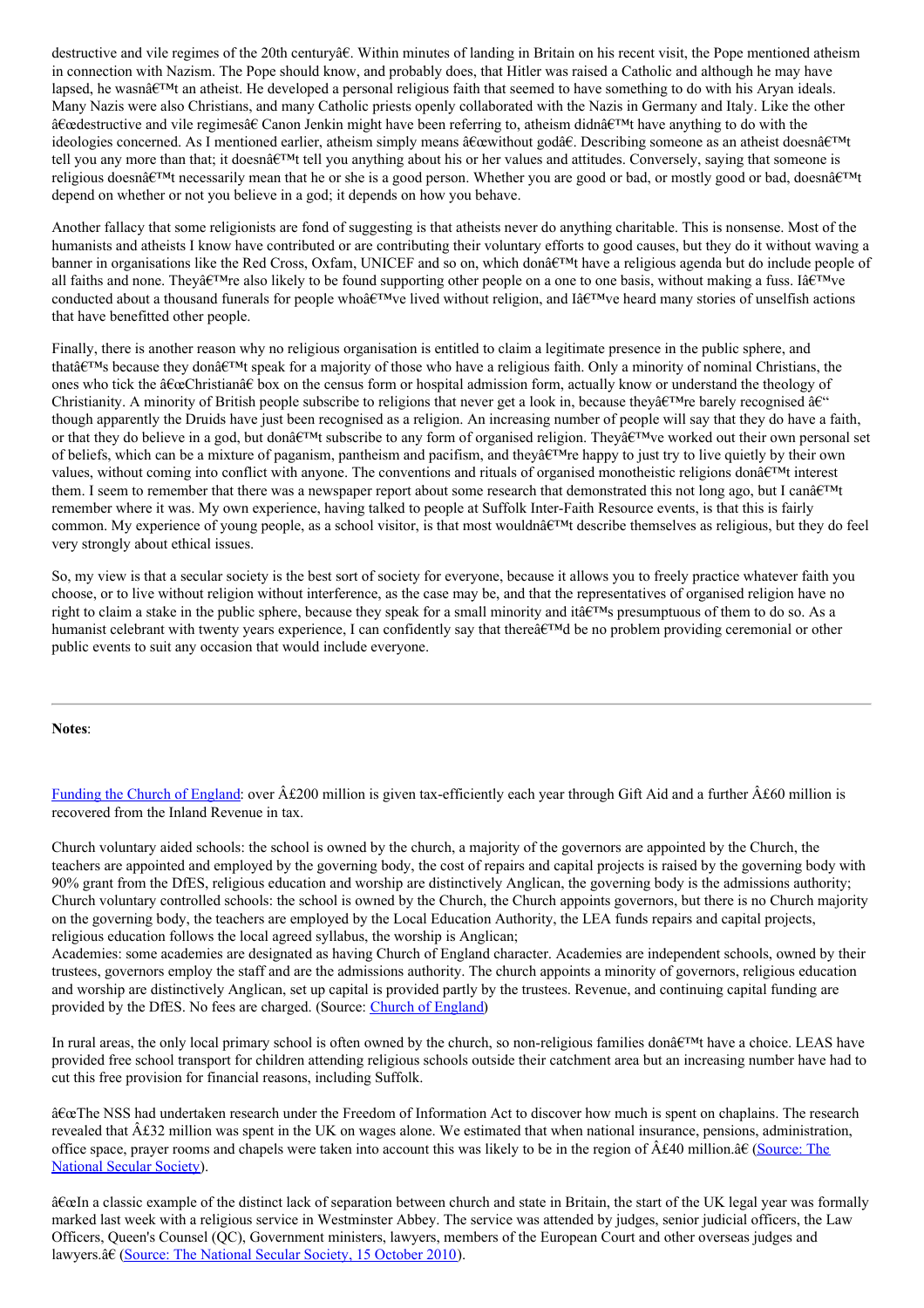destructive and vile regimes of the 20th centuryâ€. Within minutes of landing in Britain on his recent visit, the Pope mentioned atheism in connection with Nazism. The Pope should know, and probably does, that Hitler was raised a Catholic and although he may have lapsed, he wasnâ€™t an atheist. He developed a personal religious faith that seemed to have something to do with his Aryan ideals. Many Nazis were also Christians, and many Catholic priests openly collaborated with the Nazis in Germany and Italy. Like the other â€œdestructive and vile regimesâ€ Canon Jenkin might have been referring to, atheism didnâ€™t have anything to do with the ideologies concerned. As I mentioned earlier, atheism simply means â€œwithout godâ€. Describing someone as an atheist doesnâ€™t tell you any more than that; it doesnâ€™t tell you anything about his or her values and attitudes. Conversely, saying that someone is religious doesnâ€™t necessarily mean that he or she is a good person. Whether you are good or bad, or mostly good or bad, doesnâ€™t depend on whether or not you believe in a god; it depends on how you behave.

Another fallacy that some religionists are fond of suggesting is that atheists never do anything charitable. This is nonsense. Most of the humanists and atheists I know have contributed or are contributing their voluntary efforts to good causes, but they do it without waving a banner in organisations like the Red Cross, Oxfam, UNICEF and so on, which donâ€™t have a religious agenda but do include people of all faiths and none. Theyâ€™re also likely to be found supporting other people on a one to one basis, without making a fuss. Iâ€™ve conducted about a thousand funerals for people whoâ€™ve lived without religion, and Iâ€™ve heard many stories of unselfish actions that have benefitted other people.

Finally, there is another reason why no religious organisation is entitled to claim a legitimate presence in the public sphere, and thatâ€™s because they donâ€™t speak for a majority of those who have a religious faith. Only a minority of nominal Christians, the ones who tick the â€œChristianâ€ box on the census form or hospital admission form, actually know or understand the theology of Christianity. A minority of British people subscribe to religions that never get a look in, because theyâ€™re barely recognised â€“ though apparently the Druids have just been recognised as a religion. An increasing number of people will say that they do have a faith, or that they do believe in a god, but donâ€™t subscribe to any form of organised religion. Theyâ€™ve worked out their own personal set of beliefs, which can be a mixture of paganism, pantheism and pacifism, and theyâ€™re happy to just try to live quietly by their own values, without coming into conflict with anyone. The conventions and rituals of organised monotheistic religions donâ€™t interest them. I seem to remember that there was a newspaper report about some research that demonstrated this not long ago, but I canâ€™t remember where it was. My own experience, having talked to people at Suffolk Inter-Faith Resource events, is that this is fairly common. My experience of young people, as a school visitor, is that most wouldnâ€™t describe themselves as religious, but they do feel very strongly about ethical issues.

So, my view is that a secular society is the best sort of society for everyone, because it allows you to freely practice whatever faith you choose, or to live without religion without interference, as the case may be, and that the representatives of organised religion have no right to claim a stake in the public sphere, because they speak for a small minority and itâ€™s presumptuous of them to do so. As a humanist celebrant with twenty years experience, I can confidently say that thereâ€™d be no problem providing ceremonial or other public events to suit any occasion that would include everyone.

---

**Notes**:

Funding the Church of England: over Â£200 million is given tax-efficiently each year through Gift Aid and a further Â£60 million is recovered from the Inland Revenue in tax.

Church voluntary aided schools: the school is owned by the church, a majority of the governors are appointed by the Church, the teachers are appointed and employed by the governing body, the cost of repairs and capital projects is raised by the governing body with 90% grant from the DfES, religious education and worship are distinctively Anglican, the governing body is the admissions authority;
Church voluntary controlled schools: the school is owned by the Church, the Church appoints governors, but there is no Church majority on the governing body, the teachers are employed by the Local Education Authority, the LEA funds repairs and capital projects, religious education follows the local agreed syllabus, the worship is Anglican;
Academies: some academies are designated as having Church of England character. Academies are independent schools, owned by their trustees, governors employ the staff and are the admissions authority. The church appoints a minority of governors, religious education and worship are distinctively Anglican, set up capital is provided partly by the trustees. Revenue, and continuing capital funding are provided by the DfES. No fees are charged. (Source: Church of England)

In rural areas, the only local primary school is often owned by the church, so non-religious families donâ€™t have a choice. LEAS have provided free school transport for children attending religious schools outside their catchment area but an increasing number have had to cut this free provision for financial reasons, including Suffolk.

â€œThe NSS had undertaken research under the Freedom of Information Act to discover how much is spent on chaplains. The research revealed that Â£32 million was spent in the UK on wages alone. We estimated that when national insurance, pensions, administration, office space, prayer rooms and chapels were taken into account this was likely to be in the region of Â£40 million.â€ (Source: The National Secular Society).

â€œIn a classic example of the distinct lack of separation between church and state in Britain, the start of the UK legal year was formally marked last week with a religious service in Westminster Abbey. The service was attended by judges, senior judicial officers, the Law Officers, Queen's Counsel (QC), Government ministers, lawyers, members of the European Court and other overseas judges and lawyers.â€ (Source: The National Secular Society, 15 October 2010).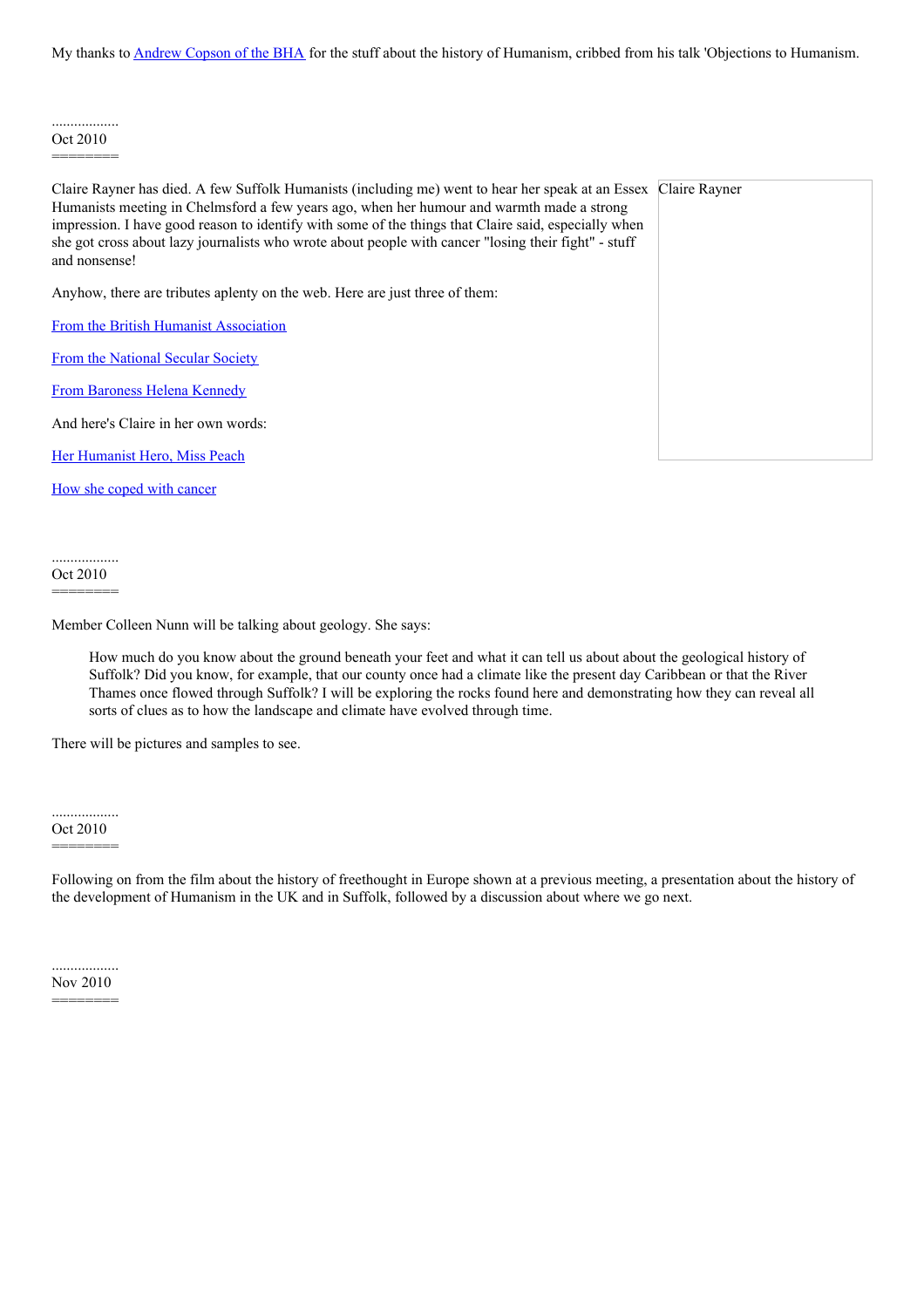My thanks to [Andrew Copson of the BHA](#) for the stuff about the history of Humanism, cribbed from his talk 'Objections to Humanism.

..................
Oct 2010
========

Claire Rayner has died. A few Suffolk Humanists (including me) went to hear her speak at an Essex Humanists meeting in Chelmsford a few years ago, when her humour and warmth made a strong impression. I have good reason to identify with some of the things that Claire said, especially when she got cross about lazy journalists who wrote about people with cancer "losing their fight" - stuff and nonsense!

Claire Rayner

Anyhow, there are tributes aplenty on the web. Here are just three of them:

[From the British Humanist Association](#)

[From the National Secular Society](#)

[From Baroness Helena Kennedy](#)

And here's Claire in her own words:

[Her Humanist Hero, Miss Peach](#)

[How she coped with cancer](#)

..................
Oct 2010
========

Member Colleen Nunn will be talking about geology. She says:

> How much do you know about the ground beneath your feet and what it can tell us about about the geological history of Suffolk? Did you know, for example, that our county once had a climate like the present day Caribbean or that the River Thames once flowed through Suffolk? I will be exploring the rocks found here and demonstrating how they can reveal all sorts of clues as to how the landscape and climate have evolved through time.

There will be pictures and samples to see.

..................
Oct 2010
========

Following on from the film about the history of freethought in Europe shown at a previous meeting, a presentation about the history of the development of Humanism in the UK and in Suffolk, followed by a discussion about where we go next.

..................
Nov 2010
========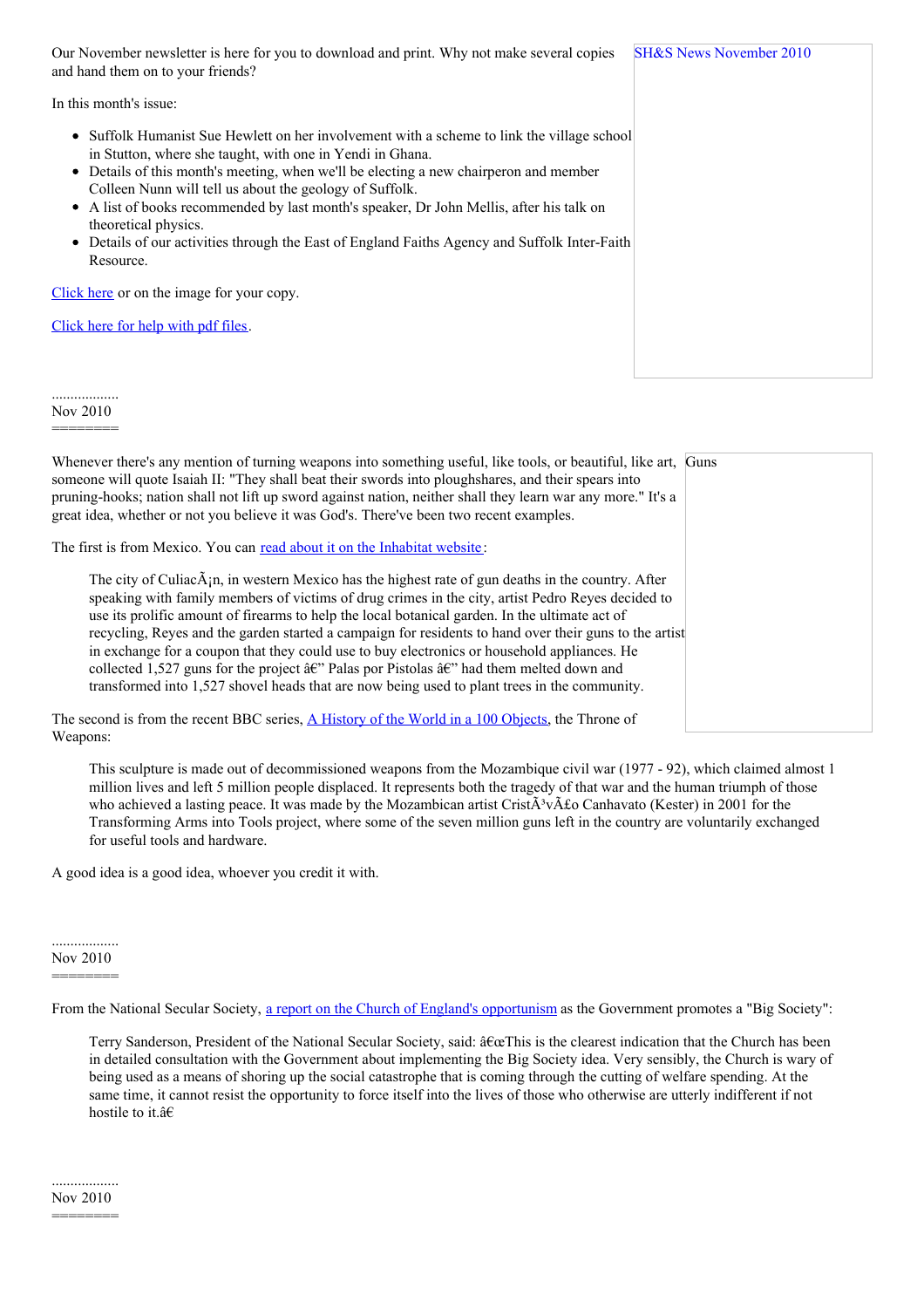Our November newsletter is here for you to download and print. Why not make several copies and hand them on to your friends?

SH&S News November 2010

In this month's issue:

- Suffolk Humanist Sue Hewlett on her involvement with a scheme to link the village school in Stutton, where she taught, with one in Yendi in Ghana.
- Details of this month's meeting, when we'll be electing a new chairperon and member Colleen Nunn will tell us about the geology of Suffolk.
- A list of books recommended by last month's speaker, Dr John Mellis, after his talk on theoretical physics.
- Details of our activities through the East of England Faiths Agency and Suffolk Inter-Faith Resource.

Click here or on the image for your copy.

Click here for help with pdf files.

..................
Nov 2010
========

Whenever there's any mention of turning weapons into something useful, like tools, or beautiful, like art, someone will quote Isaiah II: "They shall beat their swords into ploughshares, and their spears into pruning-hooks; nation shall not lift up sword against nation, neither shall they learn war any more." It's a great idea, whether or not you believe it was God's. There've been two recent examples.

Guns

The first is from Mexico. You can read about it on the Inhabitat website:

> The city of CuliacÃ¡n, in western Mexico has the highest rate of gun deaths in the country. After speaking with family members of victims of drug crimes in the city, artist Pedro Reyes decided to use its prolific amount of firearms to help the local botanical garden. In the ultimate act of recycling, Reyes and the garden started a campaign for residents to hand over their guns to the artist in exchange for a coupon that they could use to buy electronics or household appliances. He collected 1,527 guns for the project â€" Palas por Pistolas â€" had them melted down and transformed into 1,527 shovel heads that are now being used to plant trees in the community.

The second is from the recent BBC series, A History of the World in a 100 Objects, the Throne of Weapons:

> This sculpture is made out of decommissioned weapons from the Mozambique civil war (1977 - 92), which claimed almost 1 million lives and left 5 million people displaced. It represents both the tragedy of that war and the human triumph of those who achieved a lasting peace. It was made by the Mozambican artist CristÃ³vÃ£o Canhavato (Kester) in 2001 for the Transforming Arms into Tools project, where some of the seven million guns left in the country are voluntarily exchanged for useful tools and hardware.

A good idea is a good idea, whoever you credit it with.

..................
Nov 2010
========

From the National Secular Society, a report on the Church of England's opportunism as the Government promotes a "Big Society":

> Terry Sanderson, President of the National Secular Society, said: â€œThis is the clearest indication that the Church has been in detailed consultation with the Government about implementing the Big Society idea. Very sensibly, the Church is wary of being used as a means of shoring up the social catastrophe that is coming through the cutting of welfare spending. At the same time, it cannot resist the opportunity to force itself into the lives of those who otherwise are utterly indifferent if not hostile to it.â€

..................
Nov 2010
========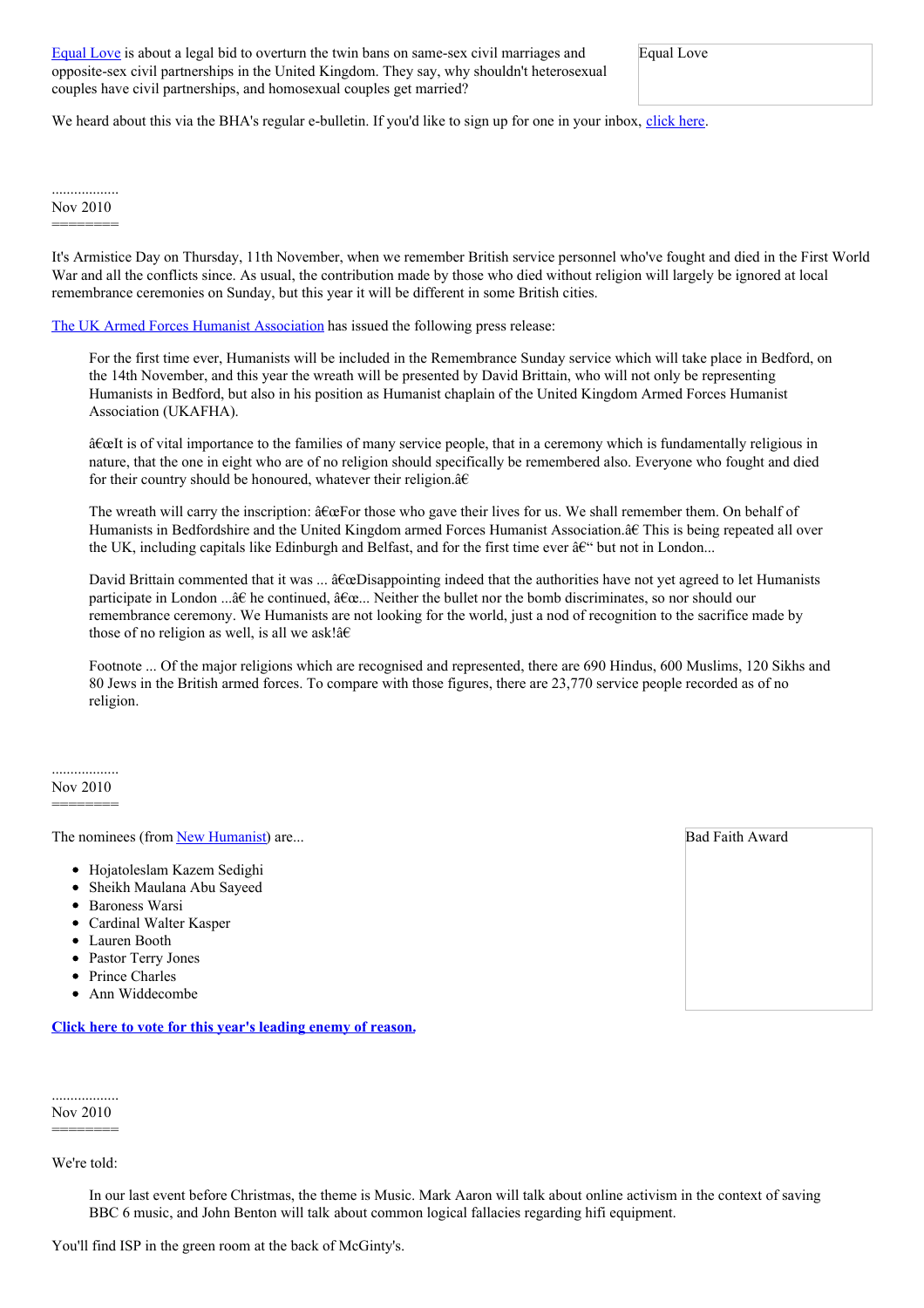Equal Love is about a legal bid to overturn the twin bans on same-sex civil marriages and opposite-sex civil partnerships in the United Kingdom. They say, why shouldn't heterosexual couples have civil partnerships, and homosexual couples get married?

Equal Love

We heard about this via the BHA's regular e-bulletin. If you'd like to sign up for one in your inbox, click here.

..................
Nov 2010
========

It's Armistice Day on Thursday, 11th November, when we remember British service personnel who've fought and died in the First World War and all the conflicts since. As usual, the contribution made by those who died without religion will largely be ignored at local remembrance ceremonies on Sunday, but this year it will be different in some British cities.

The UK Armed Forces Humanist Association has issued the following press release:

> For the first time ever, Humanists will be included in the Remembrance Sunday service which will take place in Bedford, on the 14th November, and this year the wreath will be presented by David Brittain, who will not only be representing Humanists in Bedford, but also in his position as Humanist chaplain of the United Kingdom Armed Forces Humanist Association (UKAFHA).
>
> â€œIt is of vital importance to the families of many service people, that in a ceremony which is fundamentally religious in nature, that the one in eight who are of no religion should specifically be remembered also. Everyone who fought and died for their country should be honoured, whatever their religion.â€
>
> The wreath will carry the inscription: â€œFor those who gave their lives for us. We shall remember them. On behalf of Humanists in Bedfordshire and the United Kingdom armed Forces Humanist Association.â€ This is being repeated all over the UK, including capitals like Edinburgh and Belfast, and for the first time ever â€“ but not in London...
>
> David Brittain commented that it was ... â€œDisappointing indeed that the authorities have not yet agreed to let Humanists participate in London ...â€ he continued, â€œ... Neither the bullet nor the bomb discriminates, so nor should our remembrance ceremony. We Humanists are not looking for the world, just a nod of recognition to the sacrifice made by those of no religion as well, is all we ask!â€
>
> Footnote ... Of the major religions which are recognised and represented, there are 690 Hindus, 600 Muslims, 120 Sikhs and 80 Jews in the British armed forces. To compare with those figures, there are 23,770 service people recorded as of no religion.

..................
Nov 2010
========

The nominees (from New Humanist) are...

Bad Faith Award

- Hojatoleslam Kazem Sedighi
- Sheikh Maulana Abu Sayeed
- Baroness Warsi
- Cardinal Walter Kasper
- Lauren Booth
- Pastor Terry Jones
- Prince Charles
- Ann Widdecombe

**Click here to vote for this year's leading enemy of reason.**

..................
Nov 2010
========

We're told:

> In our last event before Christmas, the theme is Music. Mark Aaron will talk about online activism in the context of saving BBC 6 music, and John Benton will talk about common logical fallacies regarding hifi equipment.

You'll find ISP in the green room at the back of McGinty's.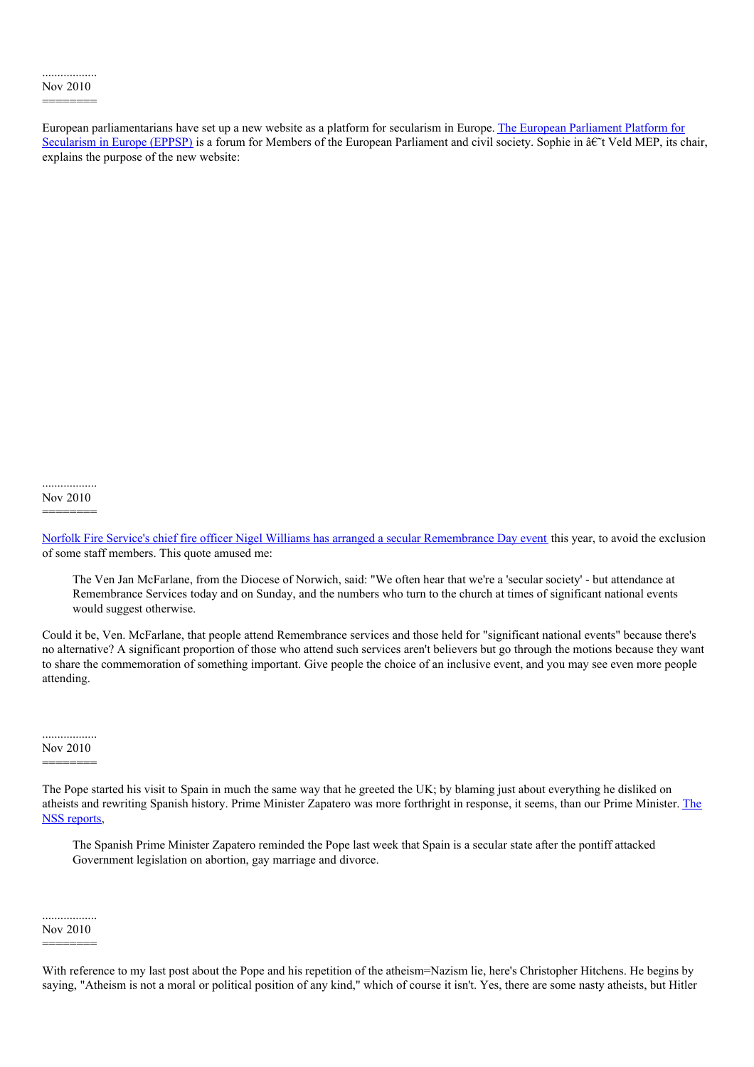..................
Nov 2010
========

European parliamentarians have set up a new website as a platform for secularism in Europe. The European Parliament Platform for Secularism in Europe (EPPSP) is a forum for Members of the European Parliament and civil society. Sophie in â€˜t Veld MEP, its chair, explains the purpose of the new website:

..................
Nov 2010
========

Norfolk Fire Service's chief fire officer Nigel Williams has arranged a secular Remembrance Day event this year, to avoid the exclusion of some staff members. This quote amused me:

> The Ven Jan McFarlane, from the Diocese of Norwich, said: "We often hear that we're a 'secular society' - but attendance at Remembrance Services today and on Sunday, and the numbers who turn to the church at times of significant national events would suggest otherwise.

Could it be, Ven. McFarlane, that people attend Remembrance services and those held for "significant national events" because there's no alternative? A significant proportion of those who attend such services aren't believers but go through the motions because they want to share the commemoration of something important. Give people the choice of an inclusive event, and you may see even more people attending.

..................
Nov 2010
========

The Pope started his visit to Spain in much the same way that he greeted the UK; by blaming just about everything he disliked on atheists and rewriting Spanish history. Prime Minister Zapatero was more forthright in response, it seems, than our Prime Minister. The NSS reports,

> The Spanish Prime Minister Zapatero reminded the Pope last week that Spain is a secular state after the pontiff attacked Government legislation on abortion, gay marriage and divorce.

..................
Nov 2010
========

With reference to my last post about the Pope and his repetition of the atheism=Nazism lie, here's Christopher Hitchens. He begins by saying, "Atheism is not a moral or political position of any kind," which of course it isn't. Yes, there are some nasty atheists, but Hitler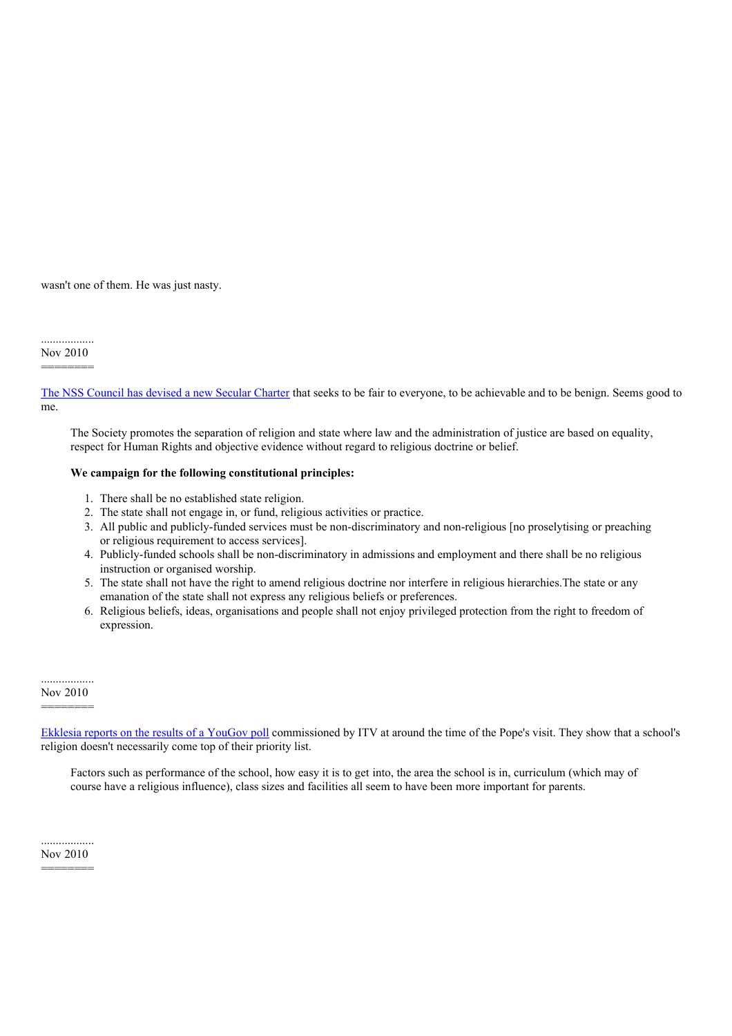wasn't one of them. He was just nasty.

..................
Nov 2010
========

The NSS Council has devised a new Secular Charter that seeks to be fair to everyone, to be achievable and to be benign. Seems good to me.

> The Society promotes the separation of religion and state where law and the administration of justice are based on equality, respect for Human Rights and objective evidence without regard to religious doctrine or belief.
>
> **We campaign for the following constitutional principles:**
>
> 1. There shall be no established state religion.
> 2. The state shall not engage in, or fund, religious activities or practice.
> 3. All public and publicly-funded services must be non-discriminatory and non-religious [no proselytising or preaching or religious requirement to access services].
> 4. Publicly-funded schools shall be non-discriminatory in admissions and employment and there shall be no religious instruction or organised worship.
> 5. The state shall not have the right to amend religious doctrine nor interfere in religious hierarchies.The state or any emanation of the state shall not express any religious beliefs or preferences.
> 6. Religious beliefs, ideas, organisations and people shall not enjoy privileged protection from the right to freedom of expression.

..................
Nov 2010
========

Ekklesia reports on the results of a YouGov poll commissioned by ITV at around the time of the Pope's visit. They show that a school's religion doesn't necessarily come top of their priority list.

> Factors such as performance of the school, how easy it is to get into, the area the school is in, curriculum (which may of course have a religious influence), class sizes and facilities all seem to have been more important for parents.

..................
Nov 2010
========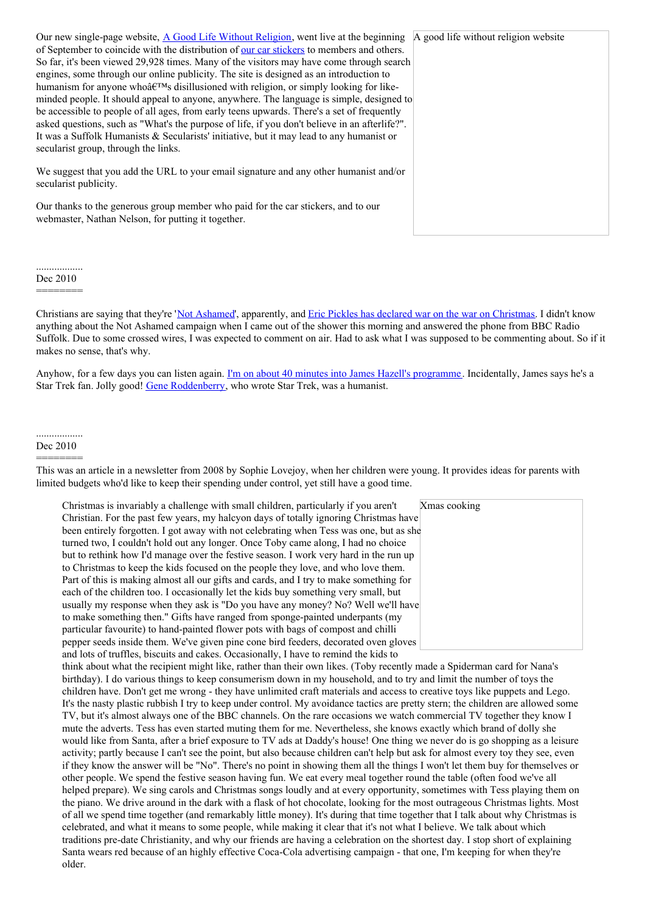Our new single-page website, A Good Life Without Religion, went live at the beginning of September to coincide with the distribution of our car stickers to members and others. So far, it's been viewed 29,928 times. Many of the visitors may have come through search engines, some through our online publicity. The site is designed as an introduction to humanism for anyone whoâ€™s disillusioned with religion, or simply looking for like-minded people. It should appeal to anyone, anywhere. The language is simple, designed to be accessible to people of all ages, from early teens upwards. There's a set of frequently asked questions, such as "What's the purpose of life, if you don't believe in an afterlife?". It was a Suffolk Humanists & Secularists' initiative, but it may lead to any humanist or secularist group, through the links.

A good life without religion website

We suggest that you add the URL to your email signature and any other humanist and/or secularist publicity.

Our thanks to the generous group member who paid for the car stickers, and to our webmaster, Nathan Nelson, for putting it together.

..................
Dec 2010
========

Christians are saying that they're 'Not Ashamed', apparently, and Eric Pickles has declared war on the war on Christmas. I didn't know anything about the Not Ashamed campaign when I came out of the shower this morning and answered the phone from BBC Radio Suffolk. Due to some crossed wires, I was expected to comment on air. Had to ask what I was supposed to be commenting about. So if it makes no sense, that's why.

Anyhow, for a few days you can listen again. I'm on about 40 minutes into James Hazell's programme. Incidentally, James says he's a Star Trek fan. Jolly good! Gene Roddenberry, who wrote Star Trek, was a humanist.

..................
Dec 2010
========

This was an article in a newsletter from 2008 by Sophie Lovejoy, when her children were young. It provides ideas for parents with limited budgets who'd like to keep their spending under control, yet still have a good time.

Xmas cooking

> Christmas is invariably a challenge with small children, particularly if you aren't Christian. For the past few years, my halcyon days of totally ignoring Christmas have been entirely forgotten. I got away with not celebrating when Tess was one, but as she turned two, I couldn't hold out any longer. Once Toby came along, I had no choice but to rethink how I'd manage over the festive season. I work very hard in the run up to Christmas to keep the kids focused on the people they love, and who love them. Part of this is making almost all our gifts and cards, and I try to make something for each of the children too. I occasionally let the kids buy something very small, but usually my response when they ask is "Do you have any money? No? Well we'll have to make something then." Gifts have ranged from sponge-painted underpants (my particular favourite) to hand-painted flower pots with bags of compost and chilli pepper seeds inside them. We've given pine cone bird feeders, decorated oven gloves and lots of truffles, biscuits and cakes. Occasionally, I have to remind the kids to think about what the recipient might like, rather than their own likes. (Toby recently made a Spiderman card for Nana's birthday). I do various things to keep consumerism down in my household, and to try and limit the number of toys the children have. Don't get me wrong - they have unlimited craft materials and access to creative toys like puppets and Lego. It's the nasty plastic rubbish I try to keep under control. My avoidance tactics are pretty stern; the children are allowed some TV, but it's almost always one of the BBC channels. On the rare occasions we watch commercial TV together they know I mute the adverts. Tess has even started muting them for me. Nevertheless, she knows exactly which brand of dolly she would like from Santa, after a brief exposure to TV ads at Daddy's house! One thing we never do is go shopping as a leisure activity; partly because I can't see the point, but also because children can't help but ask for almost every toy they see, even if they know the answer will be "No". There's no point in showing them all the things I won't let them buy for themselves or other people. We spend the festive season having fun. We eat every meal together round the table (often food we've all helped prepare). We sing carols and Christmas songs loudly and at every opportunity, sometimes with Tess playing them on the piano. We drive around in the dark with a flask of hot chocolate, looking for the most outrageous Christmas lights. Most of all we spend time together (and remarkably little money). It's during that time together that I talk about why Christmas is celebrated, and what it means to some people, while making it clear that it's not what I believe. We talk about which traditions pre-date Christianity, and why our friends are having a celebration on the shortest day. I stop short of explaining Santa wears red because of an highly effective Coca-Cola advertising campaign - that one, I'm keeping for when they're older.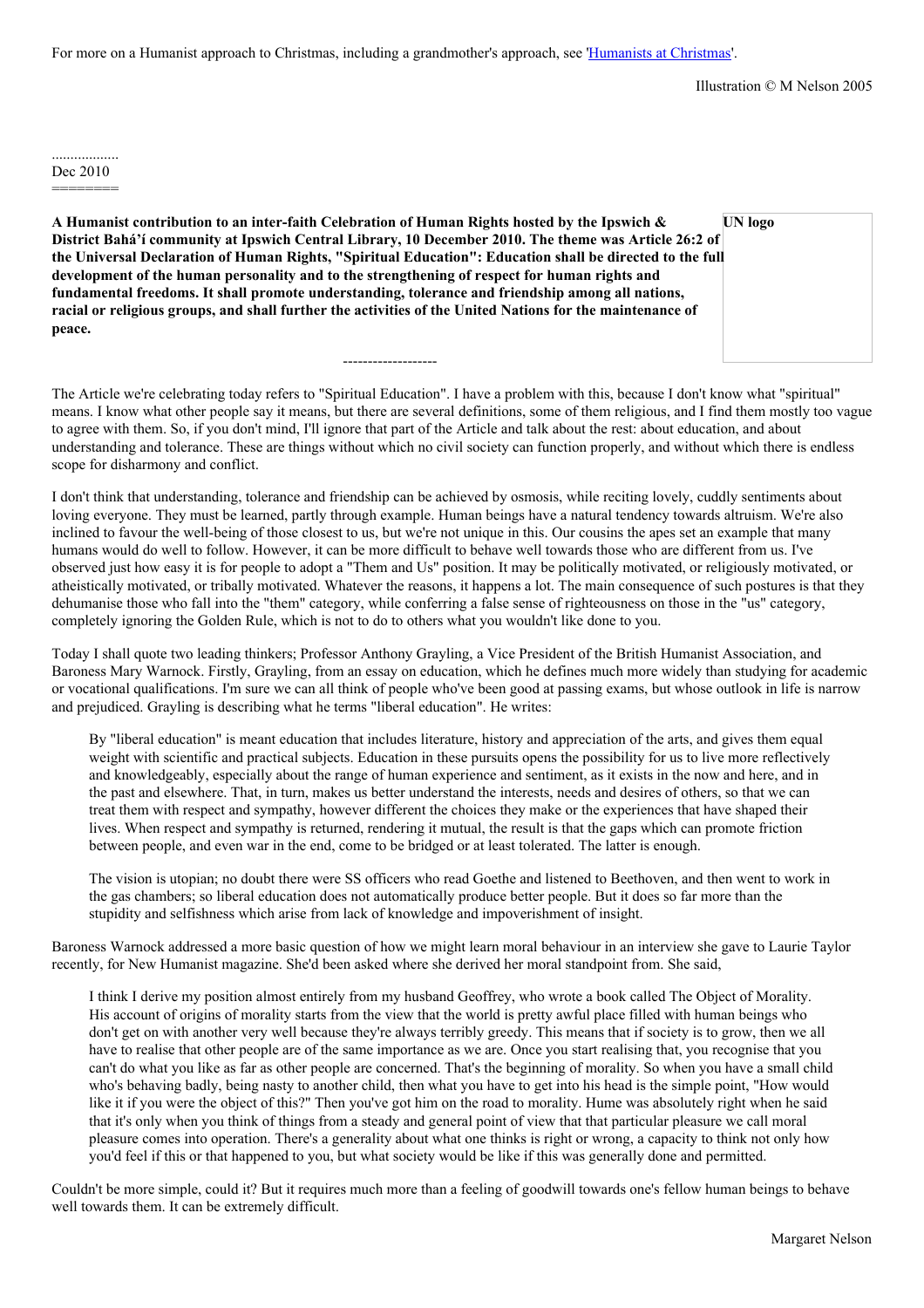For more on a Humanist approach to Christmas, including a grandmother's approach, see 'Humanists at Christmas'.

Illustration © M Nelson 2005

..................
Dec 2010
========

**A Humanist contribution to an inter-faith Celebration of Human Rights hosted by the Ipswich & District Bahá'í community at Ipswich Central Library, 10 December 2010. The theme was Article 26:2 of the Universal Declaration of Human Rights, "Spiritual Education": Education shall be directed to the full development of the human personality and to the strengthening of respect for human rights and fundamental freedoms. It shall promote understanding, tolerance and friendship among all nations, racial or religious groups, and shall further the activities of the United Nations for the maintenance of peace.**

**UN logo**

-------------------

The Article we're celebrating today refers to "Spiritual Education". I have a problem with this, because I don't know what "spiritual" means. I know what other people say it means, but there are several definitions, some of them religious, and I find them mostly too vague to agree with them. So, if you don't mind, I'll ignore that part of the Article and talk about the rest: about education, and about understanding and tolerance. These are things without which no civil society can function properly, and without which there is endless scope for disharmony and conflict.

I don't think that understanding, tolerance and friendship can be achieved by osmosis, while reciting lovely, cuddly sentiments about loving everyone. They must be learned, partly through example. Human beings have a natural tendency towards altruism. We're also inclined to favour the well-being of those closest to us, but we're not unique in this. Our cousins the apes set an example that many humans would do well to follow. However, it can be more difficult to behave well towards those who are different from us. I've observed just how easy it is for people to adopt a "Them and Us" position. It may be politically motivated, or religiously motivated, or atheistically motivated, or tribally motivated. Whatever the reasons, it happens a lot. The main consequence of such postures is that they dehumanise those who fall into the "them" category, while conferring a false sense of righteousness on those in the "us" category, completely ignoring the Golden Rule, which is not to do to others what you wouldn't like done to you.

Today I shall quote two leading thinkers; Professor Anthony Grayling, a Vice President of the British Humanist Association, and Baroness Mary Warnock. Firstly, Grayling, from an essay on education, which he defines much more widely than studying for academic or vocational qualifications. I'm sure we can all think of people who've been good at passing exams, but whose outlook in life is narrow and prejudiced. Grayling is describing what he terms "liberal education". He writes:

> By "liberal education" is meant education that includes literature, history and appreciation of the arts, and gives them equal weight with scientific and practical subjects. Education in these pursuits opens the possibility for us to live more reflectively and knowledgeably, especially about the range of human experience and sentiment, as it exists in the now and here, and in the past and elsewhere. That, in turn, makes us better understand the interests, needs and desires of others, so that we can treat them with respect and sympathy, however different the choices they make or the experiences that have shaped their lives. When respect and sympathy is returned, rendering it mutual, the result is that the gaps which can promote friction between people, and even war in the end, come to be bridged or at least tolerated. The latter is enough.
>
> The vision is utopian; no doubt there were SS officers who read Goethe and listened to Beethoven, and then went to work in the gas chambers; so liberal education does not automatically produce better people. But it does so far more than the stupidity and selfishness which arise from lack of knowledge and impoverishment of insight.

Baroness Warnock addressed a more basic question of how we might learn moral behaviour in an interview she gave to Laurie Taylor recently, for New Humanist magazine. She'd been asked where she derived her moral standpoint from. She said,

> I think I derive my position almost entirely from my husband Geoffrey, who wrote a book called The Object of Morality. His account of origins of morality starts from the view that the world is pretty awful place filled with human beings who don't get on with another very well because they're always terribly greedy. This means that if society is to grow, then we all have to realise that other people are of the same importance as we are. Once you start realising that, you recognise that you can't do what you like as far as other people are concerned. That's the beginning of morality. So when you have a small child who's behaving badly, being nasty to another child, then what you have to get into his head is the simple point, "How would like it if you were the object of this?" Then you've got him on the road to morality. Hume was absolutely right when he said that it's only when you think of things from a steady and general point of view that that particular pleasure we call moral pleasure comes into operation. There's a generality about what one thinks is right or wrong, a capacity to think not only how you'd feel if this or that happened to you, but what society would be like if this was generally done and permitted.

Couldn't be more simple, could it? But it requires much more than a feeling of goodwill towards one's fellow human beings to behave well towards them. It can be extremely difficult.

Margaret Nelson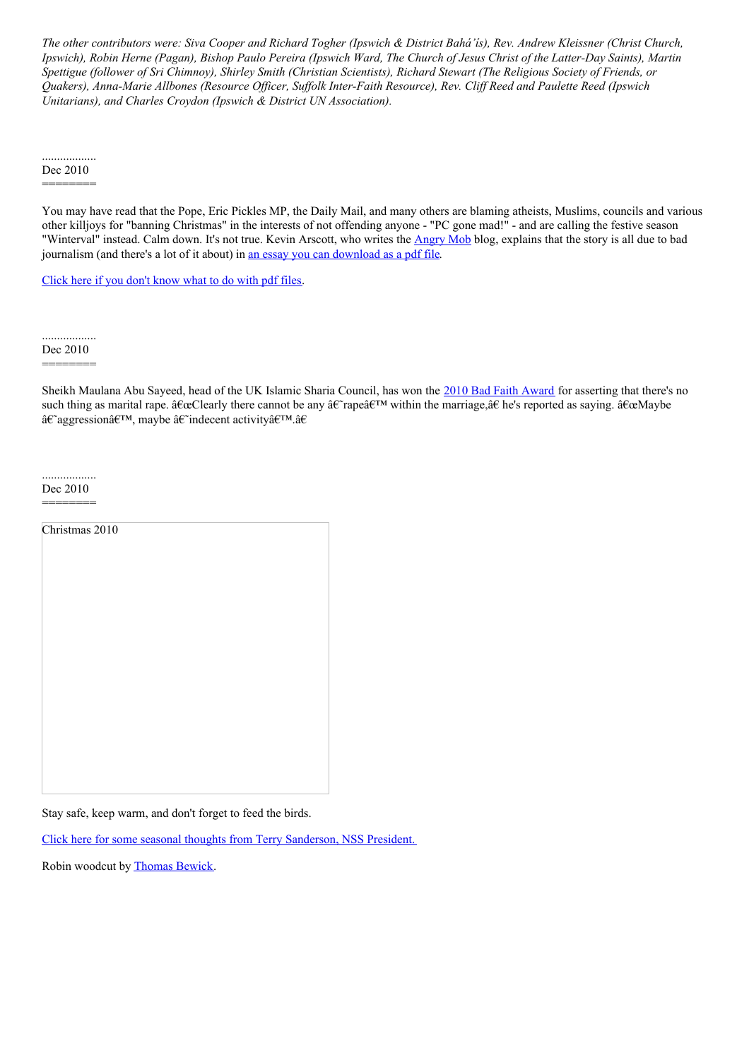*The other contributors were: Siva Cooper and Richard Togher (Ipswich & District Bahá'ís), Rev. Andrew Kleissner (Christ Church, Ipswich), Robin Herne (Pagan), Bishop Paulo Pereira (Ipswich Ward, The Church of Jesus Christ of the Latter-Day Saints), Martin Spettigue (follower of Sri Chimnoy), Shirley Smith (Christian Scientists), Richard Stewart (The Religious Society of Friends, or Quakers), Anna-Marie Allbones (Resource Officer, Suffolk Inter-Faith Resource), Rev. Cliff Reed and Paulette Reed (Ipswich Unitarians), and Charles Croydon (Ipswich & District UN Association).*

..................
Dec 2010
========

You may have read that the Pope, Eric Pickles MP, the Daily Mail, and many others are blaming atheists, Muslims, councils and various other killjoys for "banning Christmas" in the interests of not offending anyone - "PC gone mad!" - and are calling the festive season "Winterval" instead. Calm down. It's not true. Kevin Arscott, who writes the Angry Mob blog, explains that the story is all due to bad journalism (and there's a lot of it about) in an essay you can download as a pdf file.

Click here if you don't know what to do with pdf files.

..................
Dec 2010
========

Sheikh Maulana Abu Sayeed, head of the UK Islamic Sharia Council, has won the 2010 Bad Faith Award for asserting that there's no such thing as marital rape. â€œClearly there cannot be any â€˜rapeâ€™ within the marriage,â€ he's reported as saying. â€œMaybe â€˜aggressionâ€™, maybe â€˜indecent activityâ€™.â€

..................
Dec 2010
========

Christmas 2010

Stay safe, keep warm, and don't forget to feed the birds.

Click here for some seasonal thoughts from Terry Sanderson, NSS President.

Robin woodcut by Thomas Bewick.